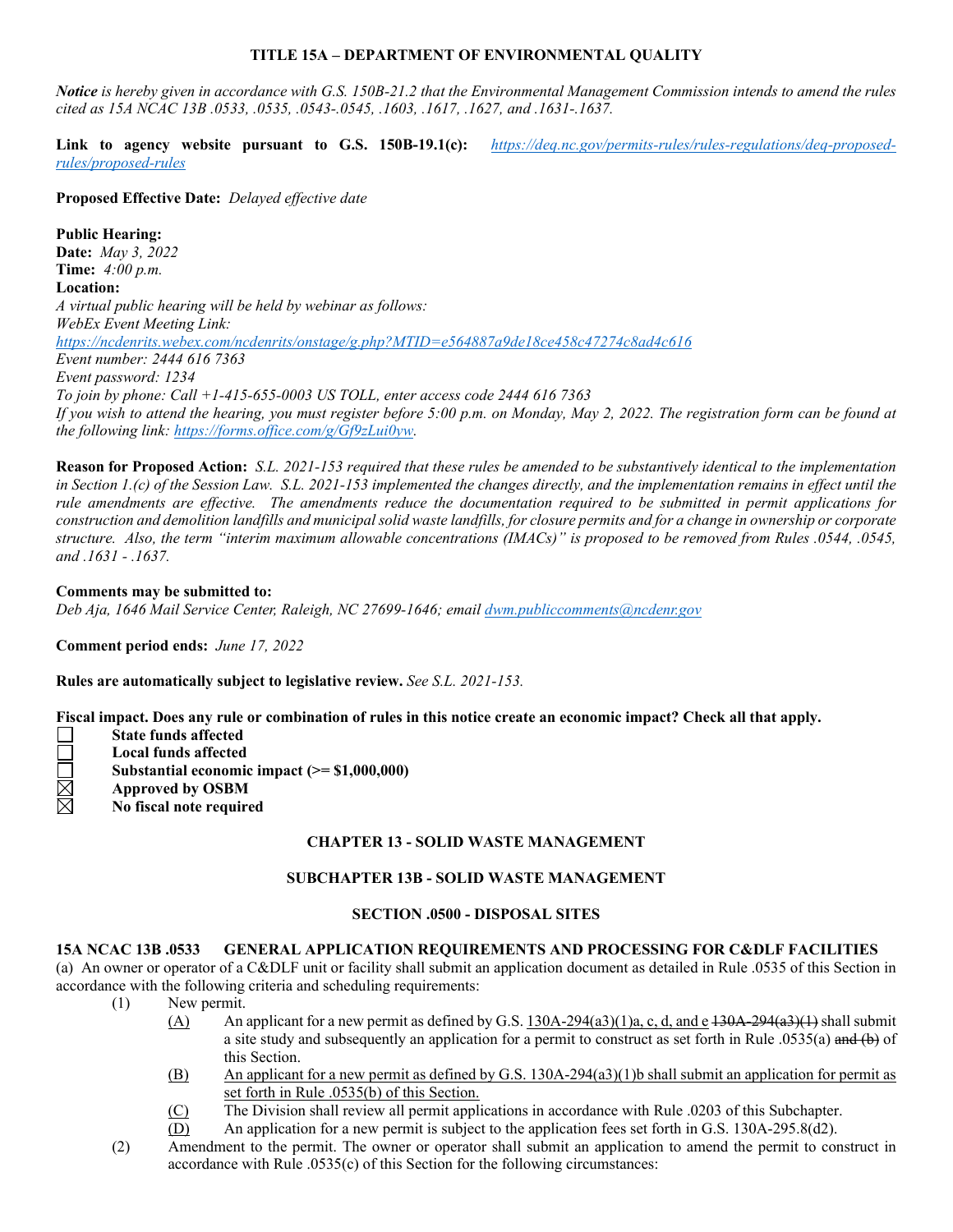# TITLE 15A – DEPARTMENT OF ENVIRONMENTAL QUALITY

***Notice*** *is hereby given in accordance with G.S. 150B-21.2 that the Environmental Management Commission intends to amend the rules cited as 15A NCAC 13B .0533, .0535, .0543-.0545, .1603, .1617, .1627, and .1631-.1637.*

**Link to agency website pursuant to G.S. 150B-19.1(c):** *https://deq.nc.gov/permits-rules/rules-regulations/deq-proposed-rules/proposed-rules*

**Proposed Effective Date:** *Delayed effective date*

**Public Hearing:**
**Date:** *May 3, 2022*
**Time:** *4:00 p.m.*
**Location:**
*A virtual public hearing will be held by webinar as follows:*
*WebEx Event Meeting Link:*
*https://ncdenrits.webex.com/ncdenrits/onstage/g.php?MTID=e564887a9de18ce458c47274c8ad4c616*
*Event number: 2444 616 7363*
*Event password: 1234*
*To join by phone: Call +1-415-655-0003 US TOLL, enter access code 2444 616 7363*
*If you wish to attend the hearing, you must register before 5:00 p.m. on Monday, May 2, 2022. The registration form can be found at the following link: https://forms.office.com/g/Gf9zLui0yw.*

**Reason for Proposed Action:** *S.L. 2021-153 required that these rules be amended to be substantively identical to the implementation in Section 1.(c) of the Session Law. S.L. 2021-153 implemented the changes directly, and the implementation remains in effect until the rule amendments are effective. The amendments reduce the documentation required to be submitted in permit applications for construction and demolition landfills and municipal solid waste landfills, for closure permits and for a change in ownership or corporate structure. Also, the term "interim maximum allowable concentrations (IMACs)" is proposed to be removed from Rules .0544, .0545, and .1631 - .1637.*

**Comments may be submitted to:**
*Deb Aja, 1646 Mail Service Center, Raleigh, NC 27699-1646; email dwm.publiccomments@ncdenr.gov*

**Comment period ends:** *June 17, 2022*

**Rules are automatically subject to legislative review.** *See S.L. 2021-153.*

**Fiscal impact. Does any rule or combination of rules in this notice create an economic impact? Check all that apply.**

- ☐ **State funds affected**
- ☐ **Local funds affected**
- ☐ **Substantial economic impact (>= $1,000,000)**
- ☒ **Approved by OSBM**
- ☒ **No fiscal note required**

## CHAPTER 13 - SOLID WASTE MANAGEMENT

## SUBCHAPTER 13B - SOLID WASTE MANAGEMENT

## SECTION .0500 - DISPOSAL SITES

### 15A NCAC 13B .0533 GENERAL APPLICATION REQUIREMENTS AND PROCESSING FOR C&DLF FACILITIES

(a) An owner or operator of a C&DLF unit or facility shall submit an application document as detailed in Rule .0535 of this Section in accordance with the following criteria and scheduling requirements:

(1) New permit.

(A) An applicant for a new permit as defined by G.S. 130A-294(a3)(1)a, c, d, and e ~~130A-294(a3)(1)~~ shall submit a site study and subsequently an application for a permit to construct as set forth in Rule .0535(a) ~~and (b)~~ of this Section.

(B) An applicant for a new permit as defined by G.S. 130A-294(a3)(1)b shall submit an application for permit as set forth in Rule .0535(b) of this Section.

(C) The Division shall review all permit applications in accordance with Rule .0203 of this Subchapter.

(D) An application for a new permit is subject to the application fees set forth in G.S. 130A-295.8(d2).

(2) Amendment to the permit. The owner or operator shall submit an application to amend the permit to construct in accordance with Rule .0535(c) of this Section for the following circumstances: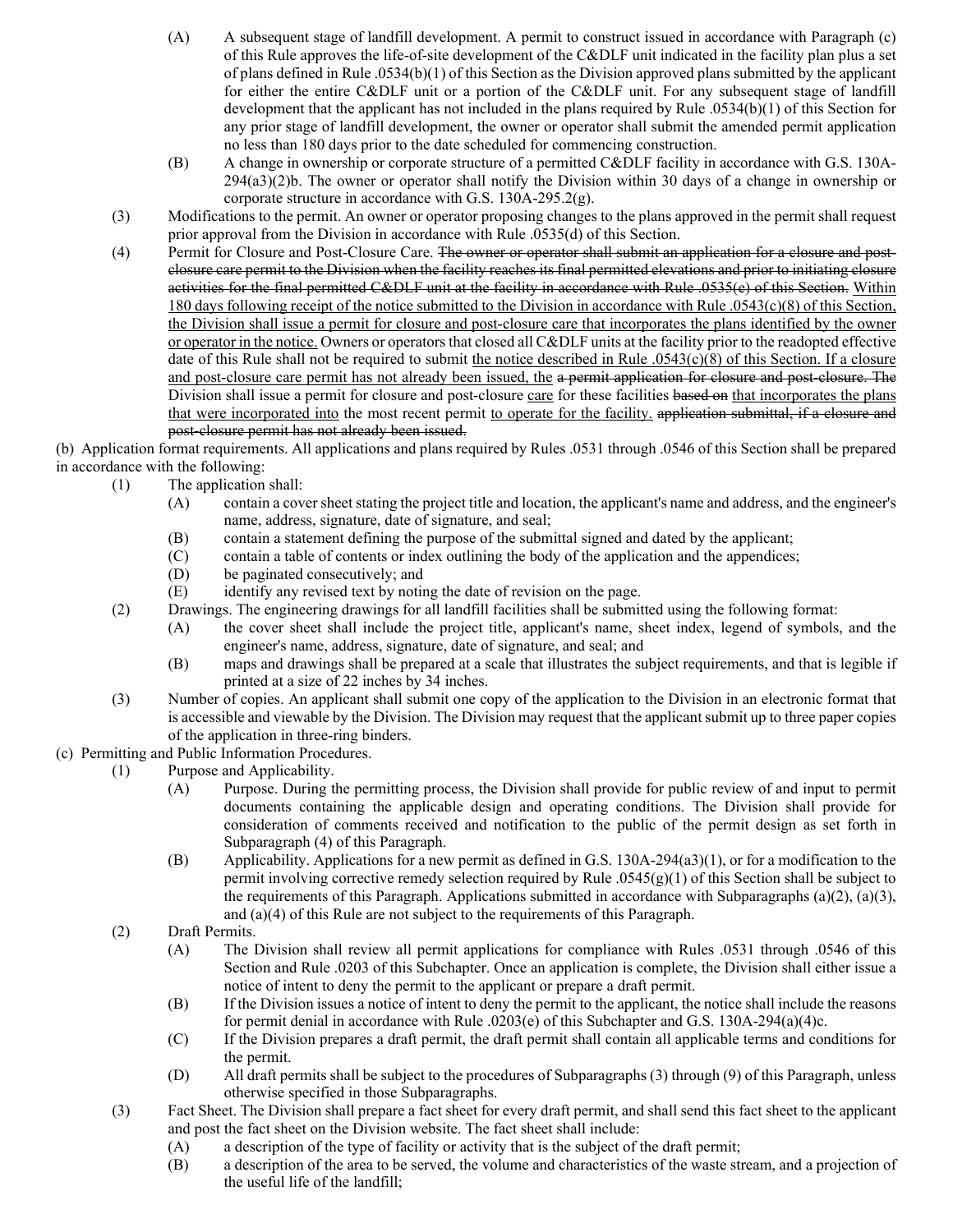(A) A subsequent stage of landfill development. A permit to construct issued in accordance with Paragraph (c) of this Rule approves the life-of-site development of the C&DLF unit indicated in the facility plan plus a set of plans defined in Rule .0534(b)(1) of this Section as the Division approved plans submitted by the applicant for either the entire C&DLF unit or a portion of the C&DLF unit. For any subsequent stage of landfill development that the applicant has not included in the plans required by Rule .0534(b)(1) of this Section for any prior stage of landfill development, the owner or operator shall submit the amended permit application no less than 180 days prior to the date scheduled for commencing construction.

(B) A change in ownership or corporate structure of a permitted C&DLF facility in accordance with G.S. 130A-294(a3)(2)b. The owner or operator shall notify the Division within 30 days of a change in ownership or corporate structure in accordance with G.S. 130A-295.2(g).

(3) Modifications to the permit. An owner or operator proposing changes to the plans approved in the permit shall request prior approval from the Division in accordance with Rule .0535(d) of this Section.

(4) Permit for Closure and Post-Closure Care. ~~The owner or operator shall submit an application for a closure and post-closure care permit to the Division when the facility reaches its final permitted elevations and prior to initiating closure activities for the final permitted C&DLF unit at the facility in accordance with Rule .0535(e) of this Section.~~ <u>Within 180 days following receipt of the notice submitted to the Division in accordance with Rule .0543(c)(8) of this Section, the Division shall issue a permit for closure and post-closure care that incorporates the plans identified by the owner or operator in the notice.</u> Owners or operators that closed all C&DLF units at the facility prior to the readopted effective date of this Rule shall not be required to submit <u>the notice described in Rule .0543(c)(8) of this Section. If a closure and post-closure care permit has not already been issued, the</u> ~~a permit application for closure and post-closure. The~~ Division shall issue a permit for closure and post-closure <u>care</u> for these facilities ~~based on~~ <u>that incorporates the plans that were incorporated into</u> the most recent permit <u>to operate for the facility.</u> ~~application submittal, if a closure and post-closure permit has not already been issued.~~

(b) Application format requirements. All applications and plans required by Rules .0531 through .0546 of this Section shall be prepared in accordance with the following:

(1) The application shall:

(A) contain a cover sheet stating the project title and location, the applicant's name and address, and the engineer's name, address, signature, date of signature, and seal;

(B) contain a statement defining the purpose of the submittal signed and dated by the applicant;

(C) contain a table of contents or index outlining the body of the application and the appendices;

(D) be paginated consecutively; and

(E) identify any revised text by noting the date of revision on the page.

(2) Drawings. The engineering drawings for all landfill facilities shall be submitted using the following format:

(A) the cover sheet shall include the project title, applicant's name, sheet index, legend of symbols, and the engineer's name, address, signature, date of signature, and seal; and

(B) maps and drawings shall be prepared at a scale that illustrates the subject requirements, and that is legible if printed at a size of 22 inches by 34 inches.

(3) Number of copies. An applicant shall submit one copy of the application to the Division in an electronic format that is accessible and viewable by the Division. The Division may request that the applicant submit up to three paper copies of the application in three-ring binders.

(c) Permitting and Public Information Procedures.

(1) Purpose and Applicability.

(A) Purpose. During the permitting process, the Division shall provide for public review of and input to permit documents containing the applicable design and operating conditions. The Division shall provide for consideration of comments received and notification to the public of the permit design as set forth in Subparagraph (4) of this Paragraph.

(B) Applicability. Applications for a new permit as defined in G.S. 130A-294(a3)(1), or for a modification to the permit involving corrective remedy selection required by Rule .0545(g)(1) of this Section shall be subject to the requirements of this Paragraph. Applications submitted in accordance with Subparagraphs (a)(2), (a)(3), and (a)(4) of this Rule are not subject to the requirements of this Paragraph.

(2) Draft Permits.

(A) The Division shall review all permit applications for compliance with Rules .0531 through .0546 of this Section and Rule .0203 of this Subchapter. Once an application is complete, the Division shall either issue a notice of intent to deny the permit to the applicant or prepare a draft permit.

(B) If the Division issues a notice of intent to deny the permit to the applicant, the notice shall include the reasons for permit denial in accordance with Rule .0203(e) of this Subchapter and G.S. 130A-294(a)(4)c.

(C) If the Division prepares a draft permit, the draft permit shall contain all applicable terms and conditions for the permit.

(D) All draft permits shall be subject to the procedures of Subparagraphs (3) through (9) of this Paragraph, unless otherwise specified in those Subparagraphs.

(3) Fact Sheet. The Division shall prepare a fact sheet for every draft permit, and shall send this fact sheet to the applicant and post the fact sheet on the Division website. The fact sheet shall include:

(A) a description of the type of facility or activity that is the subject of the draft permit;

(B) a description of the area to be served, the volume and characteristics of the waste stream, and a projection of the useful life of the landfill;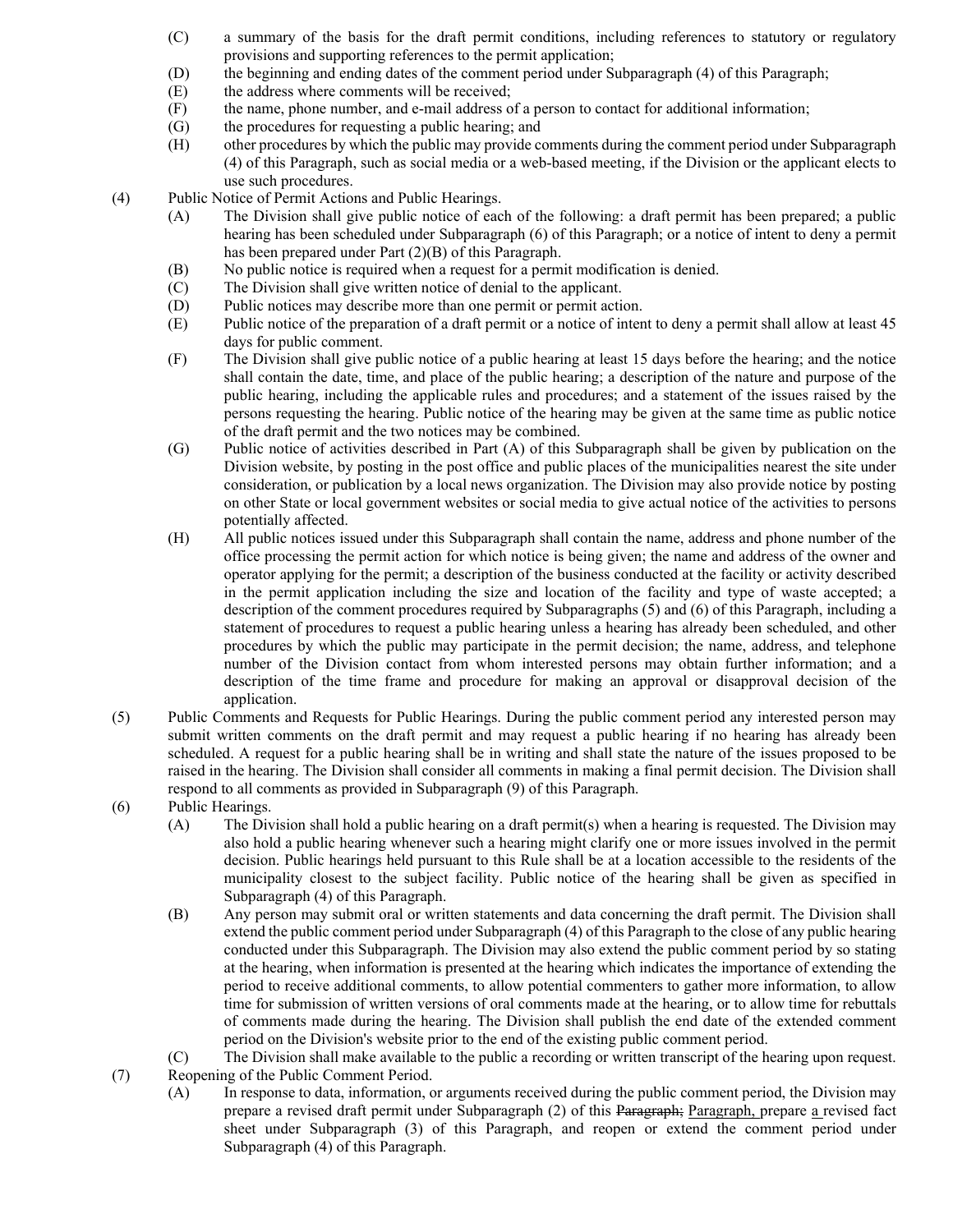(C) a summary of the basis for the draft permit conditions, including references to statutory or regulatory provisions and supporting references to the permit application;

(D) the beginning and ending dates of the comment period under Subparagraph (4) of this Paragraph;

(E) the address where comments will be received;

(F) the name, phone number, and e-mail address of a person to contact for additional information;

(G) the procedures for requesting a public hearing; and

(H) other procedures by which the public may provide comments during the comment period under Subparagraph (4) of this Paragraph, such as social media or a web-based meeting, if the Division or the applicant elects to use such procedures.

(4) Public Notice of Permit Actions and Public Hearings.

(A) The Division shall give public notice of each of the following: a draft permit has been prepared; a public hearing has been scheduled under Subparagraph (6) of this Paragraph; or a notice of intent to deny a permit has been prepared under Part (2)(B) of this Paragraph.

(B) No public notice is required when a request for a permit modification is denied.

(C) The Division shall give written notice of denial to the applicant.

(D) Public notices may describe more than one permit or permit action.

(E) Public notice of the preparation of a draft permit or a notice of intent to deny a permit shall allow at least 45 days for public comment.

(F) The Division shall give public notice of a public hearing at least 15 days before the hearing; and the notice shall contain the date, time, and place of the public hearing; a description of the nature and purpose of the public hearing, including the applicable rules and procedures; and a statement of the issues raised by the persons requesting the hearing. Public notice of the hearing may be given at the same time as public notice of the draft permit and the two notices may be combined.

(G) Public notice of activities described in Part (A) of this Subparagraph shall be given by publication on the Division website, by posting in the post office and public places of the municipalities nearest the site under consideration, or publication by a local news organization. The Division may also provide notice by posting on other State or local government websites or social media to give actual notice of the activities to persons potentially affected.

(H) All public notices issued under this Subparagraph shall contain the name, address and phone number of the office processing the permit action for which notice is being given; the name and address of the owner and operator applying for the permit; a description of the business conducted at the facility or activity described in the permit application including the size and location of the facility and type of waste accepted; a description of the comment procedures required by Subparagraphs (5) and (6) of this Paragraph, including a statement of procedures to request a public hearing unless a hearing has already been scheduled, and other procedures by which the public may participate in the permit decision; the name, address, and telephone number of the Division contact from whom interested persons may obtain further information; and a description of the time frame and procedure for making an approval or disapproval decision of the application.

(5) Public Comments and Requests for Public Hearings. During the public comment period any interested person may submit written comments on the draft permit and may request a public hearing if no hearing has already been scheduled. A request for a public hearing shall be in writing and shall state the nature of the issues proposed to be raised in the hearing. The Division shall consider all comments in making a final permit decision. The Division shall respond to all comments as provided in Subparagraph (9) of this Paragraph.

(6) Public Hearings.

(A) The Division shall hold a public hearing on a draft permit(s) when a hearing is requested. The Division may also hold a public hearing whenever such a hearing might clarify one or more issues involved in the permit decision. Public hearings held pursuant to this Rule shall be at a location accessible to the residents of the municipality closest to the subject facility. Public notice of the hearing shall be given as specified in Subparagraph (4) of this Paragraph.

(B) Any person may submit oral or written statements and data concerning the draft permit. The Division shall extend the public comment period under Subparagraph (4) of this Paragraph to the close of any public hearing conducted under this Subparagraph. The Division may also extend the public comment period by so stating at the hearing, when information is presented at the hearing which indicates the importance of extending the period to receive additional comments, to allow potential commenters to gather more information, to allow time for submission of written versions of oral comments made at the hearing, or to allow time for rebuttals of comments made during the hearing. The Division shall publish the end date of the extended comment period on the Division's website prior to the end of the existing public comment period.

(C) The Division shall make available to the public a recording or written transcript of the hearing upon request.

(7) Reopening of the Public Comment Period.

(A) In response to data, information, or arguments received during the public comment period, the Division may prepare a revised draft permit under Subparagraph (2) of this ~~Paragraph;~~ <u>Paragraph, prepare</u> <u>a</u> revised fact sheet under Subparagraph (3) of this Paragraph, and reopen or extend the comment period under Subparagraph (4) of this Paragraph.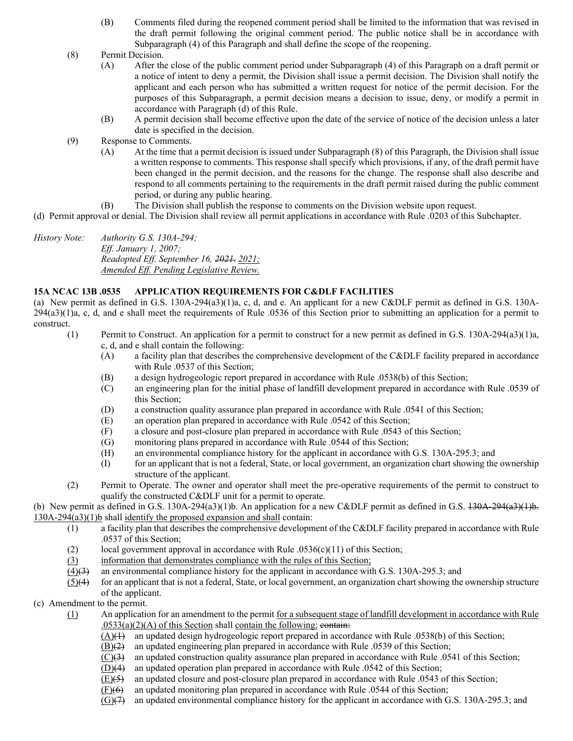(B) Comments filed during the reopened comment period shall be limited to the information that was revised in the draft permit following the original comment period. The public notice shall be in accordance with Subparagraph (4) of this Paragraph and shall define the scope of the reopening.

(8) Permit Decision.

(A) After the close of the public comment period under Subparagraph (4) of this Paragraph on a draft permit or a notice of intent to deny a permit, the Division shall issue a permit decision. The Division shall notify the applicant and each person who has submitted a written request for notice of the permit decision. For the purposes of this Subparagraph, a permit decision means a decision to issue, deny, or modify a permit in accordance with Paragraph (d) of this Rule.

(B) A permit decision shall become effective upon the date of the service of notice of the decision unless a later date is specified in the decision.

(9) Response to Comments.

(A) At the time that a permit decision is issued under Subparagraph (8) of this Paragraph, the Division shall issue a written response to comments. This response shall specify which provisions, if any, of the draft permit have been changed in the permit decision, and the reasons for the change. The response shall also describe and respond to all comments pertaining to the requirements in the draft permit raised during the public comment period, or during any public hearing.

(B) The Division shall publish the response to comments on the Division website upon request.

(d) Permit approval or denial. The Division shall review all permit applications in accordance with Rule .0203 of this Subchapter.

*History Note:* *Authority G.S. 130A-294;*
*Eff. January 1, 2007;*
*Readopted Eff. September 16, ~~2021.~~ 2021;*
*Amended Eff. Pending Legislative Review.*

**15A NCAC 13B .0535 APPLICATION REQUIREMENTS FOR C&DLF FACILITIES**

(a) New permit as defined in G.S. 130A-294(a3)(1)a, c, d, and e. An applicant for a new C&DLF permit as defined in G.S. 130A-294(a3)(1)a, c, d, and e shall meet the requirements of Rule .0536 of this Section prior to submitting an application for a permit to construct.

(1) Permit to Construct. An application for a permit to construct for a new permit as defined in G.S. 130A-294(a3)(1)a, c, d, and e shall contain the following:

(A) a facility plan that describes the comprehensive development of the C&DLF facility prepared in accordance with Rule .0537 of this Section;

(B) a design hydrogeologic report prepared in accordance with Rule .0538(b) of this Section;

(C) an engineering plan for the initial phase of landfill development prepared in accordance with Rule .0539 of this Section;

(D) a construction quality assurance plan prepared in accordance with Rule .0541 of this Section;

(E) an operation plan prepared in accordance with Rule .0542 of this Section;

(F) a closure and post-closure plan prepared in accordance with Rule .0543 of this Section;

(G) monitoring plans prepared in accordance with Rule .0544 of this Section;

(H) an environmental compliance history for the applicant in accordance with G.S. 130A-295.3; and

(I) for an applicant that is not a federal, State, or local government, an organization chart showing the ownership structure of the applicant.

(2) Permit to Operate. The owner and operator shall meet the pre-operative requirements of the permit to construct to qualify the constructed C&DLF unit for a permit to operate.

(b) New permit as defined in G.S. 130A-294(a3)(1)b. An application for a new C&DLF permit as defined in G.S. ~~130A-294(a3)(1)b.~~ 130A-294(a3)(1)b shall identify the proposed expansion and shall contain:

(1) a facility plan that describes the comprehensive development of the C&DLF facility prepared in accordance with Rule .0537 of this Section;

(2) local government approval in accordance with Rule .0536(c)(11) of this Section;

(3) information that demonstrates compliance with the rules of this Section;

(4)~~(3)~~ an environmental compliance history for the applicant in accordance with G.S. 130A-295.3; and

(5)~~(4)~~ for an applicant that is not a federal, State, or local government, an organization chart showing the ownership structure of the applicant.

(c) Amendment to the permit.

(1) An application for an amendment to the permit for a subsequent stage of landfill development in accordance with Rule .0533(a)(2)(A) of this Section shall contain the following: ~~contain:~~

(A)~~(1)~~ an updated design hydrogeologic report prepared in accordance with Rule .0538(b) of this Section;

(B)~~(2)~~ an updated engineering plan prepared in accordance with Rule .0539 of this Section;

(C)~~(3)~~ an updated construction quality assurance plan prepared in accordance with Rule .0541 of this Section;

(D)~~(4)~~ an updated operation plan prepared in accordance with Rule .0542 of this Section;

(E)~~(5)~~ an updated closure and post-closure plan prepared in accordance with Rule .0543 of this Section;

(F)~~(6)~~ an updated monitoring plan prepared in accordance with Rule .0544 of this Section;

(G)~~(7)~~ an updated environmental compliance history for the applicant in accordance with G.S. 130A-295.3; and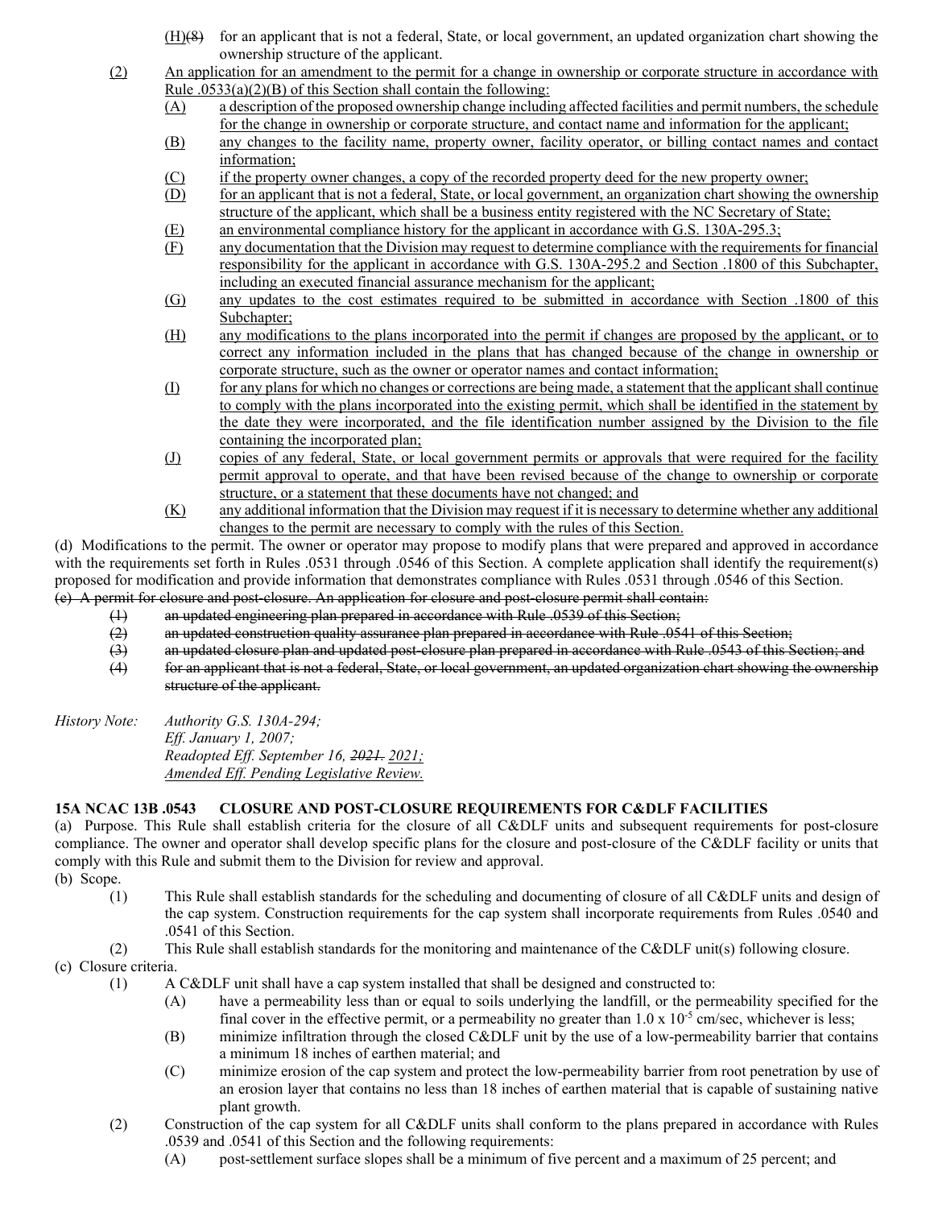(H)~~(8)~~ for an applicant that is not a federal, State, or local government, an updated organization chart showing the ownership structure of the applicant.

(2) <u>An application for an amendment to the permit for a change in ownership or corporate structure in accordance with Rule .0533(a)(2)(B) of this Section shall contain the following:</u>

(A) <u>a description of the proposed ownership change including affected facilities and permit numbers, the schedule for the change in ownership or corporate structure, and contact name and information for the applicant;</u>

(B) <u>any changes to the facility name, property owner, facility operator, or billing contact names and contact information;</u>

(C) <u>if the property owner changes, a copy of the recorded property deed for the new property owner;</u>

(D) <u>for an applicant that is not a federal, State, or local government, an organization chart showing the ownership structure of the applicant, which shall be a business entity registered with the NC Secretary of State;</u>

(E) <u>an environmental compliance history for the applicant in accordance with G.S. 130A-295.3;</u>

(F) <u>any documentation that the Division may request to determine compliance with the requirements for financial responsibility for the applicant in accordance with G.S. 130A-295.2 and Section .1800 of this Subchapter, including an executed financial assurance mechanism for the applicant;</u>

(G) <u>any updates to the cost estimates required to be submitted in accordance with Section .1800 of this Subchapter;</u>

(H) <u>any modifications to the plans incorporated into the permit if changes are proposed by the applicant, or to correct any information included in the plans that has changed because of the change in ownership or corporate structure, such as the owner or operator names and contact information;</u>

(I) <u>for any plans for which no changes or corrections are being made, a statement that the applicant shall continue to comply with the plans incorporated into the existing permit, which shall be identified in the statement by the date they were incorporated, and the file identification number assigned by the Division to the file containing the incorporated plan;</u>

(J) <u>copies of any federal, State, or local government permits or approvals that were required for the facility permit approval to operate, and that have been revised because of the change to ownership or corporate structure, or a statement that these documents have not changed; and</u>

(K) <u>any additional information that the Division may request if it is necessary to determine whether any additional changes to the permit are necessary to comply with the rules of this Section.</u>

(d) Modifications to the permit. The owner or operator may propose to modify plans that were prepared and approved in accordance with the requirements set forth in Rules .0531 through .0546 of this Section. A complete application shall identify the requirement(s) proposed for modification and provide information that demonstrates compliance with Rules .0531 through .0546 of this Section.

~~(e) A permit for closure and post-closure. An application for closure and post-closure permit shall contain:~~

~~(1) an updated engineering plan prepared in accordance with Rule .0539 of this Section;~~

~~(2) an updated construction quality assurance plan prepared in accordance with Rule .0541 of this Section;~~

~~(3) an updated closure plan and updated post-closure plan prepared in accordance with Rule .0543 of this Section; and~~

~~(4) for an applicant that is not a federal, State, or local government, an updated organization chart showing the ownership structure of the applicant.~~

*History Note: Authority G.S. 130A-294;*
*Eff. January 1, 2007;*
*Readopted Eff. September 16, ~~2021.~~ <u>2021;</u>*
*<u>Amended Eff. Pending Legislative Review.</u>*

**15A NCAC 13B .0543 CLOSURE AND POST-CLOSURE REQUIREMENTS FOR C&DLF FACILITIES**

(a) Purpose. This Rule shall establish criteria for the closure of all C&DLF units and subsequent requirements for post-closure compliance. The owner and operator shall develop specific plans for the closure and post-closure of the C&DLF facility or units that comply with this Rule and submit them to the Division for review and approval.

(b) Scope.

(1) This Rule shall establish standards for the scheduling and documenting of closure of all C&DLF units and design of the cap system. Construction requirements for the cap system shall incorporate requirements from Rules .0540 and .0541 of this Section.

(2) This Rule shall establish standards for the monitoring and maintenance of the C&DLF unit(s) following closure.

(c) Closure criteria.

(1) A C&DLF unit shall have a cap system installed that shall be designed and constructed to:

(A) have a permeability less than or equal to soils underlying the landfill, or the permeability specified for the final cover in the effective permit, or a permeability no greater than $1.0 \times 10^{-5}$ cm/sec, whichever is less;

(B) minimize infiltration through the closed C&DLF unit by the use of a low-permeability barrier that contains a minimum 18 inches of earthen material; and

(C) minimize erosion of the cap system and protect the low-permeability barrier from root penetration by use of an erosion layer that contains no less than 18 inches of earthen material that is capable of sustaining native plant growth.

(2) Construction of the cap system for all C&DLF units shall conform to the plans prepared in accordance with Rules .0539 and .0541 of this Section and the following requirements:

(A) post-settlement surface slopes shall be a minimum of five percent and a maximum of 25 percent; and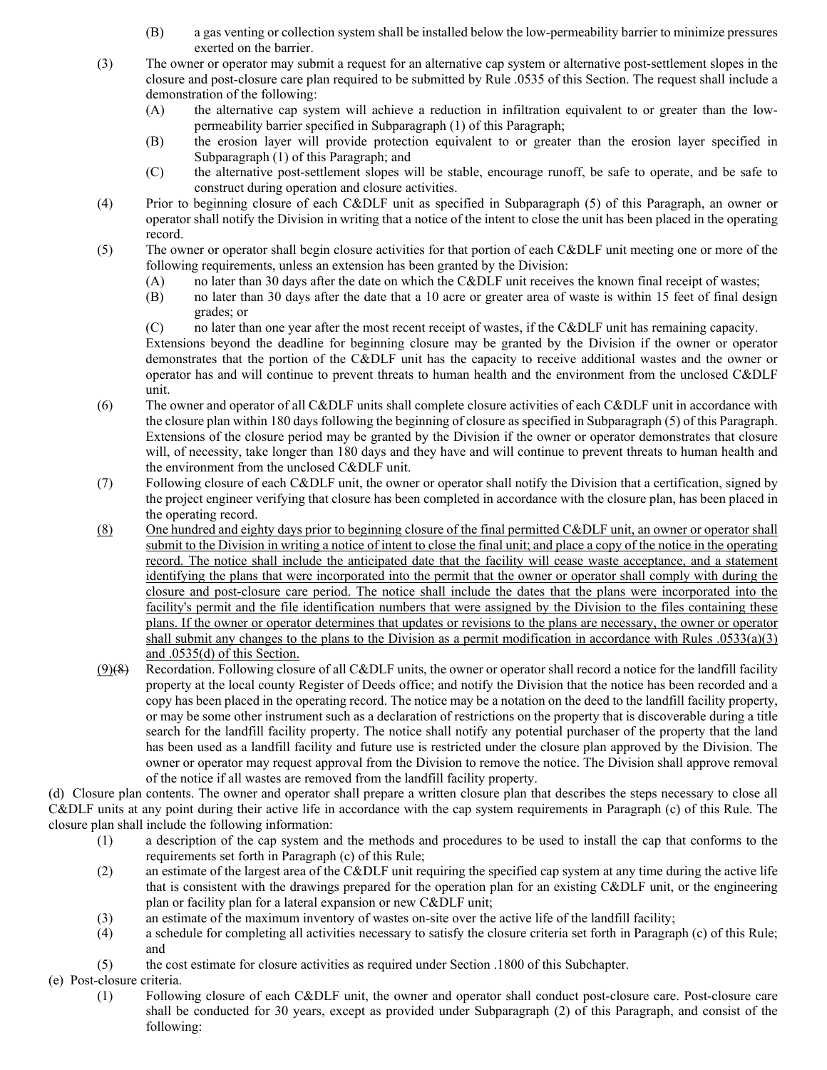(B) a gas venting or collection system shall be installed below the low-permeability barrier to minimize pressures exerted on the barrier.

(3) The owner or operator may submit a request for an alternative cap system or alternative post-settlement slopes in the closure and post-closure care plan required to be submitted by Rule .0535 of this Section. The request shall include a demonstration of the following:

(A) the alternative cap system will achieve a reduction in infiltration equivalent to or greater than the low-permeability barrier specified in Subparagraph (1) of this Paragraph;

(B) the erosion layer will provide protection equivalent to or greater than the erosion layer specified in Subparagraph (1) of this Paragraph; and

(C) the alternative post-settlement slopes will be stable, encourage runoff, be safe to operate, and be safe to construct during operation and closure activities.

(4) Prior to beginning closure of each C&DLF unit as specified in Subparagraph (5) of this Paragraph, an owner or operator shall notify the Division in writing that a notice of the intent to close the unit has been placed in the operating record.

(5) The owner or operator shall begin closure activities for that portion of each C&DLF unit meeting one or more of the following requirements, unless an extension has been granted by the Division:

(A) no later than 30 days after the date on which the C&DLF unit receives the known final receipt of wastes;

(B) no later than 30 days after the date that a 10 acre or greater area of waste is within 15 feet of final design grades; or

(C) no later than one year after the most recent receipt of wastes, if the C&DLF unit has remaining capacity.

Extensions beyond the deadline for beginning closure may be granted by the Division if the owner or operator demonstrates that the portion of the C&DLF unit has the capacity to receive additional wastes and the owner or operator has and will continue to prevent threats to human health and the environment from the unclosed C&DLF unit.

(6) The owner and operator of all C&DLF units shall complete closure activities of each C&DLF unit in accordance with the closure plan within 180 days following the beginning of closure as specified in Subparagraph (5) of this Paragraph. Extensions of the closure period may be granted by the Division if the owner or operator demonstrates that closure will, of necessity, take longer than 180 days and they have and will continue to prevent threats to human health and the environment from the unclosed C&DLF unit.

(7) Following closure of each C&DLF unit, the owner or operator shall notify the Division that a certification, signed by the project engineer verifying that closure has been completed in accordance with the closure plan, has been placed in the operating record.

<u>(8)</u> <u>One hundred and eighty days prior to beginning closure of the final permitted C&DLF unit, an owner or operator shall submit to the Division in writing a notice of intent to close the final unit; and place a copy of the notice in the operating record. The notice shall include the anticipated date that the facility will cease waste acceptance, and a statement identifying the plans that were incorporated into the permit that the owner or operator shall comply with during the closure and post-closure care period. The notice shall include the dates that the plans were incorporated into the facility's permit and the file identification numbers that were assigned by the Division to the files containing these plans. If the owner or operator determines that updates or revisions to the plans are necessary, the owner or operator shall submit any changes to the plans to the Division as a permit modification in accordance with Rules .0533(a)(3) and .0535(d) of this Section.</u>

<u>(9)</u>~~(8)~~ Recordation. Following closure of all C&DLF units, the owner or operator shall record a notice for the landfill facility property at the local county Register of Deeds office; and notify the Division that the notice has been recorded and a copy has been placed in the operating record. The notice may be a notation on the deed to the landfill facility property, or may be some other instrument such as a declaration of restrictions on the property that is discoverable during a title search for the landfill facility property. The notice shall notify any potential purchaser of the property that the land has been used as a landfill facility and future use is restricted under the closure plan approved by the Division. The owner or operator may request approval from the Division to remove the notice. The Division shall approve removal of the notice if all wastes are removed from the landfill facility property.

(d) Closure plan contents. The owner and operator shall prepare a written closure plan that describes the steps necessary to close all C&DLF units at any point during their active life in accordance with the cap system requirements in Paragraph (c) of this Rule. The closure plan shall include the following information:

(1) a description of the cap system and the methods and procedures to be used to install the cap that conforms to the requirements set forth in Paragraph (c) of this Rule;

(2) an estimate of the largest area of the C&DLF unit requiring the specified cap system at any time during the active life that is consistent with the drawings prepared for the operation plan for an existing C&DLF unit, or the engineering plan or facility plan for a lateral expansion or new C&DLF unit;

(3) an estimate of the maximum inventory of wastes on-site over the active life of the landfill facility;

(4) a schedule for completing all activities necessary to satisfy the closure criteria set forth in Paragraph (c) of this Rule; and

(5) the cost estimate for closure activities as required under Section .1800 of this Subchapter.

(e) Post-closure criteria.

(1) Following closure of each C&DLF unit, the owner and operator shall conduct post-closure care. Post-closure care shall be conducted for 30 years, except as provided under Subparagraph (2) of this Paragraph, and consist of the following: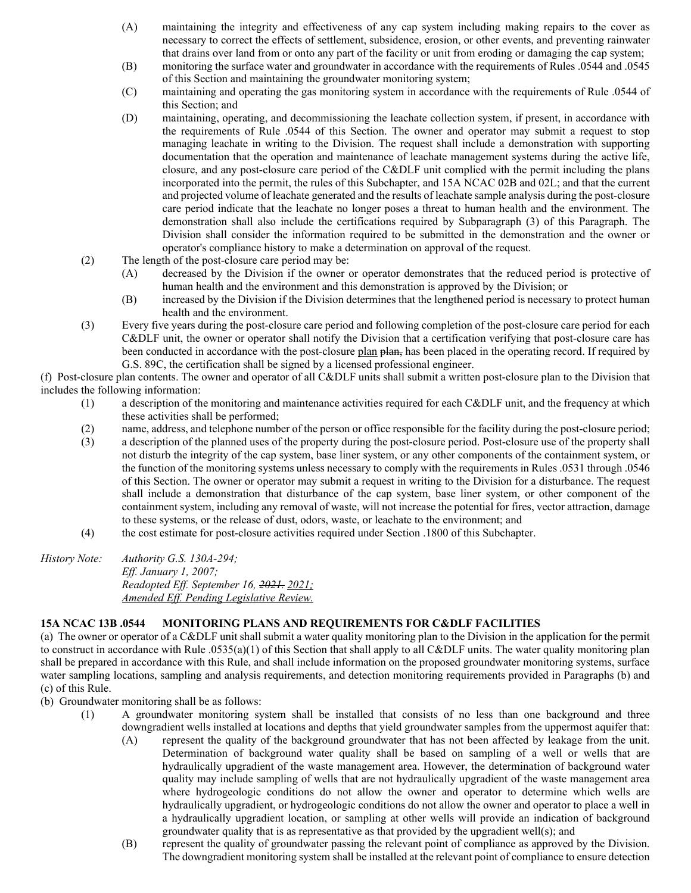(A) maintaining the integrity and effectiveness of any cap system including making repairs to the cover as necessary to correct the effects of settlement, subsidence, erosion, or other events, and preventing rainwater that drains over land from or onto any part of the facility or unit from eroding or damaging the cap system;

(B) monitoring the surface water and groundwater in accordance with the requirements of Rules .0544 and .0545 of this Section and maintaining the groundwater monitoring system;

(C) maintaining and operating the gas monitoring system in accordance with the requirements of Rule .0544 of this Section; and

(D) maintaining, operating, and decommissioning the leachate collection system, if present, in accordance with the requirements of Rule .0544 of this Section. The owner and operator may submit a request to stop managing leachate in writing to the Division. The request shall include a demonstration with supporting documentation that the operation and maintenance of leachate management systems during the active life, closure, and any post-closure care period of the C&DLF unit complied with the permit including the plans incorporated into the permit, the rules of this Subchapter, and 15A NCAC 02B and 02L; and that the current and projected volume of leachate generated and the results of leachate sample analysis during the post-closure care period indicate that the leachate no longer poses a threat to human health and the environment. The demonstration shall also include the certifications required by Subparagraph (3) of this Paragraph. The Division shall consider the information required to be submitted in the demonstration and the owner or operator's compliance history to make a determination on approval of the request.

(2) The length of the post-closure care period may be:

(A) decreased by the Division if the owner or operator demonstrates that the reduced period is protective of human health and the environment and this demonstration is approved by the Division; or

(B) increased by the Division if the Division determines that the lengthened period is necessary to protect human health and the environment.

(3) Every five years during the post-closure care period and following completion of the post-closure care period for each C&DLF unit, the owner or operator shall notify the Division that a certification verifying that post-closure care has been conducted in accordance with the post-closure <u>plan</u> ~~plan,~~ has been placed in the operating record. If required by G.S. 89C, the certification shall be signed by a licensed professional engineer.

(f) Post-closure plan contents. The owner and operator of all C&DLF units shall submit a written post-closure plan to the Division that includes the following information:

(1) a description of the monitoring and maintenance activities required for each C&DLF unit, and the frequency at which these activities shall be performed;

(2) name, address, and telephone number of the person or office responsible for the facility during the post-closure period;

(3) a description of the planned uses of the property during the post-closure period. Post-closure use of the property shall not disturb the integrity of the cap system, base liner system, or any other components of the containment system, or the function of the monitoring systems unless necessary to comply with the requirements in Rules .0531 through .0546 of this Section. The owner or operator may submit a request in writing to the Division for a disturbance. The request shall include a demonstration that disturbance of the cap system, base liner system, or other component of the containment system, including any removal of waste, will not increase the potential for fires, vector attraction, damage to these systems, or the release of dust, odors, waste, or leachate to the environment; and

(4) the cost estimate for post-closure activities required under Section .1800 of this Subchapter.

*History Note: Authority G.S. 130A-294;*
*Eff. January 1, 2007;*
*Readopted Eff. September 16, ~~2021.~~ <u>2021;</u>*
*<u>Amended Eff. Pending Legislative Review.</u>*

**15A NCAC 13B .0544 MONITORING PLANS AND REQUIREMENTS FOR C&DLF FACILITIES**

(a) The owner or operator of a C&DLF unit shall submit a water quality monitoring plan to the Division in the application for the permit to construct in accordance with Rule .0535(a)(1) of this Section that shall apply to all C&DLF units. The water quality monitoring plan shall be prepared in accordance with this Rule, and shall include information on the proposed groundwater monitoring systems, surface water sampling locations, sampling and analysis requirements, and detection monitoring requirements provided in Paragraphs (b) and (c) of this Rule.

(b) Groundwater monitoring shall be as follows:

(1) A groundwater monitoring system shall be installed that consists of no less than one background and three downgradient wells installed at locations and depths that yield groundwater samples from the uppermost aquifer that:

(A) represent the quality of the background groundwater that has not been affected by leakage from the unit. Determination of background water quality shall be based on sampling of a well or wells that are hydraulically upgradient of the waste management area. However, the determination of background water quality may include sampling of wells that are not hydraulically upgradient of the waste management area where hydrogeologic conditions do not allow the owner and operator to determine which wells are hydraulically upgradient, or hydrogeologic conditions do not allow the owner and operator to place a well in a hydraulically upgradient location, or sampling at other wells will provide an indication of background groundwater quality that is as representative as that provided by the upgradient well(s); and

(B) represent the quality of groundwater passing the relevant point of compliance as approved by the Division. The downgradient monitoring system shall be installed at the relevant point of compliance to ensure detection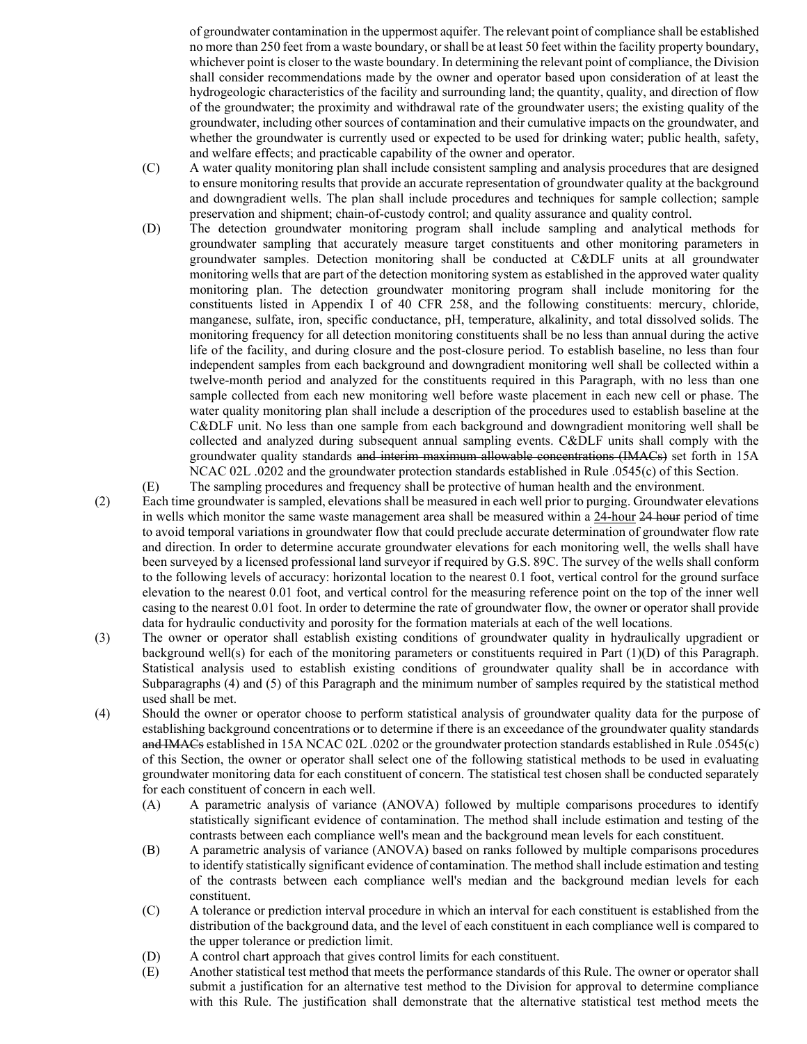of groundwater contamination in the uppermost aquifer. The relevant point of compliance shall be established no more than 250 feet from a waste boundary, or shall be at least 50 feet within the facility property boundary, whichever point is closer to the waste boundary. In determining the relevant point of compliance, the Division shall consider recommendations made by the owner and operator based upon consideration of at least the hydrogeologic characteristics of the facility and surrounding land; the quantity, quality, and direction of flow of the groundwater; the proximity and withdrawal rate of the groundwater users; the existing quality of the groundwater, including other sources of contamination and their cumulative impacts on the groundwater, and whether the groundwater is currently used or expected to be used for drinking water; public health, safety, and welfare effects; and practicable capability of the owner and operator.

(C) A water quality monitoring plan shall include consistent sampling and analysis procedures that are designed to ensure monitoring results that provide an accurate representation of groundwater quality at the background and downgradient wells. The plan shall include procedures and techniques for sample collection; sample preservation and shipment; chain-of-custody control; and quality assurance and quality control.

(D) The detection groundwater monitoring program shall include sampling and analytical methods for groundwater sampling that accurately measure target constituents and other monitoring parameters in groundwater samples. Detection monitoring shall be conducted at C&DLF units at all groundwater monitoring wells that are part of the detection monitoring system as established in the approved water quality monitoring plan. The detection groundwater monitoring program shall include monitoring for the constituents listed in Appendix I of 40 CFR 258, and the following constituents: mercury, chloride, manganese, sulfate, iron, specific conductance, pH, temperature, alkalinity, and total dissolved solids. The monitoring frequency for all detection monitoring constituents shall be no less than annual during the active life of the facility, and during closure and the post-closure period. To establish baseline, no less than four independent samples from each background and downgradient monitoring well shall be collected within a twelve-month period and analyzed for the constituents required in this Paragraph, with no less than one sample collected from each new monitoring well before waste placement in each new cell or phase. The water quality monitoring plan shall include a description of the procedures used to establish baseline at the C&DLF unit. No less than one sample from each background and downgradient monitoring well shall be collected and analyzed during subsequent annual sampling events. C&DLF units shall comply with the groundwater quality standards ~~and interim maximum allowable concentrations (IMACs)~~ set forth in 15A NCAC 02L .0202 and the groundwater protection standards established in Rule .0545(c) of this Section.

(E) The sampling procedures and frequency shall be protective of human health and the environment.

(2) Each time groundwater is sampled, elevations shall be measured in each well prior to purging. Groundwater elevations in wells which monitor the same waste management area shall be measured within a <u>24-hour</u> ~~24 hour~~ period of time to avoid temporal variations in groundwater flow that could preclude accurate determination of groundwater flow rate and direction. In order to determine accurate groundwater elevations for each monitoring well, the wells shall have been surveyed by a licensed professional land surveyor if required by G.S. 89C. The survey of the wells shall conform to the following levels of accuracy: horizontal location to the nearest 0.1 foot, vertical control for the ground surface elevation to the nearest 0.01 foot, and vertical control for the measuring reference point on the top of the inner well casing to the nearest 0.01 foot. In order to determine the rate of groundwater flow, the owner or operator shall provide data for hydraulic conductivity and porosity for the formation materials at each of the well locations.

(3) The owner or operator shall establish existing conditions of groundwater quality in hydraulically upgradient or background well(s) for each of the monitoring parameters or constituents required in Part (1)(D) of this Paragraph. Statistical analysis used to establish existing conditions of groundwater quality shall be in accordance with Subparagraphs (4) and (5) of this Paragraph and the minimum number of samples required by the statistical method used shall be met.

(4) Should the owner or operator choose to perform statistical analysis of groundwater quality data for the purpose of establishing background concentrations or to determine if there is an exceedance of the groundwater quality standards ~~and IMACs~~ established in 15A NCAC 02L .0202 or the groundwater protection standards established in Rule .0545(c) of this Section, the owner or operator shall select one of the following statistical methods to be used in evaluating groundwater monitoring data for each constituent of concern. The statistical test chosen shall be conducted separately for each constituent of concern in each well.

(A) A parametric analysis of variance (ANOVA) followed by multiple comparisons procedures to identify statistically significant evidence of contamination. The method shall include estimation and testing of the contrasts between each compliance well's mean and the background mean levels for each constituent.

(B) A parametric analysis of variance (ANOVA) based on ranks followed by multiple comparisons procedures to identify statistically significant evidence of contamination. The method shall include estimation and testing of the contrasts between each compliance well's median and the background median levels for each constituent.

(C) A tolerance or prediction interval procedure in which an interval for each constituent is established from the distribution of the background data, and the level of each constituent in each compliance well is compared to the upper tolerance or prediction limit.

(D) A control chart approach that gives control limits for each constituent.

(E) Another statistical test method that meets the performance standards of this Rule. The owner or operator shall submit a justification for an alternative test method to the Division for approval to determine compliance with this Rule. The justification shall demonstrate that the alternative statistical test method meets the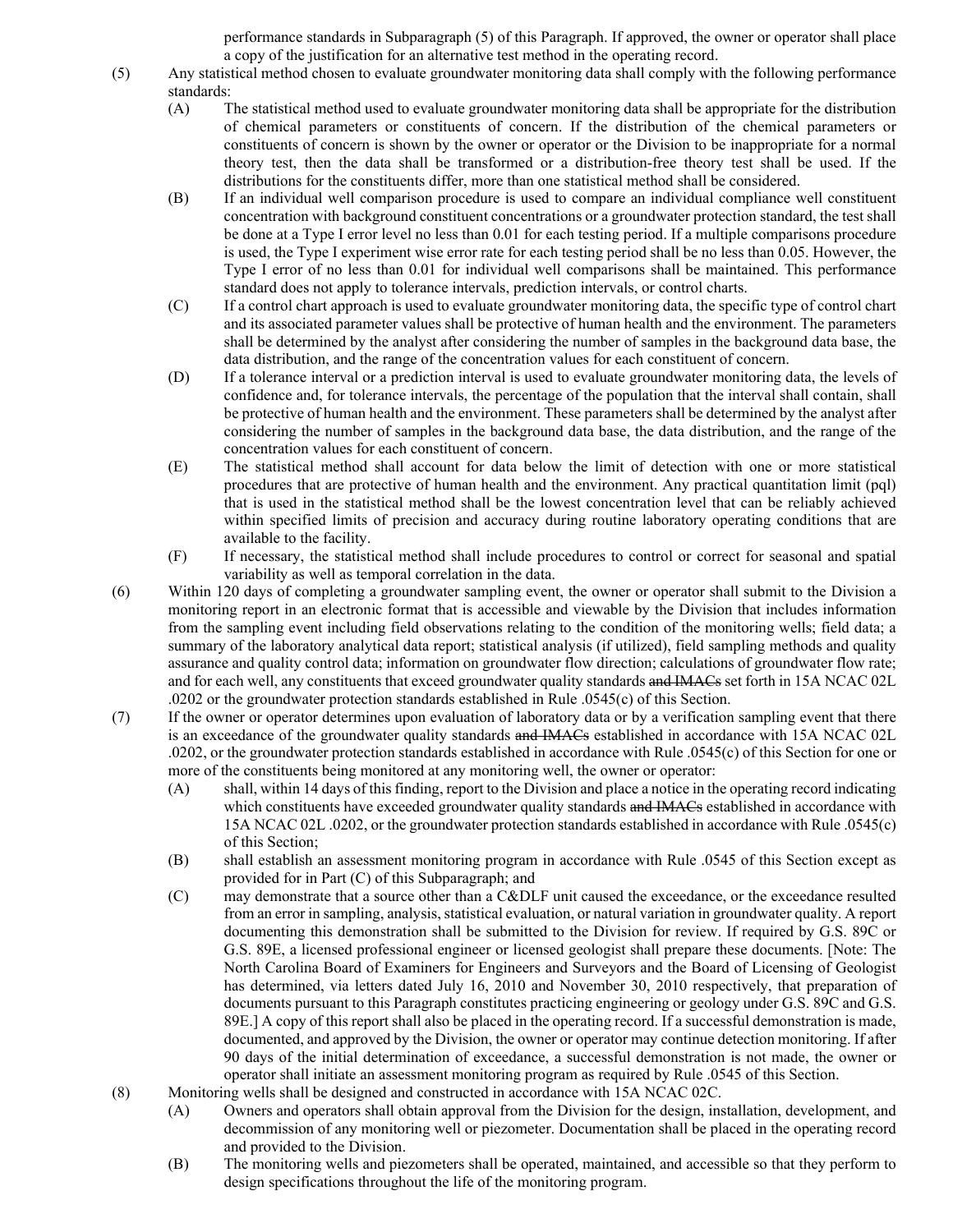performance standards in Subparagraph (5) of this Paragraph. If approved, the owner or operator shall place a copy of the justification for an alternative test method in the operating record.

(5) Any statistical method chosen to evaluate groundwater monitoring data shall comply with the following performance standards:

(A) The statistical method used to evaluate groundwater monitoring data shall be appropriate for the distribution of chemical parameters or constituents of concern. If the distribution of the chemical parameters or constituents of concern is shown by the owner or operator or the Division to be inappropriate for a normal theory test, then the data shall be transformed or a distribution-free theory test shall be used. If the distributions for the constituents differ, more than one statistical method shall be considered.

(B) If an individual well comparison procedure is used to compare an individual compliance well constituent concentration with background constituent concentrations or a groundwater protection standard, the test shall be done at a Type I error level no less than 0.01 for each testing period. If a multiple comparisons procedure is used, the Type I experiment wise error rate for each testing period shall be no less than 0.05. However, the Type I error of no less than 0.01 for individual well comparisons shall be maintained. This performance standard does not apply to tolerance intervals, prediction intervals, or control charts.

(C) If a control chart approach is used to evaluate groundwater monitoring data, the specific type of control chart and its associated parameter values shall be protective of human health and the environment. The parameters shall be determined by the analyst after considering the number of samples in the background data base, the data distribution, and the range of the concentration values for each constituent of concern.

(D) If a tolerance interval or a prediction interval is used to evaluate groundwater monitoring data, the levels of confidence and, for tolerance intervals, the percentage of the population that the interval shall contain, shall be protective of human health and the environment. These parameters shall be determined by the analyst after considering the number of samples in the background data base, the data distribution, and the range of the concentration values for each constituent of concern.

(E) The statistical method shall account for data below the limit of detection with one or more statistical procedures that are protective of human health and the environment. Any practical quantitation limit (pql) that is used in the statistical method shall be the lowest concentration level that can be reliably achieved within specified limits of precision and accuracy during routine laboratory operating conditions that are available to the facility.

(F) If necessary, the statistical method shall include procedures to control or correct for seasonal and spatial variability as well as temporal correlation in the data.

(6) Within 120 days of completing a groundwater sampling event, the owner or operator shall submit to the Division a monitoring report in an electronic format that is accessible and viewable by the Division that includes information from the sampling event including field observations relating to the condition of the monitoring wells; field data; a summary of the laboratory analytical data report; statistical analysis (if utilized), field sampling methods and quality assurance and quality control data; information on groundwater flow direction; calculations of groundwater flow rate; and for each well, any constituents that exceed groundwater quality standards ~~and IMACs~~ set forth in 15A NCAC 02L .0202 or the groundwater protection standards established in Rule .0545(c) of this Section.

(7) If the owner or operator determines upon evaluation of laboratory data or by a verification sampling event that there is an exceedance of the groundwater quality standards ~~and IMACs~~ established in accordance with 15A NCAC 02L .0202, or the groundwater protection standards established in accordance with Rule .0545(c) of this Section for one or more of the constituents being monitored at any monitoring well, the owner or operator:

(A) shall, within 14 days of this finding, report to the Division and place a notice in the operating record indicating which constituents have exceeded groundwater quality standards ~~and IMACs~~ established in accordance with 15A NCAC 02L .0202, or the groundwater protection standards established in accordance with Rule .0545(c) of this Section;

(B) shall establish an assessment monitoring program in accordance with Rule .0545 of this Section except as provided for in Part (C) of this Subparagraph; and

(C) may demonstrate that a source other than a C&DLF unit caused the exceedance, or the exceedance resulted from an error in sampling, analysis, statistical evaluation, or natural variation in groundwater quality. A report documenting this demonstration shall be submitted to the Division for review. If required by G.S. 89C or G.S. 89E, a licensed professional engineer or licensed geologist shall prepare these documents. [Note: The North Carolina Board of Examiners for Engineers and Surveyors and the Board of Licensing of Geologist has determined, via letters dated July 16, 2010 and November 30, 2010 respectively, that preparation of documents pursuant to this Paragraph constitutes practicing engineering or geology under G.S. 89C and G.S. 89E.] A copy of this report shall also be placed in the operating record. If a successful demonstration is made, documented, and approved by the Division, the owner or operator may continue detection monitoring. If after 90 days of the initial determination of exceedance, a successful demonstration is not made, the owner or operator shall initiate an assessment monitoring program as required by Rule .0545 of this Section.

(8) Monitoring wells shall be designed and constructed in accordance with 15A NCAC 02C.

(A) Owners and operators shall obtain approval from the Division for the design, installation, development, and decommission of any monitoring well or piezometer. Documentation shall be placed in the operating record and provided to the Division.

(B) The monitoring wells and piezometers shall be operated, maintained, and accessible so that they perform to design specifications throughout the life of the monitoring program.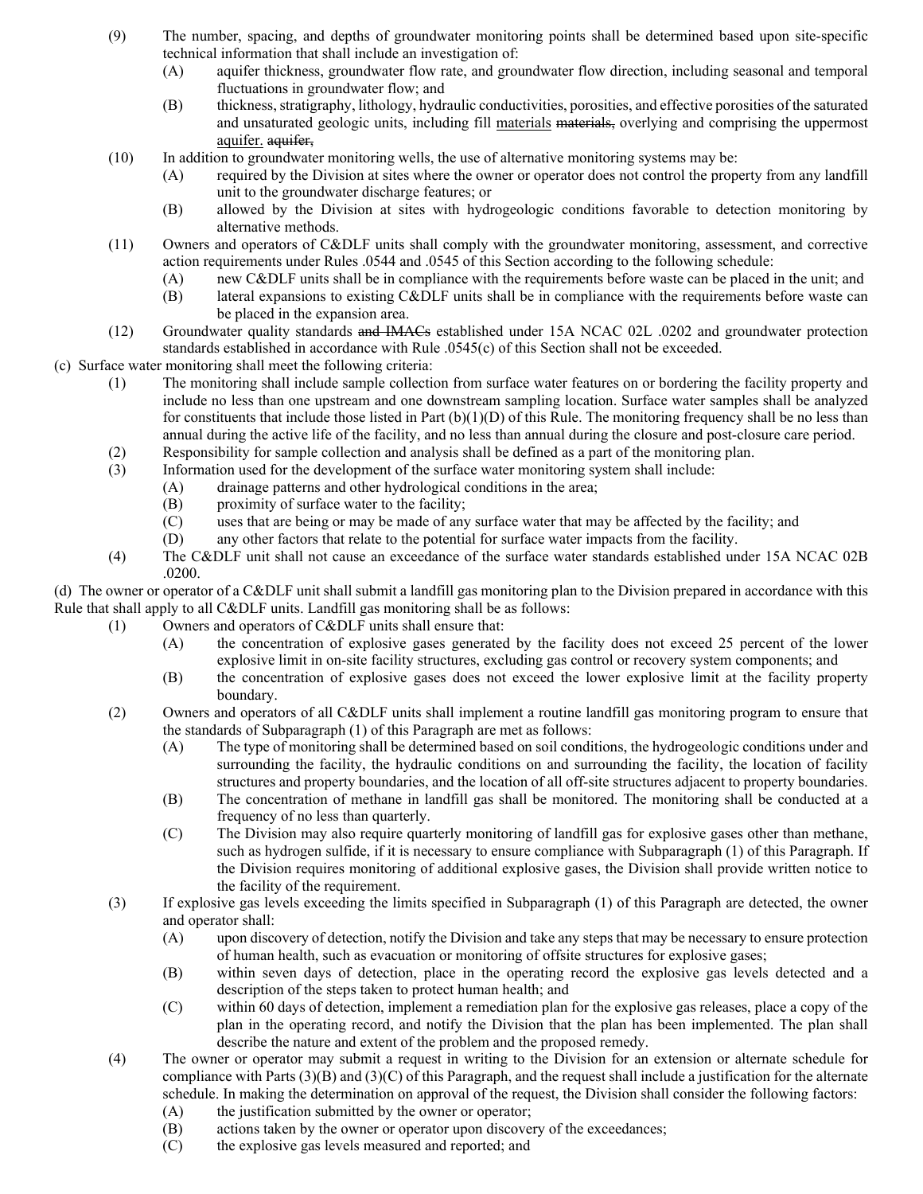(9) The number, spacing, and depths of groundwater monitoring points shall be determined based upon site-specific technical information that shall include an investigation of:

(A) aquifer thickness, groundwater flow rate, and groundwater flow direction, including seasonal and temporal fluctuations in groundwater flow; and

(B) thickness, stratigraphy, lithology, hydraulic conductivities, porosities, and effective porosities of the saturated and unsaturated geologic units, including fill materials ~~materials,~~ overlying and comprising the uppermost aquifer. ~~aquifer,~~

(10) In addition to groundwater monitoring wells, the use of alternative monitoring systems may be:

(A) required by the Division at sites where the owner or operator does not control the property from any landfill unit to the groundwater discharge features; or

(B) allowed by the Division at sites with hydrogeologic conditions favorable to detection monitoring by alternative methods.

(11) Owners and operators of C&DLF units shall comply with the groundwater monitoring, assessment, and corrective action requirements under Rules .0544 and .0545 of this Section according to the following schedule:

(A) new C&DLF units shall be in compliance with the requirements before waste can be placed in the unit; and

(B) lateral expansions to existing C&DLF units shall be in compliance with the requirements before waste can be placed in the expansion area.

(12) Groundwater quality standards ~~and IMACs~~ established under 15A NCAC 02L .0202 and groundwater protection standards established in accordance with Rule .0545(c) of this Section shall not be exceeded.

(c) Surface water monitoring shall meet the following criteria:

(1) The monitoring shall include sample collection from surface water features on or bordering the facility property and include no less than one upstream and one downstream sampling location. Surface water samples shall be analyzed for constituents that include those listed in Part (b)(1)(D) of this Rule. The monitoring frequency shall be no less than annual during the active life of the facility, and no less than annual during the closure and post-closure care period.

(2) Responsibility for sample collection and analysis shall be defined as a part of the monitoring plan.

(3) Information used for the development of the surface water monitoring system shall include:

(A) drainage patterns and other hydrological conditions in the area;

(B) proximity of surface water to the facility;

(C) uses that are being or may be made of any surface water that may be affected by the facility; and

(D) any other factors that relate to the potential for surface water impacts from the facility.

(4) The C&DLF unit shall not cause an exceedance of the surface water standards established under 15A NCAC 02B .0200.

(d) The owner or operator of a C&DLF unit shall submit a landfill gas monitoring plan to the Division prepared in accordance with this Rule that shall apply to all C&DLF units. Landfill gas monitoring shall be as follows:

(1) Owners and operators of C&DLF units shall ensure that:

(A) the concentration of explosive gases generated by the facility does not exceed 25 percent of the lower explosive limit in on-site facility structures, excluding gas control or recovery system components; and

(B) the concentration of explosive gases does not exceed the lower explosive limit at the facility property boundary.

(2) Owners and operators of all C&DLF units shall implement a routine landfill gas monitoring program to ensure that the standards of Subparagraph (1) of this Paragraph are met as follows:

(A) The type of monitoring shall be determined based on soil conditions, the hydrogeologic conditions under and surrounding the facility, the hydraulic conditions on and surrounding the facility, the location of facility structures and property boundaries, and the location of all off-site structures adjacent to property boundaries.

(B) The concentration of methane in landfill gas shall be monitored. The monitoring shall be conducted at a frequency of no less than quarterly.

(C) The Division may also require quarterly monitoring of landfill gas for explosive gases other than methane, such as hydrogen sulfide, if it is necessary to ensure compliance with Subparagraph (1) of this Paragraph. If the Division requires monitoring of additional explosive gases, the Division shall provide written notice to the facility of the requirement.

(3) If explosive gas levels exceeding the limits specified in Subparagraph (1) of this Paragraph are detected, the owner and operator shall:

(A) upon discovery of detection, notify the Division and take any steps that may be necessary to ensure protection of human health, such as evacuation or monitoring of offsite structures for explosive gases;

(B) within seven days of detection, place in the operating record the explosive gas levels detected and a description of the steps taken to protect human health; and

(C) within 60 days of detection, implement a remediation plan for the explosive gas releases, place a copy of the plan in the operating record, and notify the Division that the plan has been implemented. The plan shall describe the nature and extent of the problem and the proposed remedy.

(4) The owner or operator may submit a request in writing to the Division for an extension or alternate schedule for compliance with Parts (3)(B) and (3)(C) of this Paragraph, and the request shall include a justification for the alternate schedule. In making the determination on approval of the request, the Division shall consider the following factors:

(A) the justification submitted by the owner or operator;

(B) actions taken by the owner or operator upon discovery of the exceedances;

(C) the explosive gas levels measured and reported; and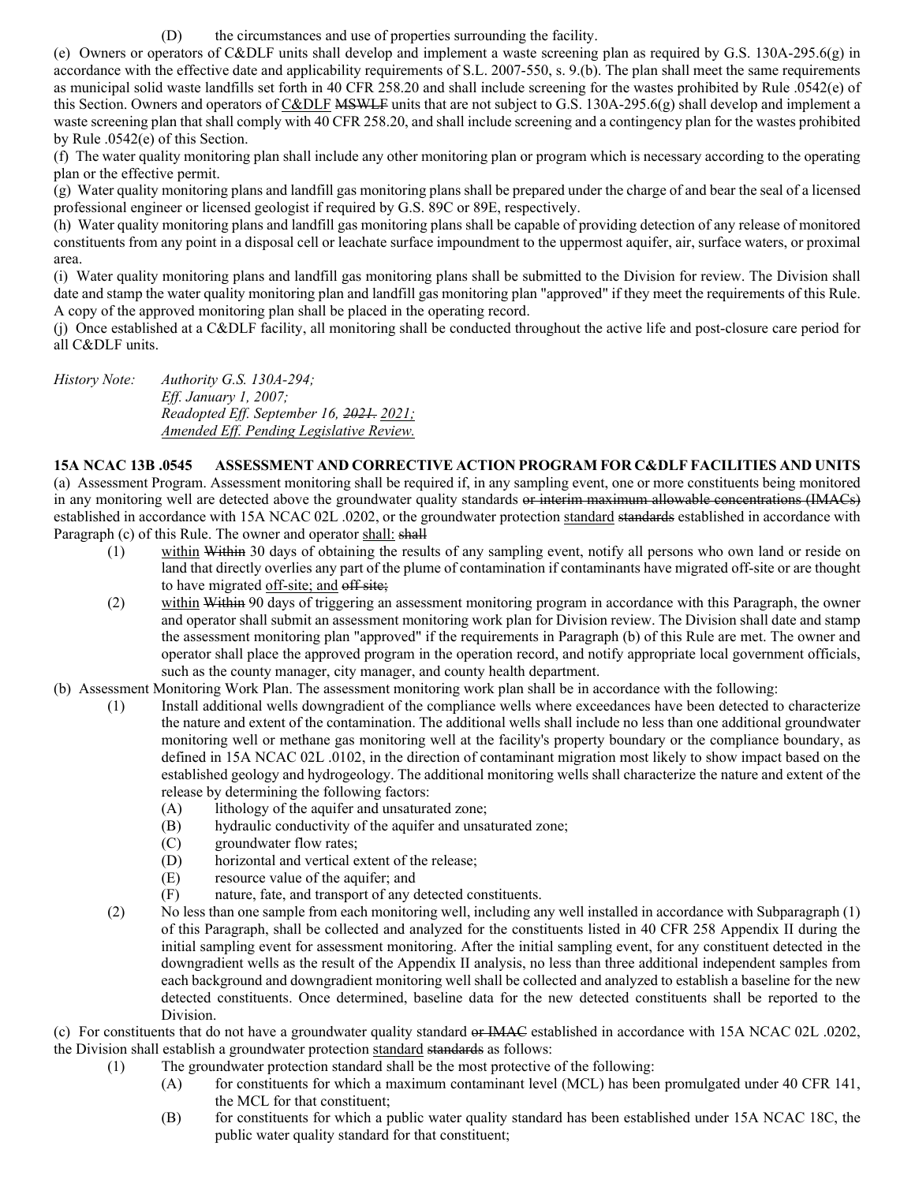(D) the circumstances and use of properties surrounding the facility.

(e) Owners or operators of C&DLF units shall develop and implement a waste screening plan as required by G.S. 130A-295.6(g) in accordance with the effective date and applicability requirements of S.L. 2007-550, s. 9.(b). The plan shall meet the same requirements as municipal solid waste landfills set forth in 40 CFR 258.20 and shall include screening for the wastes prohibited by Rule .0542(e) of this Section. Owners and operators of <u>C&DLF</u> ~~MSWLF~~ units that are not subject to G.S. 130A-295.6(g) shall develop and implement a waste screening plan that shall comply with 40 CFR 258.20, and shall include screening and a contingency plan for the wastes prohibited by Rule .0542(e) of this Section.

(f) The water quality monitoring plan shall include any other monitoring plan or program which is necessary according to the operating plan or the effective permit.

(g) Water quality monitoring plans and landfill gas monitoring plans shall be prepared under the charge of and bear the seal of a licensed professional engineer or licensed geologist if required by G.S. 89C or 89E, respectively.

(h) Water quality monitoring plans and landfill gas monitoring plans shall be capable of providing detection of any release of monitored constituents from any point in a disposal cell or leachate surface impoundment to the uppermost aquifer, air, surface waters, or proximal area.

(i) Water quality monitoring plans and landfill gas monitoring plans shall be submitted to the Division for review. The Division shall date and stamp the water quality monitoring plan and landfill gas monitoring plan "approved" if they meet the requirements of this Rule. A copy of the approved monitoring plan shall be placed in the operating record.

(j) Once established at a C&DLF facility, all monitoring shall be conducted throughout the active life and post-closure care period for all C&DLF units.

*History Note:* *Authority G.S. 130A-294;*
*Eff. January 1, 2007;*
*Readopted Eff. September 16, ~~2021.~~ <u>2021;</u>*
*<u>Amended Eff. Pending Legislative Review.</u>*

**15A NCAC 13B .0545 ASSESSMENT AND CORRECTIVE ACTION PROGRAM FOR C&DLF FACILITIES AND UNITS**

(a) Assessment Program. Assessment monitoring shall be required if, in any sampling event, one or more constituents being monitored in any monitoring well are detected above the groundwater quality standards ~~or interim maximum allowable concentrations (IMACs)~~ established in accordance with 15A NCAC 02L .0202, or the groundwater protection <u>standard</u> ~~standards~~ established in accordance with Paragraph (c) of this Rule. The owner and operator <u>shall:</u> ~~shall~~

(1) <u>within</u> ~~Within~~ 30 days of obtaining the results of any sampling event, notify all persons who own land or reside on land that directly overlies any part of the plume of contamination if contaminants have migrated off-site or are thought to have migrated <u>off-site; and</u> ~~off site;~~

(2) <u>within</u> ~~Within~~ 90 days of triggering an assessment monitoring program in accordance with this Paragraph, the owner and operator shall submit an assessment monitoring work plan for Division review. The Division shall date and stamp the assessment monitoring plan "approved" if the requirements in Paragraph (b) of this Rule are met. The owner and operator shall place the approved program in the operation record, and notify appropriate local government officials, such as the county manager, city manager, and county health department.

(b) Assessment Monitoring Work Plan. The assessment monitoring work plan shall be in accordance with the following:

(1) Install additional wells downgradient of the compliance wells where exceedances have been detected to characterize the nature and extent of the contamination. The additional wells shall include no less than one additional groundwater monitoring well or methane gas monitoring well at the facility's property boundary or the compliance boundary, as defined in 15A NCAC 02L .0102, in the direction of contaminant migration most likely to show impact based on the established geology and hydrogeology. The additional monitoring wells shall characterize the nature and extent of the release by determining the following factors:

(A) lithology of the aquifer and unsaturated zone;
(B) hydraulic conductivity of the aquifer and unsaturated zone;
(C) groundwater flow rates;
(D) horizontal and vertical extent of the release;
(E) resource value of the aquifer; and
(F) nature, fate, and transport of any detected constituents.

(2) No less than one sample from each monitoring well, including any well installed in accordance with Subparagraph (1) of this Paragraph, shall be collected and analyzed for the constituents listed in 40 CFR 258 Appendix II during the initial sampling event for assessment monitoring. After the initial sampling event, for any constituent detected in the downgradient wells as the result of the Appendix II analysis, no less than three additional independent samples from each background and downgradient monitoring well shall be collected and analyzed to establish a baseline for the new detected constituents. Once determined, baseline data for the new detected constituents shall be reported to the Division.

(c) For constituents that do not have a groundwater quality standard ~~or IMAC~~ established in accordance with 15A NCAC 02L .0202, the Division shall establish a groundwater protection <u>standard</u> ~~standards~~ as follows:

(1) The groundwater protection standard shall be the most protective of the following:

(A) for constituents for which a maximum contaminant level (MCL) has been promulgated under 40 CFR 141, the MCL for that constituent;
(B) for constituents for which a public water quality standard has been established under 15A NCAC 18C, the public water quality standard for that constituent;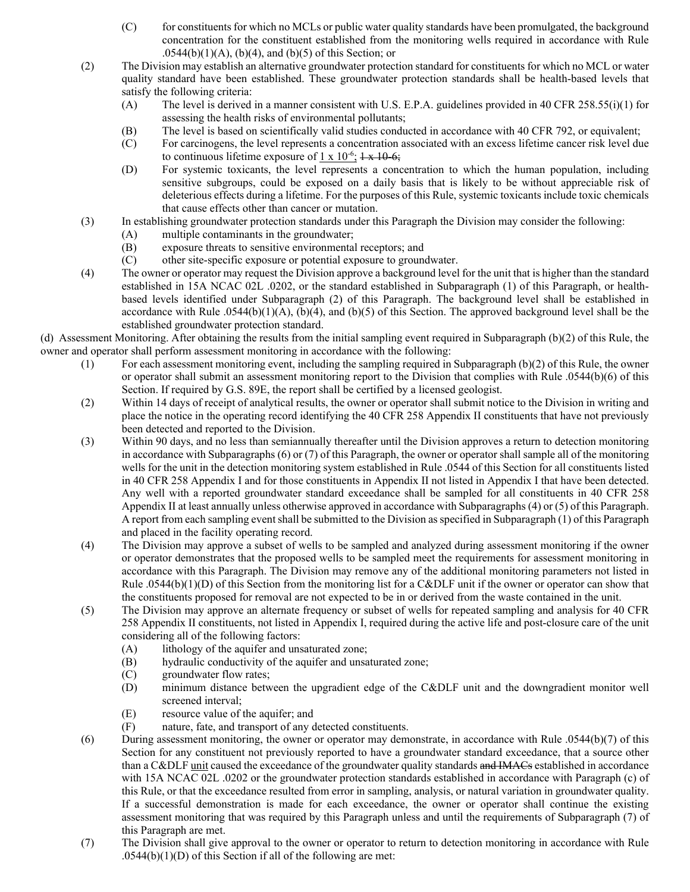(C) for constituents for which no MCLs or public water quality standards have been promulgated, the background concentration for the constituent established from the monitoring wells required in accordance with Rule .0544(b)(1)(A), (b)(4), and (b)(5) of this Section; or

(2) The Division may establish an alternative groundwater protection standard for constituents for which no MCL or water quality standard have been established. These groundwater protection standards shall be health-based levels that satisfy the following criteria:

(A) The level is derived in a manner consistent with U.S. E.P.A. guidelines provided in 40 CFR 258.55(i)(1) for assessing the health risks of environmental pollutants;

(B) The level is based on scientifically valid studies conducted in accordance with 40 CFR 792, or equivalent;

(C) For carcinogens, the level represents a concentration associated with an excess lifetime cancer risk level due to continuous lifetime exposure of <u>$1 \times 10^{-6}$;</u> ~~1 x 10-6;~~

(D) For systemic toxicants, the level represents a concentration to which the human population, including sensitive subgroups, could be exposed on a daily basis that is likely to be without appreciable risk of deleterious effects during a lifetime. For the purposes of this Rule, systemic toxicants include toxic chemicals that cause effects other than cancer or mutation.

(3) In establishing groundwater protection standards under this Paragraph the Division may consider the following:

(A) multiple contaminants in the groundwater;

(B) exposure threats to sensitive environmental receptors; and

(C) other site-specific exposure or potential exposure to groundwater.

(4) The owner or operator may request the Division approve a background level for the unit that is higher than the standard established in 15A NCAC 02L .0202, or the standard established in Subparagraph (1) of this Paragraph, or health-based levels identified under Subparagraph (2) of this Paragraph. The background level shall be established in accordance with Rule .0544(b)(1)(A), (b)(4), and (b)(5) of this Section. The approved background level shall be the established groundwater protection standard.

(d) Assessment Monitoring. After obtaining the results from the initial sampling event required in Subparagraph (b)(2) of this Rule, the owner and operator shall perform assessment monitoring in accordance with the following:

(1) For each assessment monitoring event, including the sampling required in Subparagraph (b)(2) of this Rule, the owner or operator shall submit an assessment monitoring report to the Division that complies with Rule .0544(b)(6) of this Section. If required by G.S. 89E, the report shall be certified by a licensed geologist.

(2) Within 14 days of receipt of analytical results, the owner or operator shall submit notice to the Division in writing and place the notice in the operating record identifying the 40 CFR 258 Appendix II constituents that have not previously been detected and reported to the Division.

(3) Within 90 days, and no less than semiannually thereafter until the Division approves a return to detection monitoring in accordance with Subparagraphs (6) or (7) of this Paragraph, the owner or operator shall sample all of the monitoring wells for the unit in the detection monitoring system established in Rule .0544 of this Section for all constituents listed in 40 CFR 258 Appendix I and for those constituents in Appendix II not listed in Appendix I that have been detected. Any well with a reported groundwater standard exceedance shall be sampled for all constituents in 40 CFR 258 Appendix II at least annually unless otherwise approved in accordance with Subparagraphs (4) or (5) of this Paragraph. A report from each sampling event shall be submitted to the Division as specified in Subparagraph (1) of this Paragraph and placed in the facility operating record.

(4) The Division may approve a subset of wells to be sampled and analyzed during assessment monitoring if the owner or operator demonstrates that the proposed wells to be sampled meet the requirements for assessment monitoring in accordance with this Paragraph. The Division may remove any of the additional monitoring parameters not listed in Rule .0544(b)(1)(D) of this Section from the monitoring list for a C&DLF unit if the owner or operator can show that the constituents proposed for removal are not expected to be in or derived from the waste contained in the unit.

(5) The Division may approve an alternate frequency or subset of wells for repeated sampling and analysis for 40 CFR 258 Appendix II constituents, not listed in Appendix I, required during the active life and post-closure care of the unit considering all of the following factors:

(A) lithology of the aquifer and unsaturated zone;

(B) hydraulic conductivity of the aquifer and unsaturated zone;

(C) groundwater flow rates;

(D) minimum distance between the upgradient edge of the C&DLF unit and the downgradient monitor well screened interval;

(E) resource value of the aquifer; and

(F) nature, fate, and transport of any detected constituents.

(6) During assessment monitoring, the owner or operator may demonstrate, in accordance with Rule .0544(b)(7) of this Section for any constituent not previously reported to have a groundwater standard exceedance, that a source other than a C&DLF <u>unit</u> caused the exceedance of the groundwater quality standards ~~and IMACs~~ established in accordance with 15A NCAC 02L .0202 or the groundwater protection standards established in accordance with Paragraph (c) of this Rule, or that the exceedance resulted from error in sampling, analysis, or natural variation in groundwater quality. If a successful demonstration is made for each exceedance, the owner or operator shall continue the existing assessment monitoring that was required by this Paragraph unless and until the requirements of Subparagraph (7) of this Paragraph are met.

(7) The Division shall give approval to the owner or operator to return to detection monitoring in accordance with Rule .0544(b)(1)(D) of this Section if all of the following are met: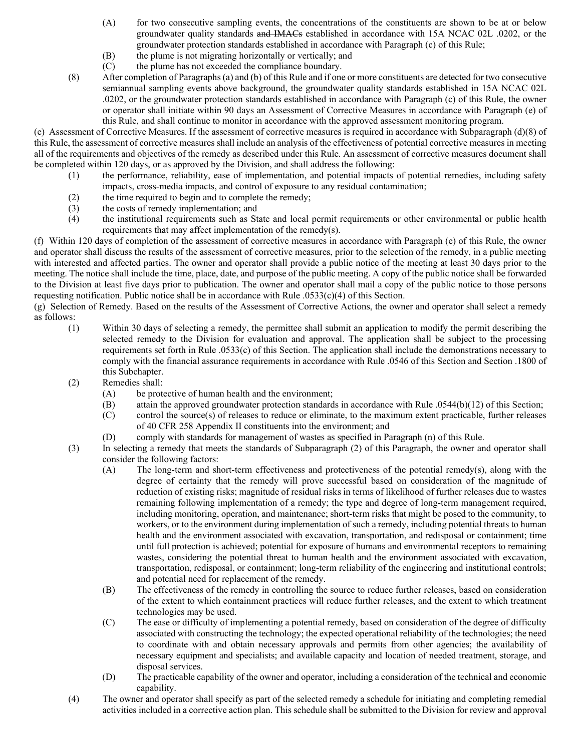(A) for two consecutive sampling events, the concentrations of the constituents are shown to be at or below groundwater quality standards ~~and IMACs~~ established in accordance with 15A NCAC 02L .0202, or the groundwater protection standards established in accordance with Paragraph (c) of this Rule;

(B) the plume is not migrating horizontally or vertically; and

(C) the plume has not exceeded the compliance boundary.

(8) After completion of Paragraphs (a) and (b) of this Rule and if one or more constituents are detected for two consecutive semiannual sampling events above background, the groundwater quality standards established in 15A NCAC 02L .0202, or the groundwater protection standards established in accordance with Paragraph (c) of this Rule, the owner or operator shall initiate within 90 days an Assessment of Corrective Measures in accordance with Paragraph (e) of this Rule, and shall continue to monitor in accordance with the approved assessment monitoring program.

(e) Assessment of Corrective Measures. If the assessment of corrective measures is required in accordance with Subparagraph (d)(8) of this Rule, the assessment of corrective measures shall include an analysis of the effectiveness of potential corrective measures in meeting all of the requirements and objectives of the remedy as described under this Rule. An assessment of corrective measures document shall be completed within 120 days, or as approved by the Division, and shall address the following:

(1) the performance, reliability, ease of implementation, and potential impacts of potential remedies, including safety impacts, cross-media impacts, and control of exposure to any residual contamination;

(2) the time required to begin and to complete the remedy;

(3) the costs of remedy implementation; and

(4) the institutional requirements such as State and local permit requirements or other environmental or public health requirements that may affect implementation of the remedy(s).

(f) Within 120 days of completion of the assessment of corrective measures in accordance with Paragraph (e) of this Rule, the owner and operator shall discuss the results of the assessment of corrective measures, prior to the selection of the remedy, in a public meeting with interested and affected parties. The owner and operator shall provide a public notice of the meeting at least 30 days prior to the meeting. The notice shall include the time, place, date, and purpose of the public meeting. A copy of the public notice shall be forwarded to the Division at least five days prior to publication. The owner and operator shall mail a copy of the public notice to those persons requesting notification. Public notice shall be in accordance with Rule .0533(c)(4) of this Section.

(g) Selection of Remedy. Based on the results of the Assessment of Corrective Actions, the owner and operator shall select a remedy as follows:

(1) Within 30 days of selecting a remedy, the permittee shall submit an application to modify the permit describing the selected remedy to the Division for evaluation and approval. The application shall be subject to the processing requirements set forth in Rule .0533(c) of this Section. The application shall include the demonstrations necessary to comply with the financial assurance requirements in accordance with Rule .0546 of this Section and Section .1800 of this Subchapter.

(2) Remedies shall:

(A) be protective of human health and the environment;

(B) attain the approved groundwater protection standards in accordance with Rule .0544(b)(12) of this Section;

(C) control the source(s) of releases to reduce or eliminate, to the maximum extent practicable, further releases of 40 CFR 258 Appendix II constituents into the environment; and

(D) comply with standards for management of wastes as specified in Paragraph (n) of this Rule.

(3) In selecting a remedy that meets the standards of Subparagraph (2) of this Paragraph, the owner and operator shall consider the following factors:

(A) The long-term and short-term effectiveness and protectiveness of the potential remedy(s), along with the degree of certainty that the remedy will prove successful based on consideration of the magnitude of reduction of existing risks; magnitude of residual risks in terms of likelihood of further releases due to wastes remaining following implementation of a remedy; the type and degree of long-term management required, including monitoring, operation, and maintenance; short-term risks that might be posed to the community, to workers, or to the environment during implementation of such a remedy, including potential threats to human health and the environment associated with excavation, transportation, and redisposal or containment; time until full protection is achieved; potential for exposure of humans and environmental receptors to remaining wastes, considering the potential threat to human health and the environment associated with excavation, transportation, redisposal, or containment; long-term reliability of the engineering and institutional controls; and potential need for replacement of the remedy.

(B) The effectiveness of the remedy in controlling the source to reduce further releases, based on consideration of the extent to which containment practices will reduce further releases, and the extent to which treatment technologies may be used.

(C) The ease or difficulty of implementing a potential remedy, based on consideration of the degree of difficulty associated with constructing the technology; the expected operational reliability of the technologies; the need to coordinate with and obtain necessary approvals and permits from other agencies; the availability of necessary equipment and specialists; and available capacity and location of needed treatment, storage, and disposal services.

(D) The practicable capability of the owner and operator, including a consideration of the technical and economic capability.

(4) The owner and operator shall specify as part of the selected remedy a schedule for initiating and completing remedial activities included in a corrective action plan. This schedule shall be submitted to the Division for review and approval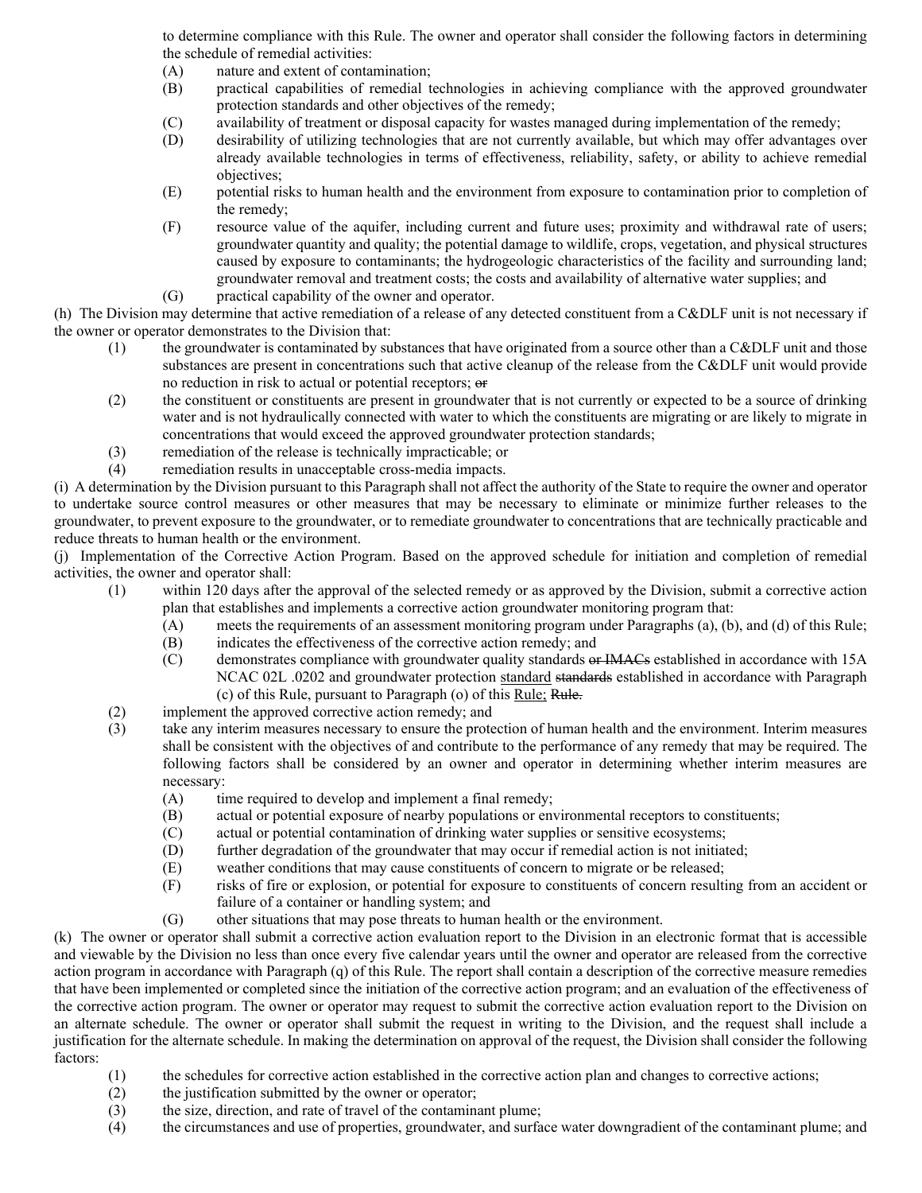to determine compliance with this Rule. The owner and operator shall consider the following factors in determining the schedule of remedial activities:

- (A) nature and extent of contamination;
- (B) practical capabilities of remedial technologies in achieving compliance with the approved groundwater protection standards and other objectives of the remedy;
- (C) availability of treatment or disposal capacity for wastes managed during implementation of the remedy;
- (D) desirability of utilizing technologies that are not currently available, but which may offer advantages over already available technologies in terms of effectiveness, reliability, safety, or ability to achieve remedial objectives;
- (E) potential risks to human health and the environment from exposure to contamination prior to completion of the remedy;
- (F) resource value of the aquifer, including current and future uses; proximity and withdrawal rate of users; groundwater quantity and quality; the potential damage to wildlife, crops, vegetation, and physical structures caused by exposure to contaminants; the hydrogeologic characteristics of the facility and surrounding land; groundwater removal and treatment costs; the costs and availability of alternative water supplies; and
- (G) practical capability of the owner and operator.

(h) The Division may determine that active remediation of a release of any detected constituent from a C&DLF unit is not necessary if the owner or operator demonstrates to the Division that:

- (1) the groundwater is contaminated by substances that have originated from a source other than a C&DLF unit and those substances are present in concentrations such that active cleanup of the release from the C&DLF unit would provide no reduction in risk to actual or potential receptors; ~~or~~
- (2) the constituent or constituents are present in groundwater that is not currently or expected to be a source of drinking water and is not hydraulically connected with water to which the constituents are migrating or are likely to migrate in concentrations that would exceed the approved groundwater protection standards;
- (3) remediation of the release is technically impracticable; or
- (4) remediation results in unacceptable cross-media impacts.

(i) A determination by the Division pursuant to this Paragraph shall not affect the authority of the State to require the owner and operator to undertake source control measures or other measures that may be necessary to eliminate or minimize further releases to the groundwater, to prevent exposure to the groundwater, or to remediate groundwater to concentrations that are technically practicable and reduce threats to human health or the environment.

(j) Implementation of the Corrective Action Program. Based on the approved schedule for initiation and completion of remedial activities, the owner and operator shall:

- (1) within 120 days after the approval of the selected remedy or as approved by the Division, submit a corrective action plan that establishes and implements a corrective action groundwater monitoring program that:
  - (A) meets the requirements of an assessment monitoring program under Paragraphs (a), (b), and (d) of this Rule;
  - (B) indicates the effectiveness of the corrective action remedy; and
  - (C) demonstrates compliance with groundwater quality standards ~~or IMACs~~ established in accordance with 15A NCAC 02L .0202 and groundwater protection <u>standard</u> ~~standards~~ established in accordance with Paragraph (c) of this Rule, pursuant to Paragraph (o) of this <u>Rule;</u> ~~Rule.~~
- (2) implement the approved corrective action remedy; and
- (3) take any interim measures necessary to ensure the protection of human health and the environment. Interim measures shall be consistent with the objectives of and contribute to the performance of any remedy that may be required. The following factors shall be considered by an owner and operator in determining whether interim measures are necessary:
  - (A) time required to develop and implement a final remedy;
  - (B) actual or potential exposure of nearby populations or environmental receptors to constituents;
  - (C) actual or potential contamination of drinking water supplies or sensitive ecosystems;
  - (D) further degradation of the groundwater that may occur if remedial action is not initiated;
  - (E) weather conditions that may cause constituents of concern to migrate or be released;
  - (F) risks of fire or explosion, or potential for exposure to constituents of concern resulting from an accident or failure of a container or handling system; and
  - (G) other situations that may pose threats to human health or the environment.

(k) The owner or operator shall submit a corrective action evaluation report to the Division in an electronic format that is accessible and viewable by the Division no less than once every five calendar years until the owner and operator are released from the corrective action program in accordance with Paragraph (q) of this Rule. The report shall contain a description of the corrective measure remedies that have been implemented or completed since the initiation of the corrective action program; and an evaluation of the effectiveness of the corrective action program. The owner or operator may request to submit the corrective action evaluation report to the Division on an alternate schedule. The owner or operator shall submit the request in writing to the Division, and the request shall include a justification for the alternate schedule. In making the determination on approval of the request, the Division shall consider the following factors:

- (1) the schedules for corrective action established in the corrective action plan and changes to corrective actions;
- (2) the justification submitted by the owner or operator;
- (3) the size, direction, and rate of travel of the contaminant plume;
- (4) the circumstances and use of properties, groundwater, and surface water downgradient of the contaminant plume; and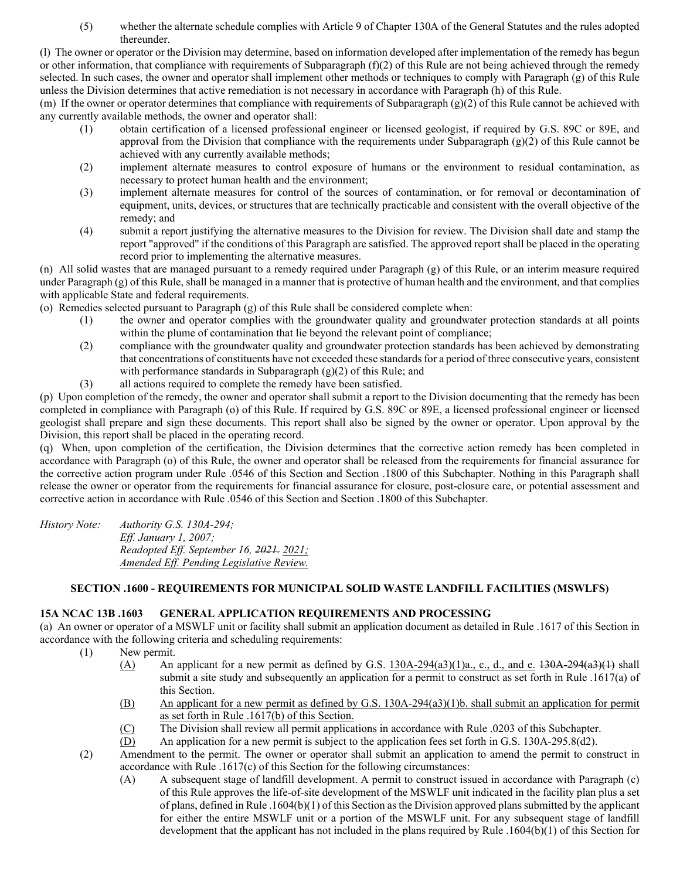(5) whether the alternate schedule complies with Article 9 of Chapter 130A of the General Statutes and the rules adopted thereunder.

(l) The owner or operator or the Division may determine, based on information developed after implementation of the remedy has begun or other information, that compliance with requirements of Subparagraph (f)(2) of this Rule are not being achieved through the remedy selected. In such cases, the owner and operator shall implement other methods or techniques to comply with Paragraph (g) of this Rule unless the Division determines that active remediation is not necessary in accordance with Paragraph (h) of this Rule.

(m) If the owner or operator determines that compliance with requirements of Subparagraph (g)(2) of this Rule cannot be achieved with any currently available methods, the owner and operator shall:

(1) obtain certification of a licensed professional engineer or licensed geologist, if required by G.S. 89C or 89E, and approval from the Division that compliance with the requirements under Subparagraph (g)(2) of this Rule cannot be achieved with any currently available methods;

(2) implement alternate measures to control exposure of humans or the environment to residual contamination, as necessary to protect human health and the environment;

(3) implement alternate measures for control of the sources of contamination, or for removal or decontamination of equipment, units, devices, or structures that are technically practicable and consistent with the overall objective of the remedy; and

(4) submit a report justifying the alternative measures to the Division for review. The Division shall date and stamp the report "approved" if the conditions of this Paragraph are satisfied. The approved report shall be placed in the operating record prior to implementing the alternative measures.

(n) All solid wastes that are managed pursuant to a remedy required under Paragraph (g) of this Rule, or an interim measure required under Paragraph (g) of this Rule, shall be managed in a manner that is protective of human health and the environment, and that complies with applicable State and federal requirements.

(o) Remedies selected pursuant to Paragraph (g) of this Rule shall be considered complete when:

(1) the owner and operator complies with the groundwater quality and groundwater protection standards at all points within the plume of contamination that lie beyond the relevant point of compliance;

(2) compliance with the groundwater quality and groundwater protection standards has been achieved by demonstrating that concentrations of constituents have not exceeded these standards for a period of three consecutive years, consistent with performance standards in Subparagraph (g)(2) of this Rule; and

(3) all actions required to complete the remedy have been satisfied.

(p) Upon completion of the remedy, the owner and operator shall submit a report to the Division documenting that the remedy has been completed in compliance with Paragraph (o) of this Rule. If required by G.S. 89C or 89E, a licensed professional engineer or licensed geologist shall prepare and sign these documents. This report shall also be signed by the owner or operator. Upon approval by the Division, this report shall be placed in the operating record.

(q) When, upon completion of the certification, the Division determines that the corrective action remedy has been completed in accordance with Paragraph (o) of this Rule, the owner and operator shall be released from the requirements for financial assurance for the corrective action program under Rule .0546 of this Section and Section .1800 of this Subchapter. Nothing in this Paragraph shall release the owner or operator from the requirements for financial assurance for closure, post-closure care, or potential assessment and corrective action in accordance with Rule .0546 of this Section and Section .1800 of this Subchapter.

*History Note:* *Authority G.S. 130A-294;*
*Eff. January 1, 2007;*
*Readopted Eff. September 16, ~~2021.~~ 2021;*
*Amended Eff. Pending Legislative Review.*

**SECTION .1600 - REQUIREMENTS FOR MUNICIPAL SOLID WASTE LANDFILL FACILITIES (MSWLFS)**

**15A NCAC 13B .1603 GENERAL APPLICATION REQUIREMENTS AND PROCESSING**

(a) An owner or operator of a MSWLF unit or facility shall submit an application document as detailed in Rule .1617 of this Section in accordance with the following criteria and scheduling requirements:

(1) New permit.

(A) An applicant for a new permit as defined by G.S. 130A-294(a3)(1)a., c., d., and e. ~~130A-294(a3)(1)~~ shall submit a site study and subsequently an application for a permit to construct as set forth in Rule .1617(a) of this Section.

(B) An applicant for a new permit as defined by G.S. 130A-294(a3)(1)b. shall submit an application for permit as set forth in Rule .1617(b) of this Section.

(C) The Division shall review all permit applications in accordance with Rule .0203 of this Subchapter.

(D) An application for a new permit is subject to the application fees set forth in G.S. 130A-295.8(d2).

(2) Amendment to the permit. The owner or operator shall submit an application to amend the permit to construct in accordance with Rule .1617(c) of this Section for the following circumstances:

(A) A subsequent stage of landfill development. A permit to construct issued in accordance with Paragraph (c) of this Rule approves the life-of-site development of the MSWLF unit indicated in the facility plan plus a set of plans, defined in Rule .1604(b)(1) of this Section as the Division approved plans submitted by the applicant for either the entire MSWLF unit or a portion of the MSWLF unit. For any subsequent stage of landfill development that the applicant has not included in the plans required by Rule .1604(b)(1) of this Section for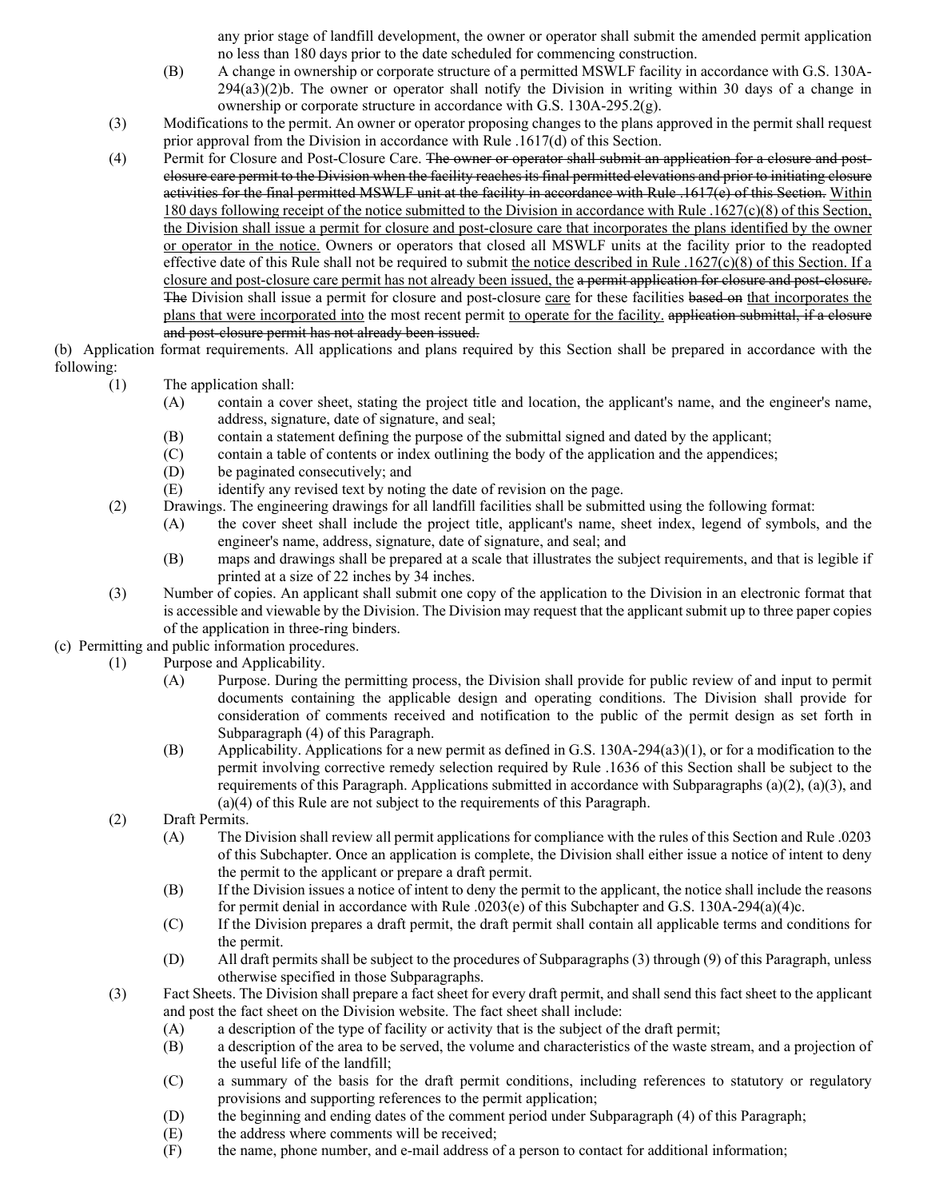any prior stage of landfill development, the owner or operator shall submit the amended permit application no less than 180 days prior to the date scheduled for commencing construction.

(B) A change in ownership or corporate structure of a permitted MSWLF facility in accordance with G.S. 130A-294(a3)(2)b. The owner or operator shall notify the Division in writing within 30 days of a change in ownership or corporate structure in accordance with G.S. 130A-295.2(g).

(3) Modifications to the permit. An owner or operator proposing changes to the plans approved in the permit shall request prior approval from the Division in accordance with Rule .1617(d) of this Section.

(4) Permit for Closure and Post-Closure Care. ~~The owner or operator shall submit an application for a closure and post-closure care permit to the Division when the facility reaches its final permitted elevations and prior to initiating closure activities for the final permitted MSWLF unit at the facility in accordance with Rule .1617(e) of this Section.~~ <u>Within 180 days following receipt of the notice submitted to the Division in accordance with Rule .1627(c)(8) of this Section, the Division shall issue a permit for closure and post-closure care that incorporates the plans identified by the owner or operator in the notice.</u> Owners or operators that closed all MSWLF units at the facility prior to the readopted effective date of this Rule shall not be required to submit <u>the notice described in Rule .1627(c)(8) of this Section. If a closure and post-closure care permit has not already been issued, the</u> ~~a permit application for closure and post-closure. The~~ Division shall issue a permit for closure and post-closure <u>care</u> for these facilities ~~based on~~ <u>that incorporates the plans that were incorporated into</u> the most recent permit <u>to operate for the facility.</u> ~~application submittal, if a closure and post-closure permit has not already been issued.~~

(b) Application format requirements. All applications and plans required by this Section shall be prepared in accordance with the following:

(1) The application shall:

(A) contain a cover sheet, stating the project title and location, the applicant's name, and the engineer's name, address, signature, date of signature, and seal;

(B) contain a statement defining the purpose of the submittal signed and dated by the applicant;

(C) contain a table of contents or index outlining the body of the application and the appendices;

(D) be paginated consecutively; and

(E) identify any revised text by noting the date of revision on the page.

(2) Drawings. The engineering drawings for all landfill facilities shall be submitted using the following format:

(A) the cover sheet shall include the project title, applicant's name, sheet index, legend of symbols, and the engineer's name, address, signature, date of signature, and seal; and

(B) maps and drawings shall be prepared at a scale that illustrates the subject requirements, and that is legible if printed at a size of 22 inches by 34 inches.

(3) Number of copies. An applicant shall submit one copy of the application to the Division in an electronic format that is accessible and viewable by the Division. The Division may request that the applicant submit up to three paper copies of the application in three-ring binders.

(c) Permitting and public information procedures.

(1) Purpose and Applicability.

(A) Purpose. During the permitting process, the Division shall provide for public review of and input to permit documents containing the applicable design and operating conditions. The Division shall provide for consideration of comments received and notification to the public of the permit design as set forth in Subparagraph (4) of this Paragraph.

(B) Applicability. Applications for a new permit as defined in G.S. 130A-294(a3)(1), or for a modification to the permit involving corrective remedy selection required by Rule .1636 of this Section shall be subject to the requirements of this Paragraph. Applications submitted in accordance with Subparagraphs (a)(2), (a)(3), and (a)(4) of this Rule are not subject to the requirements of this Paragraph.

(2) Draft Permits.

(A) The Division shall review all permit applications for compliance with the rules of this Section and Rule .0203 of this Subchapter. Once an application is complete, the Division shall either issue a notice of intent to deny the permit to the applicant or prepare a draft permit.

(B) If the Division issues a notice of intent to deny the permit to the applicant, the notice shall include the reasons for permit denial in accordance with Rule .0203(e) of this Subchapter and G.S. 130A-294(a)(4)c.

(C) If the Division prepares a draft permit, the draft permit shall contain all applicable terms and conditions for the permit.

(D) All draft permits shall be subject to the procedures of Subparagraphs (3) through (9) of this Paragraph, unless otherwise specified in those Subparagraphs.

(3) Fact Sheets. The Division shall prepare a fact sheet for every draft permit, and shall send this fact sheet to the applicant and post the fact sheet on the Division website. The fact sheet shall include:

(A) a description of the type of facility or activity that is the subject of the draft permit;

(B) a description of the area to be served, the volume and characteristics of the waste stream, and a projection of the useful life of the landfill;

(C) a summary of the basis for the draft permit conditions, including references to statutory or regulatory provisions and supporting references to the permit application;

(D) the beginning and ending dates of the comment period under Subparagraph (4) of this Paragraph;

(E) the address where comments will be received;

(F) the name, phone number, and e-mail address of a person to contact for additional information;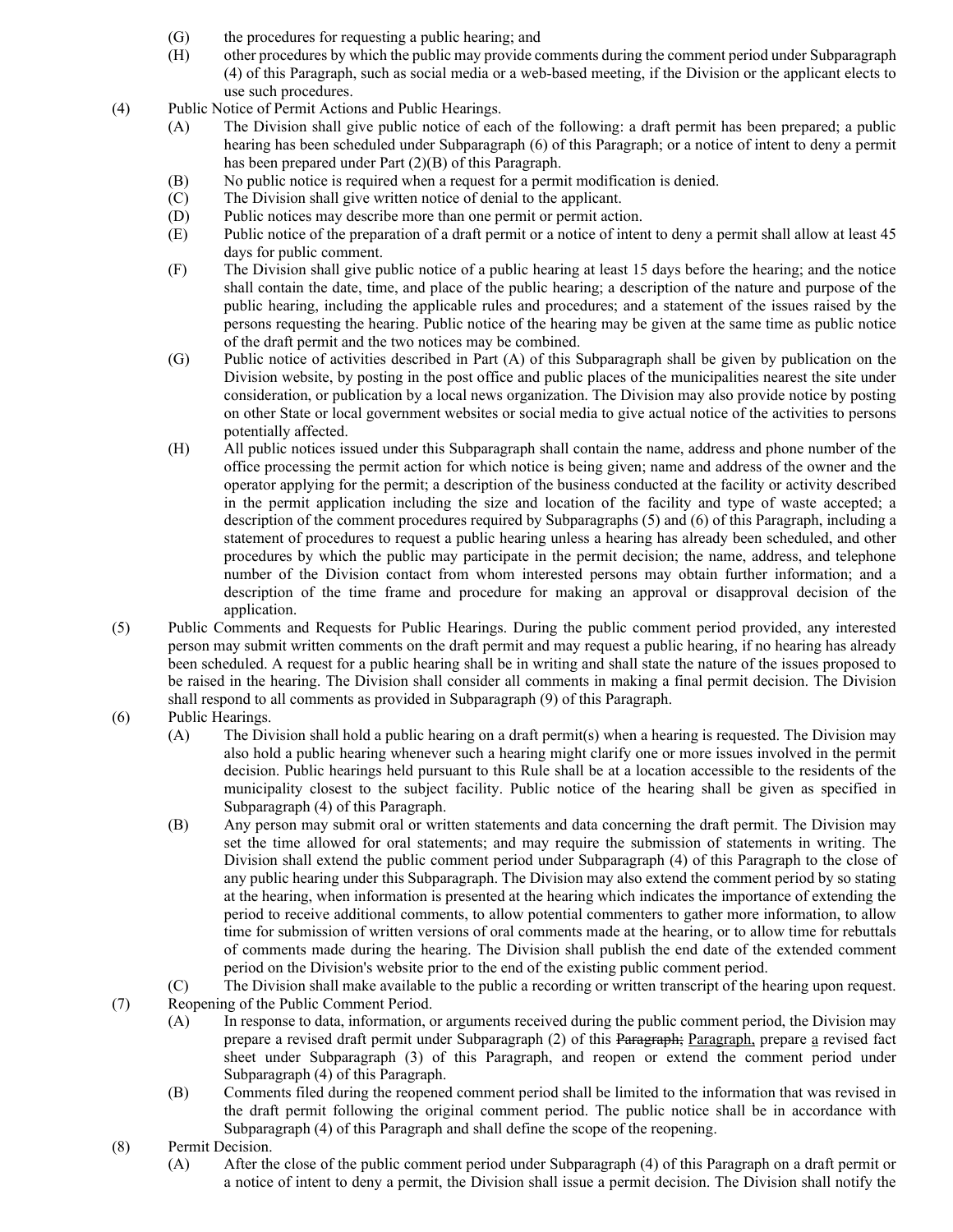(G) the procedures for requesting a public hearing; and

(H) other procedures by which the public may provide comments during the comment period under Subparagraph (4) of this Paragraph, such as social media or a web-based meeting, if the Division or the applicant elects to use such procedures.

(4) Public Notice of Permit Actions and Public Hearings.

(A) The Division shall give public notice of each of the following: a draft permit has been prepared; a public hearing has been scheduled under Subparagraph (6) of this Paragraph; or a notice of intent to deny a permit has been prepared under Part (2)(B) of this Paragraph.

(B) No public notice is required when a request for a permit modification is denied.

(C) The Division shall give written notice of denial to the applicant.

(D) Public notices may describe more than one permit or permit action.

(E) Public notice of the preparation of a draft permit or a notice of intent to deny a permit shall allow at least 45 days for public comment.

(F) The Division shall give public notice of a public hearing at least 15 days before the hearing; and the notice shall contain the date, time, and place of the public hearing; a description of the nature and purpose of the public hearing, including the applicable rules and procedures; and a statement of the issues raised by the persons requesting the hearing. Public notice of the hearing may be given at the same time as public notice of the draft permit and the two notices may be combined.

(G) Public notice of activities described in Part (A) of this Subparagraph shall be given by publication on the Division website, by posting in the post office and public places of the municipalities nearest the site under consideration, or publication by a local news organization. The Division may also provide notice by posting on other State or local government websites or social media to give actual notice of the activities to persons potentially affected.

(H) All public notices issued under this Subparagraph shall contain the name, address and phone number of the office processing the permit action for which notice is being given; name and address of the owner and the operator applying for the permit; a description of the business conducted at the facility or activity described in the permit application including the size and location of the facility and type of waste accepted; a description of the comment procedures required by Subparagraphs (5) and (6) of this Paragraph, including a statement of procedures to request a public hearing unless a hearing has already been scheduled, and other procedures by which the public may participate in the permit decision; the name, address, and telephone number of the Division contact from whom interested persons may obtain further information; and a description of the time frame and procedure for making an approval or disapproval decision of the application.

(5) Public Comments and Requests for Public Hearings. During the public comment period provided, any interested person may submit written comments on the draft permit and may request a public hearing, if no hearing has already been scheduled. A request for a public hearing shall be in writing and shall state the nature of the issues proposed to be raised in the hearing. The Division shall consider all comments in making a final permit decision. The Division shall respond to all comments as provided in Subparagraph (9) of this Paragraph.

(6) Public Hearings.

(A) The Division shall hold a public hearing on a draft permit(s) when a hearing is requested. The Division may also hold a public hearing whenever such a hearing might clarify one or more issues involved in the permit decision. Public hearings held pursuant to this Rule shall be at a location accessible to the residents of the municipality closest to the subject facility. Public notice of the hearing shall be given as specified in Subparagraph (4) of this Paragraph.

(B) Any person may submit oral or written statements and data concerning the draft permit. The Division may set the time allowed for oral statements; and may require the submission of statements in writing. The Division shall extend the public comment period under Subparagraph (4) of this Paragraph to the close of any public hearing under this Subparagraph. The Division may also extend the comment period by so stating at the hearing, when information is presented at the hearing which indicates the importance of extending the period to receive additional comments, to allow potential commenters to gather more information, to allow time for submission of written versions of oral comments made at the hearing, or to allow time for rebuttals of comments made during the hearing. The Division shall publish the end date of the extended comment period on the Division's website prior to the end of the existing public comment period.

(C) The Division shall make available to the public a recording or written transcript of the hearing upon request.

(7) Reopening of the Public Comment Period.

(A) In response to data, information, or arguments received during the public comment period, the Division may prepare a revised draft permit under Subparagraph (2) of this ~~Paragraph;~~ <u>Paragraph,</u> prepare <u>a</u> revised fact sheet under Subparagraph (3) of this Paragraph, and reopen or extend the comment period under Subparagraph (4) of this Paragraph.

(B) Comments filed during the reopened comment period shall be limited to the information that was revised in the draft permit following the original comment period. The public notice shall be in accordance with Subparagraph (4) of this Paragraph and shall define the scope of the reopening.

(8) Permit Decision.

(A) After the close of the public comment period under Subparagraph (4) of this Paragraph on a draft permit or a notice of intent to deny a permit, the Division shall issue a permit decision. The Division shall notify the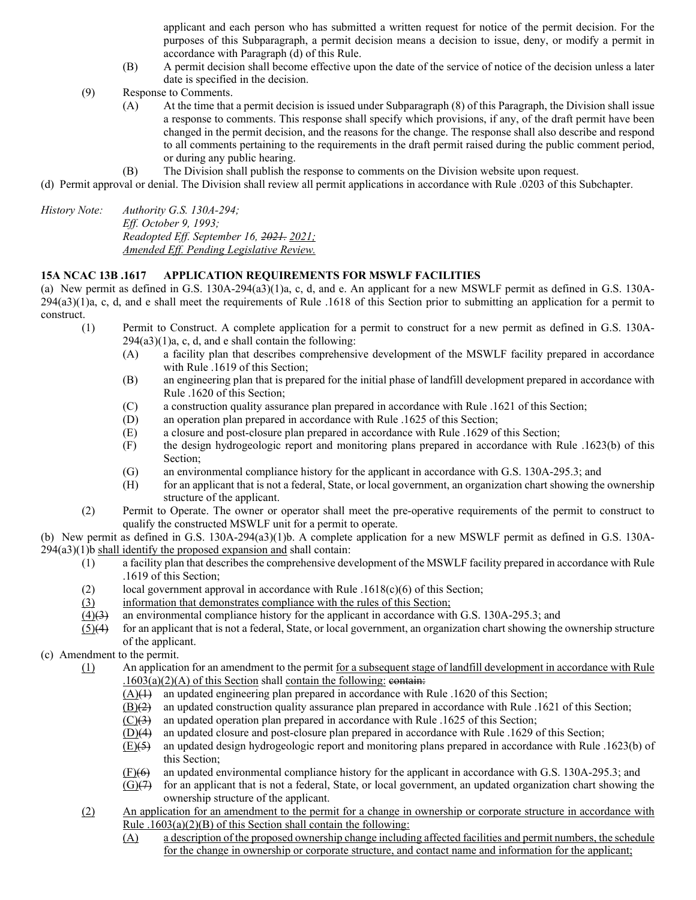applicant and each person who has submitted a written request for notice of the permit decision. For the purposes of this Subparagraph, a permit decision means a decision to issue, deny, or modify a permit in accordance with Paragraph (d) of this Rule.

(B) A permit decision shall become effective upon the date of the service of notice of the decision unless a later date is specified in the decision.

(9) Response to Comments.

(A) At the time that a permit decision is issued under Subparagraph (8) of this Paragraph, the Division shall issue a response to comments. This response shall specify which provisions, if any, of the draft permit have been changed in the permit decision, and the reasons for the change. The response shall also describe and respond to all comments pertaining to the requirements in the draft permit raised during the public comment period, or during any public hearing.

(B) The Division shall publish the response to comments on the Division website upon request.

(d) Permit approval or denial. The Division shall review all permit applications in accordance with Rule .0203 of this Subchapter.

*History Note: Authority G.S. 130A-294;*
*Eff. October 9, 1993;*
*Readopted Eff. September 16, ~~2021.~~ 2021;*
*Amended Eff. Pending Legislative Review.*

**15A NCAC 13B .1617 APPLICATION REQUIREMENTS FOR MSWLF FACILITIES**

(a) New permit as defined in G.S. 130A-294(a3)(1)a, c, d, and e. An applicant for a new MSWLF permit as defined in G.S. 130A-294(a3)(1)a, c, d, and e shall meet the requirements of Rule .1618 of this Section prior to submitting an application for a permit to construct.

(1) Permit to Construct. A complete application for a permit to construct for a new permit as defined in G.S. 130A-294(a3)(1)a, c, d, and e shall contain the following:

(A) a facility plan that describes comprehensive development of the MSWLF facility prepared in accordance with Rule .1619 of this Section;
(B) an engineering plan that is prepared for the initial phase of landfill development prepared in accordance with Rule .1620 of this Section;
(C) a construction quality assurance plan prepared in accordance with Rule .1621 of this Section;
(D) an operation plan prepared in accordance with Rule .1625 of this Section;
(E) a closure and post-closure plan prepared in accordance with Rule .1629 of this Section;
(F) the design hydrogeologic report and monitoring plans prepared in accordance with Rule .1623(b) of this Section;
(G) an environmental compliance history for the applicant in accordance with G.S. 130A-295.3; and
(H) for an applicant that is not a federal, State, or local government, an organization chart showing the ownership structure of the applicant.

(2) Permit to Operate. The owner or operator shall meet the pre-operative requirements of the permit to construct to qualify the constructed MSWLF unit for a permit to operate.

(b) New permit as defined in G.S. 130A-294(a3)(1)b. A complete application for a new MSWLF permit as defined in G.S. 130A-294(a3)(1)b <u>shall identify the proposed expansion and</u> shall contain:

(1) a facility plan that describes the comprehensive development of the MSWLF facility prepared in accordance with Rule .1619 of this Section;
(2) local government approval in accordance with Rule .1618(c)(6) of this Section;
<u>(3)</u> <u>information that demonstrates compliance with the rules of this Section;</u>
<u>(4)</u>~~(3)~~ an environmental compliance history for the applicant in accordance with G.S. 130A-295.3; and
<u>(5)</u>~~(4)~~ for an applicant that is not a federal, State, or local government, an organization chart showing the ownership structure of the applicant.

(c) Amendment to the permit.

<u>(1)</u> An application for an amendment to the permit <u>for a subsequent stage of landfill development in accordance with Rule .1603(a)(2)(A) of this Section</u> shall <u>contain the following:</u> ~~contain:~~

<u>(A)</u>~~(1)~~ an updated engineering plan prepared in accordance with Rule .1620 of this Section;
<u>(B)</u>~~(2)~~ an updated construction quality assurance plan prepared in accordance with Rule .1621 of this Section;
<u>(C)</u>~~(3)~~ an updated operation plan prepared in accordance with Rule .1625 of this Section;
<u>(D)</u>~~(4)~~ an updated closure and post-closure plan prepared in accordance with Rule .1629 of this Section;
<u>(E)</u>~~(5)~~ an updated design hydrogeologic report and monitoring plans prepared in accordance with Rule .1623(b) of this Section;
<u>(F)</u>~~(6)~~ an updated environmental compliance history for the applicant in accordance with G.S. 130A-295.3; and
<u>(G)</u>~~(7)~~ for an applicant that is not a federal, State, or local government, an updated organization chart showing the ownership structure of the applicant.

<u>(2)</u> <u>An application for an amendment to the permit for a change in ownership or corporate structure in accordance with Rule .1603(a)(2)(B) of this Section shall contain the following:</u>

<u>(A)</u> <u>a description of the proposed ownership change including affected facilities and permit numbers, the schedule for the change in ownership or corporate structure, and contact name and information for the applicant;</u>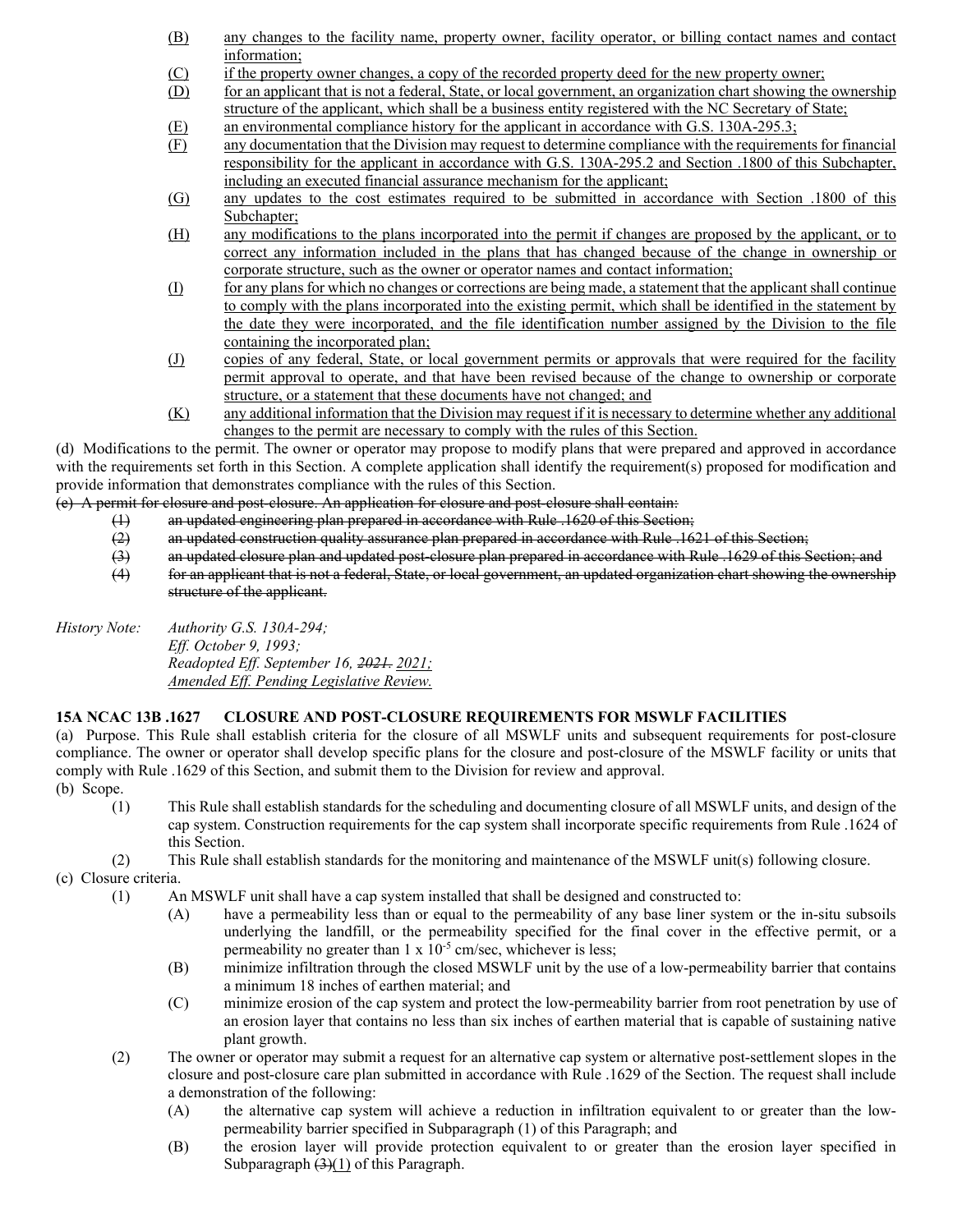(B) any changes to the facility name, property owner, facility operator, or billing contact names and contact information;

(C) if the property owner changes, a copy of the recorded property deed for the new property owner;

(D) for an applicant that is not a federal, State, or local government, an organization chart showing the ownership structure of the applicant, which shall be a business entity registered with the NC Secretary of State;

(E) an environmental compliance history for the applicant in accordance with G.S. 130A-295.3;

(F) any documentation that the Division may request to determine compliance with the requirements for financial responsibility for the applicant in accordance with G.S. 130A-295.2 and Section .1800 of this Subchapter, including an executed financial assurance mechanism for the applicant;

(G) any updates to the cost estimates required to be submitted in accordance with Section .1800 of this Subchapter;

(H) any modifications to the plans incorporated into the permit if changes are proposed by the applicant, or to correct any information included in the plans that has changed because of the change in ownership or corporate structure, such as the owner or operator names and contact information;

(I) for any plans for which no changes or corrections are being made, a statement that the applicant shall continue to comply with the plans incorporated into the existing permit, which shall be identified in the statement by the date they were incorporated, and the file identification number assigned by the Division to the file containing the incorporated plan;

(J) copies of any federal, State, or local government permits or approvals that were required for the facility permit approval to operate, and that have been revised because of the change to ownership or corporate structure, or a statement that these documents have not changed; and

(K) any additional information that the Division may request if it is necessary to determine whether any additional changes to the permit are necessary to comply with the rules of this Section.

(d) Modifications to the permit. The owner or operator may propose to modify plans that were prepared and approved in accordance with the requirements set forth in this Section. A complete application shall identify the requirement(s) proposed for modification and provide information that demonstrates compliance with the rules of this Section.

~~(e) A permit for closure and post-closure. An application for closure and post-closure shall contain:~~

~~(1) an updated engineering plan prepared in accordance with Rule .1620 of this Section;~~

~~(2) an updated construction quality assurance plan prepared in accordance with Rule .1621 of this Section;~~

~~(3) an updated closure plan and updated post-closure plan prepared in accordance with Rule .1629 of this Section; and~~

~~(4) for an applicant that is not a federal, State, or local government, an updated organization chart showing the ownership structure of the applicant.~~

*History Note: Authority G.S. 130A-294;*
*Eff. October 9, 1993;*
*Readopted Eff. September 16, ~~2021.~~ 2021;*
*Amended Eff. Pending Legislative Review.*

**15A NCAC 13B .1627 CLOSURE AND POST-CLOSURE REQUIREMENTS FOR MSWLF FACILITIES**

(a) Purpose. This Rule shall establish criteria for the closure of all MSWLF units and subsequent requirements for post-closure compliance. The owner or operator shall develop specific plans for the closure and post-closure of the MSWLF facility or units that comply with Rule .1629 of this Section, and submit them to the Division for review and approval.

(b) Scope.

(1) This Rule shall establish standards for the scheduling and documenting closure of all MSWLF units, and design of the cap system. Construction requirements for the cap system shall incorporate specific requirements from Rule .1624 of this Section.

(2) This Rule shall establish standards for the monitoring and maintenance of the MSWLF unit(s) following closure.

(c) Closure criteria.

(1) An MSWLF unit shall have a cap system installed that shall be designed and constructed to:

(A) have a permeability less than or equal to the permeability of any base liner system or the in-situ subsoils underlying the landfill, or the permeability specified for the final cover in the effective permit, or a permeability no greater than $1 \times 10^{-5}$ cm/sec, whichever is less;

(B) minimize infiltration through the closed MSWLF unit by the use of a low-permeability barrier that contains a minimum 18 inches of earthen material; and

(C) minimize erosion of the cap system and protect the low-permeability barrier from root penetration by use of an erosion layer that contains no less than six inches of earthen material that is capable of sustaining native plant growth.

(2) The owner or operator may submit a request for an alternative cap system or alternative post-settlement slopes in the closure and post-closure care plan submitted in accordance with Rule .1629 of the Section. The request shall include a demonstration of the following:

(A) the alternative cap system will achieve a reduction in infiltration equivalent to or greater than the low-permeability barrier specified in Subparagraph (1) of this Paragraph; and

(B) the erosion layer will provide protection equivalent to or greater than the erosion layer specified in Subparagraph ~~(3)~~(1) of this Paragraph.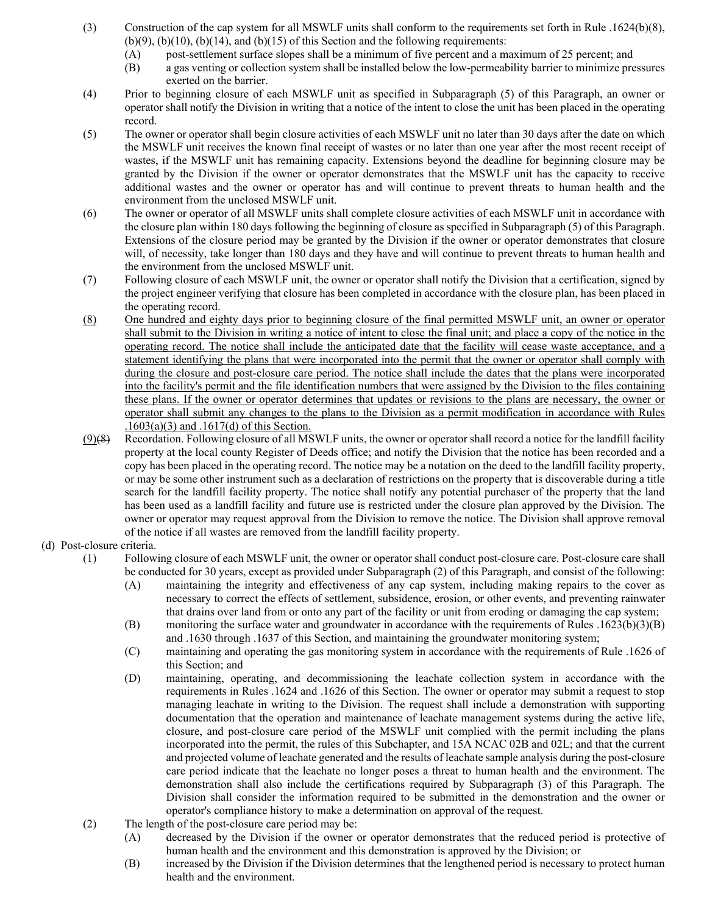(3) Construction of the cap system for all MSWLF units shall conform to the requirements set forth in Rule .1624(b)(8), (b)(9), (b)(10), (b)(14), and (b)(15) of this Section and the following requirements:

   (A) post-settlement surface slopes shall be a minimum of five percent and a maximum of 25 percent; and

   (B) a gas venting or collection system shall be installed below the low-permeability barrier to minimize pressures exerted on the barrier.

(4) Prior to beginning closure of each MSWLF unit as specified in Subparagraph (5) of this Paragraph, an owner or operator shall notify the Division in writing that a notice of the intent to close the unit has been placed in the operating record.

(5) The owner or operator shall begin closure activities of each MSWLF unit no later than 30 days after the date on which the MSWLF unit receives the known final receipt of wastes or no later than one year after the most recent receipt of wastes, if the MSWLF unit has remaining capacity. Extensions beyond the deadline for beginning closure may be granted by the Division if the owner or operator demonstrates that the MSWLF unit has the capacity to receive additional wastes and the owner or operator has and will continue to prevent threats to human health and the environment from the unclosed MSWLF unit.

(6) The owner or operator of all MSWLF units shall complete closure activities of each MSWLF unit in accordance with the closure plan within 180 days following the beginning of closure as specified in Subparagraph (5) of this Paragraph. Extensions of the closure period may be granted by the Division if the owner or operator demonstrates that closure will, of necessity, take longer than 180 days and they have and will continue to prevent threats to human health and the environment from the unclosed MSWLF unit.

(7) Following closure of each MSWLF unit, the owner or operator shall notify the Division that a certification, signed by the project engineer verifying that closure has been completed in accordance with the closure plan, has been placed in the operating record.

<u>(8)</u> <u>One hundred and eighty days prior to beginning closure of the final permitted MSWLF unit, an owner or operator shall submit to the Division in writing a notice of intent to close the final unit; and place a copy of the notice in the operating record. The notice shall include the anticipated date that the facility will cease waste acceptance, and a statement identifying the plans that were incorporated into the permit that the owner or operator shall comply with during the closure and post-closure care period. The notice shall include the dates that the plans were incorporated into the facility's permit and the file identification numbers that were assigned by the Division to the files containing these plans. If the owner or operator determines that updates or revisions to the plans are necessary, the owner or operator shall submit any changes to the plans to the Division as a permit modification in accordance with Rules .1603(a)(3) and .1617(d) of this Section.</u>

<u>(9)</u>~~(8)~~ Recordation. Following closure of all MSWLF units, the owner or operator shall record a notice for the landfill facility property at the local county Register of Deeds office; and notify the Division that the notice has been recorded and a copy has been placed in the operating record. The notice may be a notation on the deed to the landfill facility property, or may be some other instrument such as a declaration of restrictions on the property that is discoverable during a title search for the landfill facility property. The notice shall notify any potential purchaser of the property that the land has been used as a landfill facility and future use is restricted under the closure plan approved by the Division. The owner or operator may request approval from the Division to remove the notice. The Division shall approve removal of the notice if all wastes are removed from the landfill facility property.

(d) Post-closure criteria.

(1) Following closure of each MSWLF unit, the owner or operator shall conduct post-closure care. Post-closure care shall be conducted for 30 years, except as provided under Subparagraph (2) of this Paragraph, and consist of the following:

   (A) maintaining the integrity and effectiveness of any cap system, including making repairs to the cover as necessary to correct the effects of settlement, subsidence, erosion, or other events, and preventing rainwater that drains over land from or onto any part of the facility or unit from eroding or damaging the cap system;

   (B) monitoring the surface water and groundwater in accordance with the requirements of Rules .1623(b)(3)(B) and .1630 through .1637 of this Section, and maintaining the groundwater monitoring system;

   (C) maintaining and operating the gas monitoring system in accordance with the requirements of Rule .1626 of this Section; and

   (D) maintaining, operating, and decommissioning the leachate collection system in accordance with the requirements in Rules .1624 and .1626 of this Section. The owner or operator may submit a request to stop managing leachate in writing to the Division. The request shall include a demonstration with supporting documentation that the operation and maintenance of leachate management systems during the active life, closure, and post-closure care period of the MSWLF unit complied with the permit including the plans incorporated into the permit, the rules of this Subchapter, and 15A NCAC 02B and 02L; and that the current and projected volume of leachate generated and the results of leachate sample analysis during the post-closure care period indicate that the leachate no longer poses a threat to human health and the environment. The demonstration shall also include the certifications required by Subparagraph (3) of this Paragraph. The Division shall consider the information required to be submitted in the demonstration and the owner or operator's compliance history to make a determination on approval of the request.

(2) The length of the post-closure care period may be:

   (A) decreased by the Division if the owner or operator demonstrates that the reduced period is protective of human health and the environment and this demonstration is approved by the Division; or

   (B) increased by the Division if the Division determines that the lengthened period is necessary to protect human health and the environment.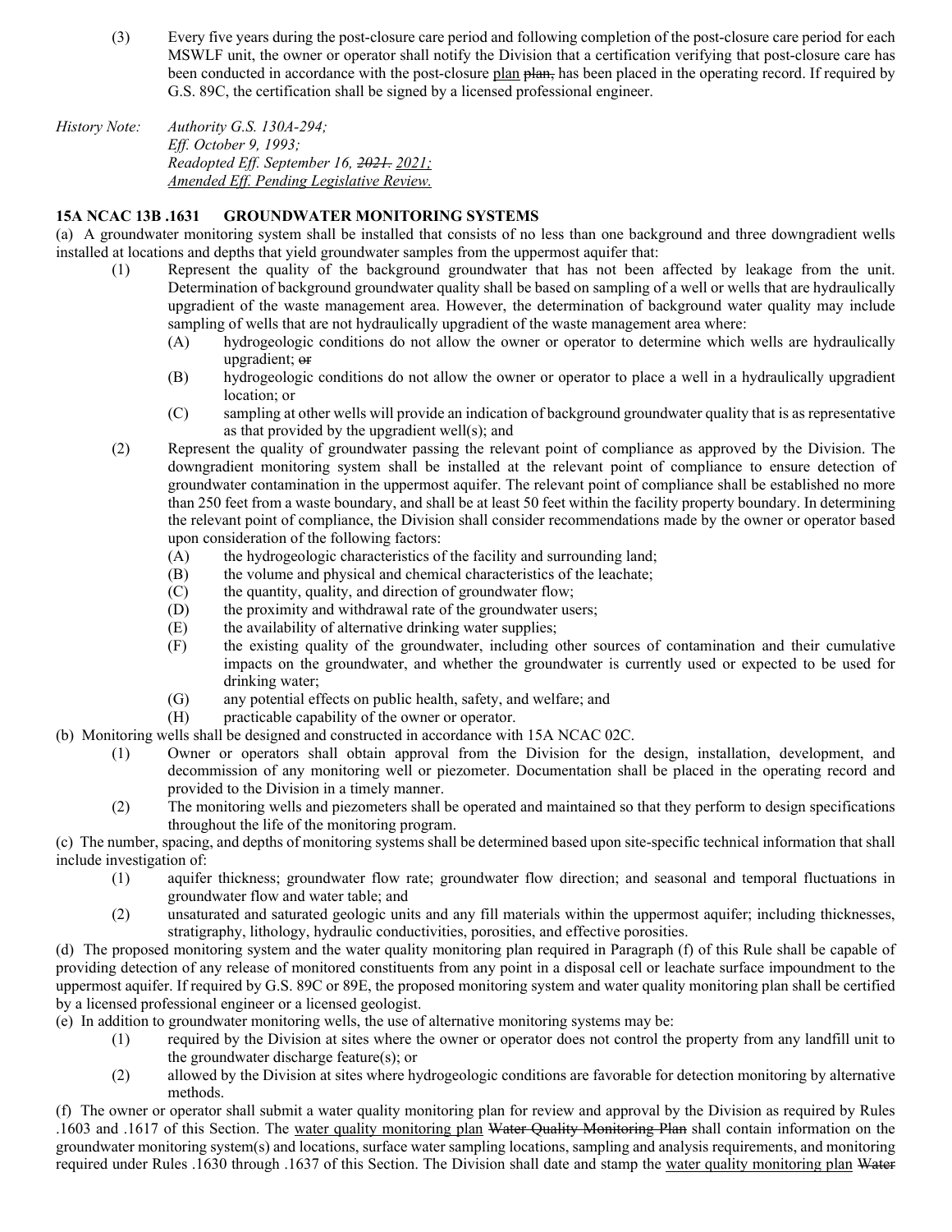(3) Every five years during the post-closure care period and following completion of the post-closure care period for each MSWLF unit, the owner or operator shall notify the Division that a certification verifying that post-closure care has been conducted in accordance with the post-closure <u>plan</u> ~~plan,~~ has been placed in the operating record. If required by G.S. 89C, the certification shall be signed by a licensed professional engineer.

*History Note: Authority G.S. 130A-294;*
*Eff. October 9, 1993;*
*Readopted Eff. September 16, ~~2021.~~ <u>2021;</u>*
*<u>Amended Eff. Pending Legislative Review.</u>*

**15A NCAC 13B .1631 GROUNDWATER MONITORING SYSTEMS**

(a) A groundwater monitoring system shall be installed that consists of no less than one background and three downgradient wells installed at locations and depths that yield groundwater samples from the uppermost aquifer that:

(1) Represent the quality of the background groundwater that has not been affected by leakage from the unit. Determination of background groundwater quality shall be based on sampling of a well or wells that are hydraulically upgradient of the waste management area. However, the determination of background water quality may include sampling of wells that are not hydraulically upgradient of the waste management area where:
  (A) hydrogeologic conditions do not allow the owner or operator to determine which wells are hydraulically upgradient; ~~or~~
  (B) hydrogeologic conditions do not allow the owner or operator to place a well in a hydraulically upgradient location; or
  (C) sampling at other wells will provide an indication of background groundwater quality that is as representative as that provided by the upgradient well(s); and

(2) Represent the quality of groundwater passing the relevant point of compliance as approved by the Division. The downgradient monitoring system shall be installed at the relevant point of compliance to ensure detection of groundwater contamination in the uppermost aquifer. The relevant point of compliance shall be established no more than 250 feet from a waste boundary, and shall be at least 50 feet within the facility property boundary. In determining the relevant point of compliance, the Division shall consider recommendations made by the owner or operator based upon consideration of the following factors:
  (A) the hydrogeologic characteristics of the facility and surrounding land;
  (B) the volume and physical and chemical characteristics of the leachate;
  (C) the quantity, quality, and direction of groundwater flow;
  (D) the proximity and withdrawal rate of the groundwater users;
  (E) the availability of alternative drinking water supplies;
  (F) the existing quality of the groundwater, including other sources of contamination and their cumulative impacts on the groundwater, and whether the groundwater is currently used or expected to be used for drinking water;
  (G) any potential effects on public health, safety, and welfare; and
  (H) practicable capability of the owner or operator.

(b) Monitoring wells shall be designed and constructed in accordance with 15A NCAC 02C.

(1) Owner or operators shall obtain approval from the Division for the design, installation, development, and decommission of any monitoring well or piezometer. Documentation shall be placed in the operating record and provided to the Division in a timely manner.

(2) The monitoring wells and piezometers shall be operated and maintained so that they perform to design specifications throughout the life of the monitoring program.

(c) The number, spacing, and depths of monitoring systems shall be determined based upon site-specific technical information that shall include investigation of:

(1) aquifer thickness; groundwater flow rate; groundwater flow direction; and seasonal and temporal fluctuations in groundwater flow and water table; and

(2) unsaturated and saturated geologic units and any fill materials within the uppermost aquifer; including thicknesses, stratigraphy, lithology, hydraulic conductivities, porosities, and effective porosities.

(d) The proposed monitoring system and the water quality monitoring plan required in Paragraph (f) of this Rule shall be capable of providing detection of any release of monitored constituents from any point in a disposal cell or leachate surface impoundment to the uppermost aquifer. If required by G.S. 89C or 89E, the proposed monitoring system and water quality monitoring plan shall be certified by a licensed professional engineer or a licensed geologist.

(e) In addition to groundwater monitoring wells, the use of alternative monitoring systems may be:

(1) required by the Division at sites where the owner or operator does not control the property from any landfill unit to the groundwater discharge feature(s); or

(2) allowed by the Division at sites where hydrogeologic conditions are favorable for detection monitoring by alternative methods.

(f) The owner or operator shall submit a water quality monitoring plan for review and approval by the Division as required by Rules .1603 and .1617 of this Section. The <u>water quality monitoring plan</u> ~~Water Quality Monitoring Plan~~ shall contain information on the groundwater monitoring system(s) and locations, surface water sampling locations, sampling and analysis requirements, and monitoring required under Rules .1630 through .1637 of this Section. The Division shall date and stamp the <u>water quality monitoring plan</u> ~~Water~~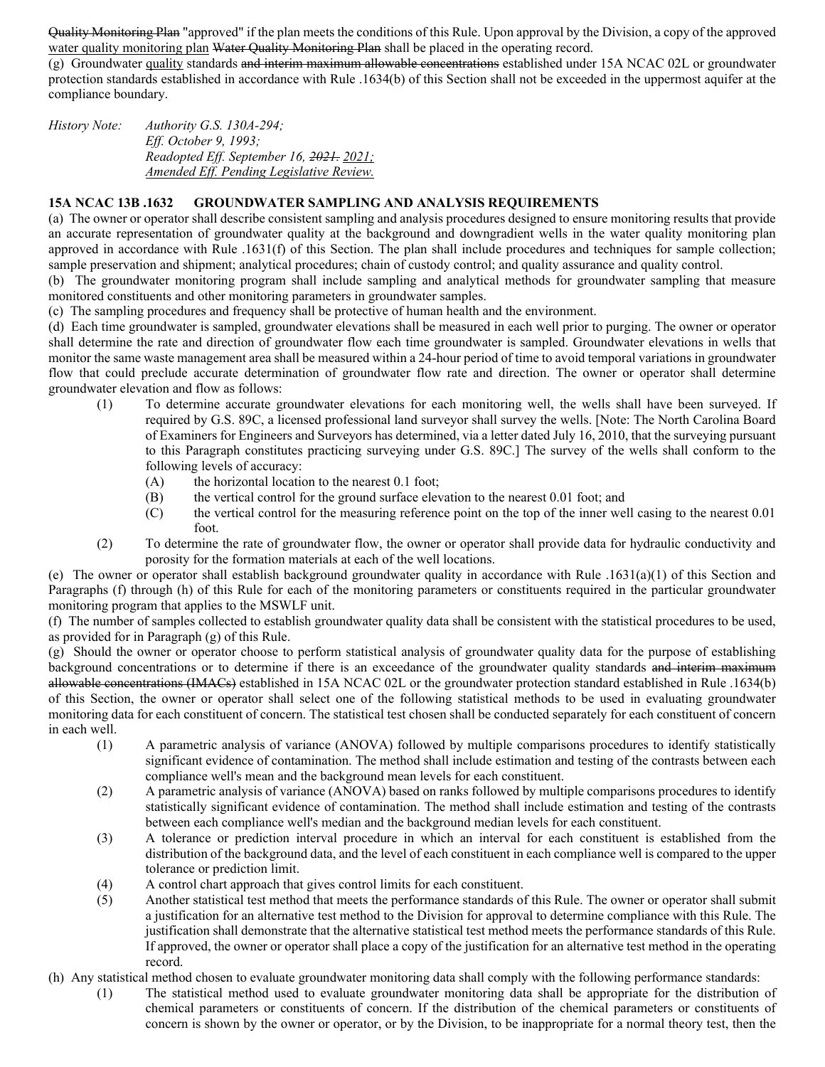~~Quality Monitoring Plan~~ "approved" if the plan meets the conditions of this Rule. Upon approval by the Division, a copy of the approved <u>water quality monitoring plan</u> ~~Water Quality Monitoring Plan~~ shall be placed in the operating record.

(g) Groundwater <u>quality</u> standards ~~and interim maximum allowable concentrations~~ established under 15A NCAC 02L or groundwater protection standards established in accordance with Rule .1634(b) of this Section shall not be exceeded in the uppermost aquifer at the compliance boundary.

*History Note:* *Authority G.S. 130A-294;*
*Eff. October 9, 1993;*
*Readopted Eff. September 16, ~~2021.~~ <u>2021;</u>*
*<u>Amended Eff. Pending Legislative Review.</u>*

**15A NCAC 13B .1632 GROUNDWATER SAMPLING AND ANALYSIS REQUIREMENTS**

(a) The owner or operator shall describe consistent sampling and analysis procedures designed to ensure monitoring results that provide an accurate representation of groundwater quality at the background and downgradient wells in the water quality monitoring plan approved in accordance with Rule .1631(f) of this Section. The plan shall include procedures and techniques for sample collection; sample preservation and shipment; analytical procedures; chain of custody control; and quality assurance and quality control.

(b) The groundwater monitoring program shall include sampling and analytical methods for groundwater sampling that measure monitored constituents and other monitoring parameters in groundwater samples.

(c) The sampling procedures and frequency shall be protective of human health and the environment.

(d) Each time groundwater is sampled, groundwater elevations shall be measured in each well prior to purging. The owner or operator shall determine the rate and direction of groundwater flow each time groundwater is sampled. Groundwater elevations in wells that monitor the same waste management area shall be measured within a 24-hour period of time to avoid temporal variations in groundwater flow that could preclude accurate determination of groundwater flow rate and direction. The owner or operator shall determine groundwater elevation and flow as follows:

- (1) To determine accurate groundwater elevations for each monitoring well, the wells shall have been surveyed. If required by G.S. 89C, a licensed professional land surveyor shall survey the wells. [Note: The North Carolina Board of Examiners for Engineers and Surveyors has determined, via a letter dated July 16, 2010, that the surveying pursuant to this Paragraph constitutes practicing surveying under G.S. 89C.] The survey of the wells shall conform to the following levels of accuracy:
  - (A) the horizontal location to the nearest 0.1 foot;
  - (B) the vertical control for the ground surface elevation to the nearest 0.01 foot; and
  - (C) the vertical control for the measuring reference point on the top of the inner well casing to the nearest 0.01 foot.
- (2) To determine the rate of groundwater flow, the owner or operator shall provide data for hydraulic conductivity and porosity for the formation materials at each of the well locations.

(e) The owner or operator shall establish background groundwater quality in accordance with Rule .1631(a)(1) of this Section and Paragraphs (f) through (h) of this Rule for each of the monitoring parameters or constituents required in the particular groundwater monitoring program that applies to the MSWLF unit.

(f) The number of samples collected to establish groundwater quality data shall be consistent with the statistical procedures to be used, as provided for in Paragraph (g) of this Rule.

(g) Should the owner or operator choose to perform statistical analysis of groundwater quality data for the purpose of establishing background concentrations or to determine if there is an exceedance of the groundwater quality standards ~~and interim maximum allowable concentrations (IMACs)~~ established in 15A NCAC 02L or the groundwater protection standard established in Rule .1634(b) of this Section, the owner or operator shall select one of the following statistical methods to be used in evaluating groundwater monitoring data for each constituent of concern. The statistical test chosen shall be conducted separately for each constituent of concern in each well.

- (1) A parametric analysis of variance (ANOVA) followed by multiple comparisons procedures to identify statistically significant evidence of contamination. The method shall include estimation and testing of the contrasts between each compliance well's mean and the background mean levels for each constituent.
- (2) A parametric analysis of variance (ANOVA) based on ranks followed by multiple comparisons procedures to identify statistically significant evidence of contamination. The method shall include estimation and testing of the contrasts between each compliance well's median and the background median levels for each constituent.
- (3) A tolerance or prediction interval procedure in which an interval for each constituent is established from the distribution of the background data, and the level of each constituent in each compliance well is compared to the upper tolerance or prediction limit.
- (4) A control chart approach that gives control limits for each constituent.
- (5) Another statistical test method that meets the performance standards of this Rule. The owner or operator shall submit a justification for an alternative test method to the Division for approval to determine compliance with this Rule. The justification shall demonstrate that the alternative statistical test method meets the performance standards of this Rule. If approved, the owner or operator shall place a copy of the justification for an alternative test method in the operating record.

(h) Any statistical method chosen to evaluate groundwater monitoring data shall comply with the following performance standards:

- (1) The statistical method used to evaluate groundwater monitoring data shall be appropriate for the distribution of chemical parameters or constituents of concern. If the distribution of the chemical parameters or constituents of concern is shown by the owner or operator, or by the Division, to be inappropriate for a normal theory test, then the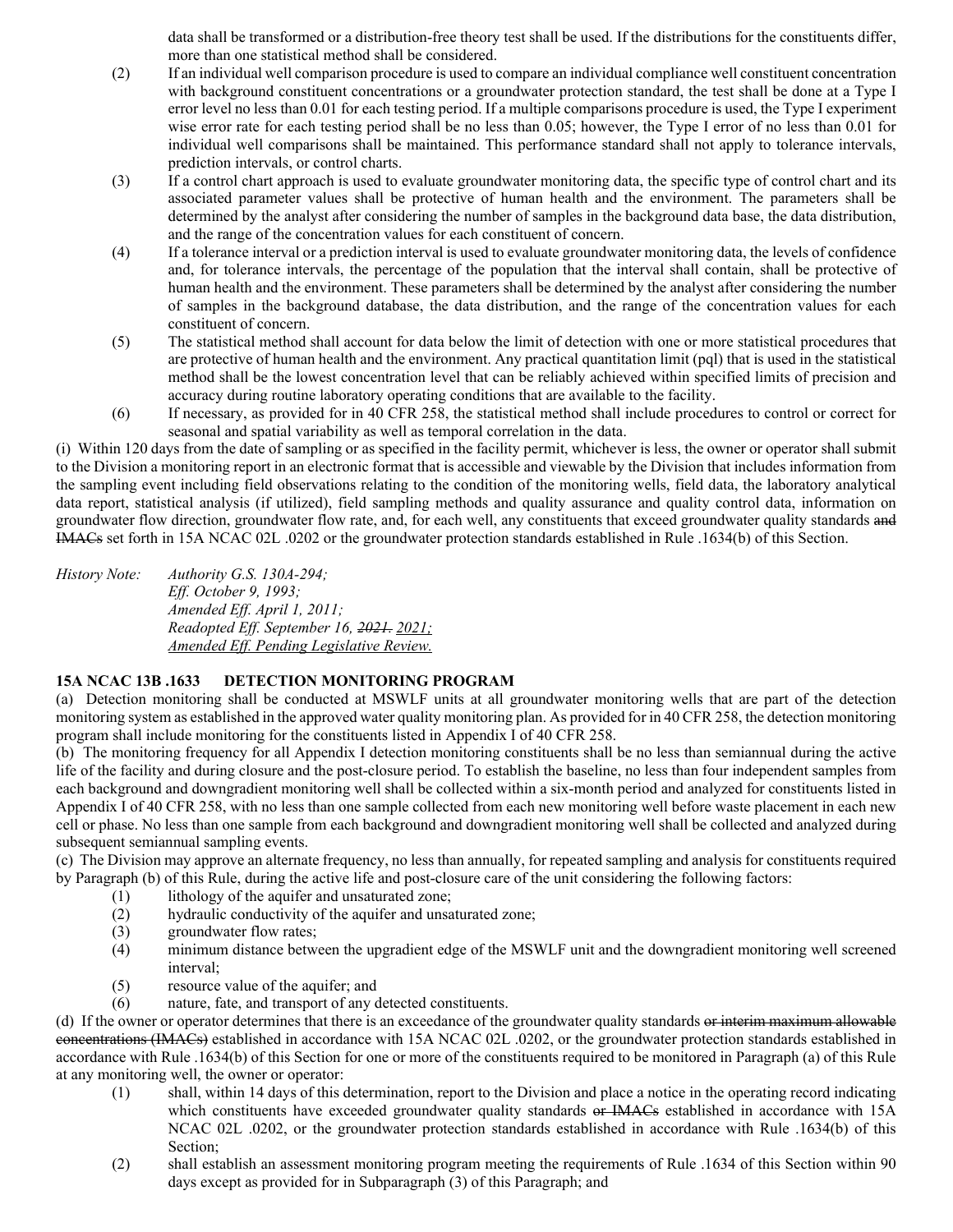data shall be transformed or a distribution-free theory test shall be used. If the distributions for the constituents differ, more than one statistical method shall be considered.

(2) If an individual well comparison procedure is used to compare an individual compliance well constituent concentration with background constituent concentrations or a groundwater protection standard, the test shall be done at a Type I error level no less than 0.01 for each testing period. If a multiple comparisons procedure is used, the Type I experiment wise error rate for each testing period shall be no less than 0.05; however, the Type I error of no less than 0.01 for individual well comparisons shall be maintained. This performance standard shall not apply to tolerance intervals, prediction intervals, or control charts.

(3) If a control chart approach is used to evaluate groundwater monitoring data, the specific type of control chart and its associated parameter values shall be protective of human health and the environment. The parameters shall be determined by the analyst after considering the number of samples in the background data base, the data distribution, and the range of the concentration values for each constituent of concern.

(4) If a tolerance interval or a prediction interval is used to evaluate groundwater monitoring data, the levels of confidence and, for tolerance intervals, the percentage of the population that the interval shall contain, shall be protective of human health and the environment. These parameters shall be determined by the analyst after considering the number of samples in the background database, the data distribution, and the range of the concentration values for each constituent of concern.

(5) The statistical method shall account for data below the limit of detection with one or more statistical procedures that are protective of human health and the environment. Any practical quantitation limit (pql) that is used in the statistical method shall be the lowest concentration level that can be reliably achieved within specified limits of precision and accuracy during routine laboratory operating conditions that are available to the facility.

(6) If necessary, as provided for in 40 CFR 258, the statistical method shall include procedures to control or correct for seasonal and spatial variability as well as temporal correlation in the data.

(i) Within 120 days from the date of sampling or as specified in the facility permit, whichever is less, the owner or operator shall submit to the Division a monitoring report in an electronic format that is accessible and viewable by the Division that includes information from the sampling event including field observations relating to the condition of the monitoring wells, field data, the laboratory analytical data report, statistical analysis (if utilized), field sampling methods and quality assurance and quality control data, information on groundwater flow direction, groundwater flow rate, and, for each well, any constituents that exceed groundwater quality standards ~~and IMACs~~ set forth in 15A NCAC 02L .0202 or the groundwater protection standards established in Rule .1634(b) of this Section.

*History Note: Authority G.S. 130A-294;*
*Eff. October 9, 1993;*
*Amended Eff. April 1, 2011;*
*Readopted Eff. September 16, ~~2021.~~ 2021;*
*Amended Eff. Pending Legislative Review.*

**15A NCAC 13B .1633 DETECTION MONITORING PROGRAM**

(a) Detection monitoring shall be conducted at MSWLF units at all groundwater monitoring wells that are part of the detection monitoring system as established in the approved water quality monitoring plan. As provided for in 40 CFR 258, the detection monitoring program shall include monitoring for the constituents listed in Appendix I of 40 CFR 258.

(b) The monitoring frequency for all Appendix I detection monitoring constituents shall be no less than semiannual during the active life of the facility and during closure and the post-closure period. To establish the baseline, no less than four independent samples from each background and downgradient monitoring well shall be collected within a six-month period and analyzed for constituents listed in Appendix I of 40 CFR 258, with no less than one sample collected from each new monitoring well before waste placement in each new cell or phase. No less than one sample from each background and downgradient monitoring well shall be collected and analyzed during subsequent semiannual sampling events.

(c) The Division may approve an alternate frequency, no less than annually, for repeated sampling and analysis for constituents required by Paragraph (b) of this Rule, during the active life and post-closure care of the unit considering the following factors:

(1) lithology of the aquifer and unsaturated zone;
(2) hydraulic conductivity of the aquifer and unsaturated zone;
(3) groundwater flow rates;
(4) minimum distance between the upgradient edge of the MSWLF unit and the downgradient monitoring well screened interval;
(5) resource value of the aquifer; and
(6) nature, fate, and transport of any detected constituents.

(d) If the owner or operator determines that there is an exceedance of the groundwater quality standards ~~or interim maximum allowable concentrations (IMACs)~~ established in accordance with 15A NCAC 02L .0202, or the groundwater protection standards established in accordance with Rule .1634(b) of this Section for one or more of the constituents required to be monitored in Paragraph (a) of this Rule at any monitoring well, the owner or operator:

(1) shall, within 14 days of this determination, report to the Division and place a notice in the operating record indicating which constituents have exceeded groundwater quality standards ~~or IMACs~~ established in accordance with 15A NCAC 02L .0202, or the groundwater protection standards established in accordance with Rule .1634(b) of this Section;

(2) shall establish an assessment monitoring program meeting the requirements of Rule .1634 of this Section within 90 days except as provided for in Subparagraph (3) of this Paragraph; and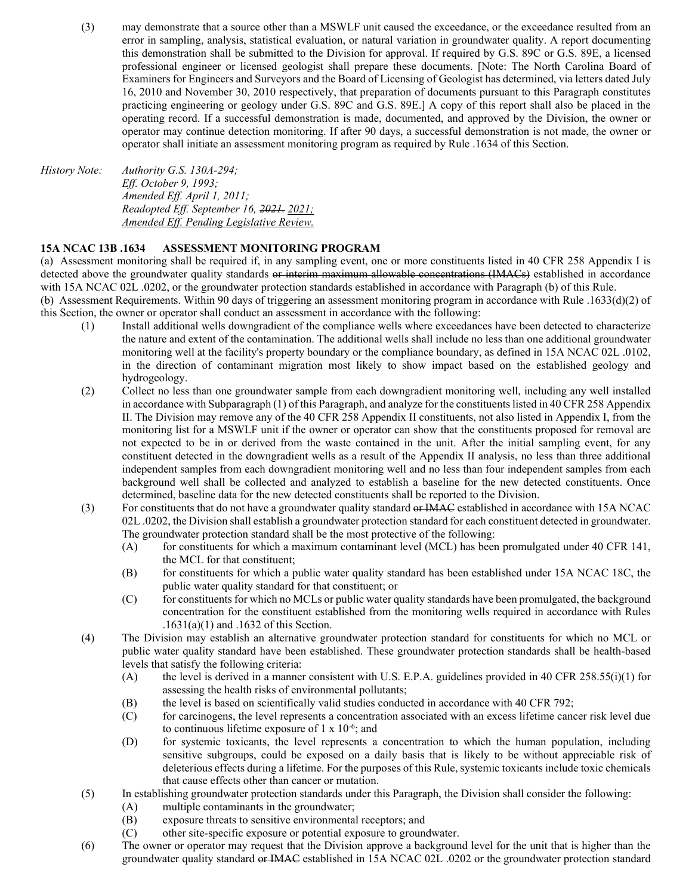(3) may demonstrate that a source other than a MSWLF unit caused the exceedance, or the exceedance resulted from an error in sampling, analysis, statistical evaluation, or natural variation in groundwater quality. A report documenting this demonstration shall be submitted to the Division for approval. If required by G.S. 89C or G.S. 89E, a licensed professional engineer or licensed geologist shall prepare these documents. [Note: The North Carolina Board of Examiners for Engineers and Surveyors and the Board of Licensing of Geologist has determined, via letters dated July 16, 2010 and November 30, 2010 respectively, that preparation of documents pursuant to this Paragraph constitutes practicing engineering or geology under G.S. 89C and G.S. 89E.] A copy of this report shall also be placed in the operating record. If a successful demonstration is made, documented, and approved by the Division, the owner or operator may continue detection monitoring. If after 90 days, a successful demonstration is not made, the owner or operator shall initiate an assessment monitoring program as required by Rule .1634 of this Section.

*History Note: Authority G.S. 130A-294;*
*Eff. October 9, 1993;*
*Amended Eff. April 1, 2011;*
*Readopted Eff. September 16, ~~2021.~~ 2021;*
*Amended Eff. Pending Legislative Review.*

**15A NCAC 13B .1634 ASSESSMENT MONITORING PROGRAM**

(a) Assessment monitoring shall be required if, in any sampling event, one or more constituents listed in 40 CFR 258 Appendix I is detected above the groundwater quality standards ~~or interim maximum allowable concentrations (IMACs)~~ established in accordance with 15A NCAC 02L .0202, or the groundwater protection standards established in accordance with Paragraph (b) of this Rule.

(b) Assessment Requirements. Within 90 days of triggering an assessment monitoring program in accordance with Rule .1633(d)(2) of this Section, the owner or operator shall conduct an assessment in accordance with the following:

(1) Install additional wells downgradient of the compliance wells where exceedances have been detected to characterize the nature and extent of the contamination. The additional wells shall include no less than one additional groundwater monitoring well at the facility's property boundary or the compliance boundary, as defined in 15A NCAC 02L .0102, in the direction of contaminant migration most likely to show impact based on the established geology and hydrogeology.

(2) Collect no less than one groundwater sample from each downgradient monitoring well, including any well installed in accordance with Subparagraph (1) of this Paragraph, and analyze for the constituents listed in 40 CFR 258 Appendix II. The Division may remove any of the 40 CFR 258 Appendix II constituents, not also listed in Appendix I, from the monitoring list for a MSWLF unit if the owner or operator can show that the constituents proposed for removal are not expected to be in or derived from the waste contained in the unit. After the initial sampling event, for any constituent detected in the downgradient wells as a result of the Appendix II analysis, no less than three additional independent samples from each downgradient monitoring well and no less than four independent samples from each background well shall be collected and analyzed to establish a baseline for the new detected constituents. Once determined, baseline data for the new detected constituents shall be reported to the Division.

(3) For constituents that do not have a groundwater quality standard ~~or IMAC~~ established in accordance with 15A NCAC 02L .0202, the Division shall establish a groundwater protection standard for each constituent detected in groundwater. The groundwater protection standard shall be the most protective of the following:

   (A) for constituents for which a maximum contaminant level (MCL) has been promulgated under 40 CFR 141, the MCL for that constituent;

   (B) for constituents for which a public water quality standard has been established under 15A NCAC 18C, the public water quality standard for that constituent; or

   (C) for constituents for which no MCLs or public water quality standards have been promulgated, the background concentration for the constituent established from the monitoring wells required in accordance with Rules .1631(a)(1) and .1632 of this Section.

(4) The Division may establish an alternative groundwater protection standard for constituents for which no MCL or public water quality standard have been established. These groundwater protection standards shall be health-based levels that satisfy the following criteria:

   (A) the level is derived in a manner consistent with U.S. E.P.A. guidelines provided in 40 CFR 258.55(i)(1) for assessing the health risks of environmental pollutants;

   (B) the level is based on scientifically valid studies conducted in accordance with 40 CFR 792;

   (C) for carcinogens, the level represents a concentration associated with an excess lifetime cancer risk level due to continuous lifetime exposure of $1 \times 10^{-6}$; and

   (D) for systemic toxicants, the level represents a concentration to which the human population, including sensitive subgroups, could be exposed on a daily basis that is likely to be without appreciable risk of deleterious effects during a lifetime. For the purposes of this Rule, systemic toxicants include toxic chemicals that cause effects other than cancer or mutation.

(5) In establishing groundwater protection standards under this Paragraph, the Division shall consider the following:

   (A) multiple contaminants in the groundwater;

   (B) exposure threats to sensitive environmental receptors; and

   (C) other site-specific exposure or potential exposure to groundwater.

(6) The owner or operator may request that the Division approve a background level for the unit that is higher than the groundwater quality standard ~~or IMAC~~ established in 15A NCAC 02L .0202 or the groundwater protection standard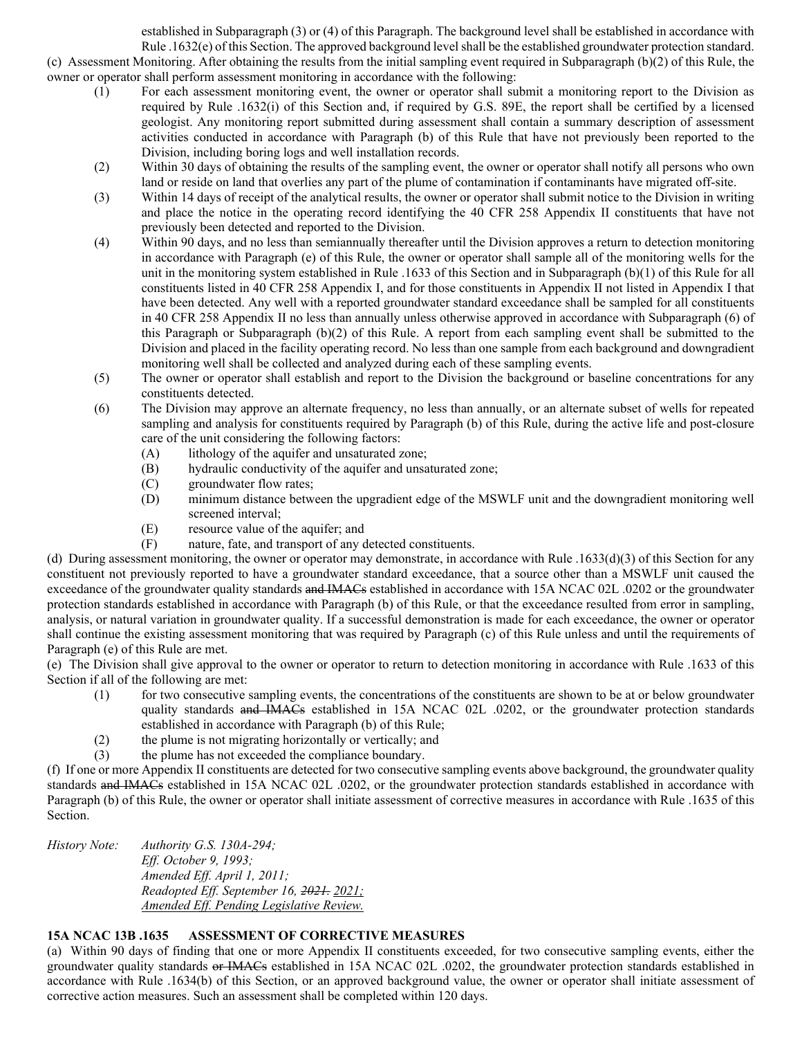established in Subparagraph (3) or (4) of this Paragraph. The background level shall be established in accordance with Rule .1632(e) of this Section. The approved background level shall be the established groundwater protection standard.

(c) Assessment Monitoring. After obtaining the results from the initial sampling event required in Subparagraph (b)(2) of this Rule, the owner or operator shall perform assessment monitoring in accordance with the following:

(1) For each assessment monitoring event, the owner or operator shall submit a monitoring report to the Division as required by Rule .1632(i) of this Section and, if required by G.S. 89E, the report shall be certified by a licensed geologist. Any monitoring report submitted during assessment shall contain a summary description of assessment activities conducted in accordance with Paragraph (b) of this Rule that have not previously been reported to the Division, including boring logs and well installation records.

(2) Within 30 days of obtaining the results of the sampling event, the owner or operator shall notify all persons who own land or reside on land that overlies any part of the plume of contamination if contaminants have migrated off-site.

(3) Within 14 days of receipt of the analytical results, the owner or operator shall submit notice to the Division in writing and place the notice in the operating record identifying the 40 CFR 258 Appendix II constituents that have not previously been detected and reported to the Division.

(4) Within 90 days, and no less than semiannually thereafter until the Division approves a return to detection monitoring in accordance with Paragraph (e) of this Rule, the owner or operator shall sample all of the monitoring wells for the unit in the monitoring system established in Rule .1633 of this Section and in Subparagraph (b)(1) of this Rule for all constituents listed in 40 CFR 258 Appendix I, and for those constituents in Appendix II not listed in Appendix I that have been detected. Any well with a reported groundwater standard exceedance shall be sampled for all constituents in 40 CFR 258 Appendix II no less than annually unless otherwise approved in accordance with Subparagraph (6) of this Paragraph or Subparagraph (b)(2) of this Rule. A report from each sampling event shall be submitted to the Division and placed in the facility operating record. No less than one sample from each background and downgradient monitoring well shall be collected and analyzed during each of these sampling events.

(5) The owner or operator shall establish and report to the Division the background or baseline concentrations for any constituents detected.

(6) The Division may approve an alternate frequency, no less than annually, or an alternate subset of wells for repeated sampling and analysis for constituents required by Paragraph (b) of this Rule, during the active life and post-closure care of the unit considering the following factors:

(A) lithology of the aquifer and unsaturated zone;

(B) hydraulic conductivity of the aquifer and unsaturated zone;

(C) groundwater flow rates;

(D) minimum distance between the upgradient edge of the MSWLF unit and the downgradient monitoring well screened interval;

(E) resource value of the aquifer; and

(F) nature, fate, and transport of any detected constituents.

(d) During assessment monitoring, the owner or operator may demonstrate, in accordance with Rule .1633(d)(3) of this Section for any constituent not previously reported to have a groundwater standard exceedance, that a source other than a MSWLF unit caused the exceedance of the groundwater quality standards ~~and IMACs~~ established in accordance with 15A NCAC 02L .0202 or the groundwater protection standards established in accordance with Paragraph (b) of this Rule, or that the exceedance resulted from error in sampling, analysis, or natural variation in groundwater quality. If a successful demonstration is made for each exceedance, the owner or operator shall continue the existing assessment monitoring that was required by Paragraph (c) of this Rule unless and until the requirements of Paragraph (e) of this Rule are met.

(e) The Division shall give approval to the owner or operator to return to detection monitoring in accordance with Rule .1633 of this Section if all of the following are met:

(1) for two consecutive sampling events, the concentrations of the constituents are shown to be at or below groundwater quality standards ~~and IMACs~~ established in 15A NCAC 02L .0202, or the groundwater protection standards established in accordance with Paragraph (b) of this Rule;

(2) the plume is not migrating horizontally or vertically; and

(3) the plume has not exceeded the compliance boundary.

(f) If one or more Appendix II constituents are detected for two consecutive sampling events above background, the groundwater quality standards ~~and IMACs~~ established in 15A NCAC 02L .0202, or the groundwater protection standards established in accordance with Paragraph (b) of this Rule, the owner or operator shall initiate assessment of corrective measures in accordance with Rule .1635 of this Section.

*History Note: Authority G.S. 130A-294;*
*Eff. October 9, 1993;*
*Amended Eff. April 1, 2011;*
*Readopted Eff. September 16, ~~2021.~~ 2021;*
*Amended Eff. Pending Legislative Review.*

**15A NCAC 13B .1635 ASSESSMENT OF CORRECTIVE MEASURES**

(a) Within 90 days of finding that one or more Appendix II constituents exceeded, for two consecutive sampling events, either the groundwater quality standards ~~or IMACs~~ established in 15A NCAC 02L .0202, the groundwater protection standards established in accordance with Rule .1634(b) of this Section, or an approved background value, the owner or operator shall initiate assessment of corrective action measures. Such an assessment shall be completed within 120 days.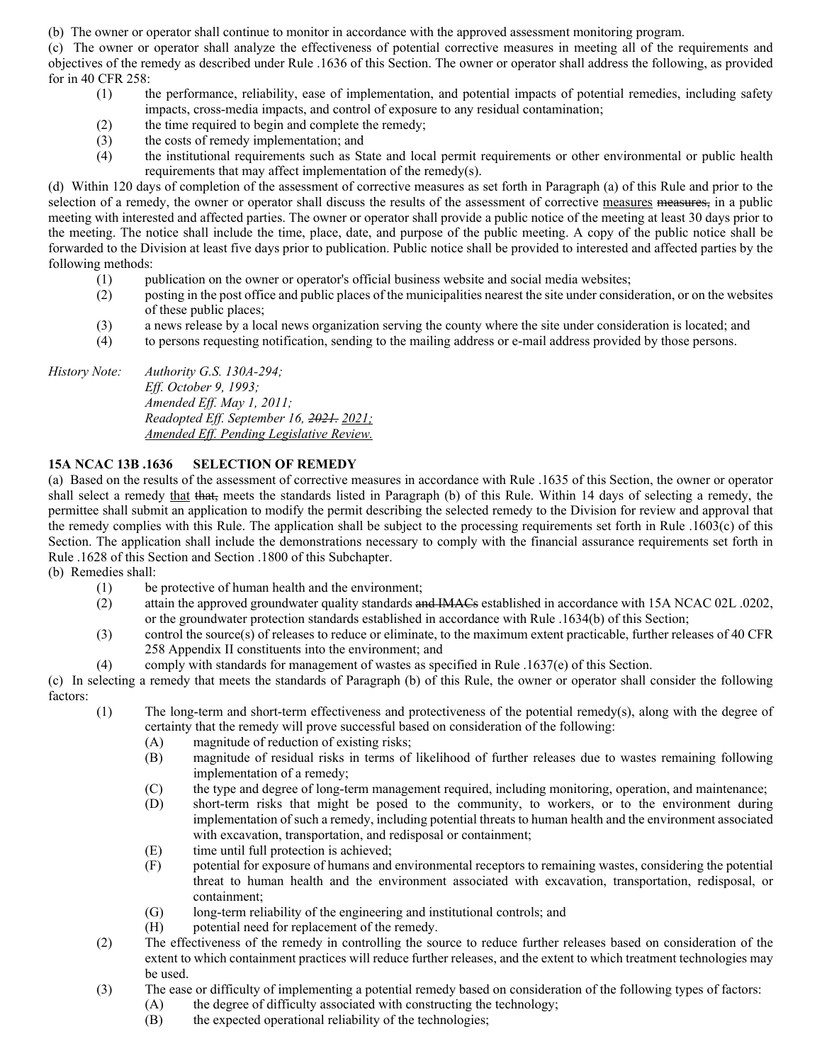(b) The owner or operator shall continue to monitor in accordance with the approved assessment monitoring program.

(c) The owner or operator shall analyze the effectiveness of potential corrective measures in meeting all of the requirements and objectives of the remedy as described under Rule .1636 of this Section. The owner or operator shall address the following, as provided for in 40 CFR 258:

- (1) the performance, reliability, ease of implementation, and potential impacts of potential remedies, including safety impacts, cross-media impacts, and control of exposure to any residual contamination;
- (2) the time required to begin and complete the remedy;
- (3) the costs of remedy implementation; and
- (4) the institutional requirements such as State and local permit requirements or other environmental or public health requirements that may affect implementation of the remedy(s).

(d) Within 120 days of completion of the assessment of corrective measures as set forth in Paragraph (a) of this Rule and prior to the selection of a remedy, the owner or operator shall discuss the results of the assessment of corrective <u>measures</u> ~~measures,~~ in a public meeting with interested and affected parties. The owner or operator shall provide a public notice of the meeting at least 30 days prior to the meeting. The notice shall include the time, place, date, and purpose of the public meeting. A copy of the public notice shall be forwarded to the Division at least five days prior to publication. Public notice shall be provided to interested and affected parties by the following methods:

- (1) publication on the owner or operator's official business website and social media websites;
- (2) posting in the post office and public places of the municipalities nearest the site under consideration, or on the websites of these public places;
- (3) a news release by a local news organization serving the county where the site under consideration is located; and
- (4) to persons requesting notification, sending to the mailing address or e-mail address provided by those persons.

*History Note:* *Authority G.S. 130A-294;*
*Eff. October 9, 1993;*
*Amended Eff. May 1, 2011;*
*Readopted Eff. September 16, ~~2021.~~ <u>2021;</u>*
*<u>Amended Eff. Pending Legislative Review.</u>*

**15A NCAC 13B .1636 SELECTION OF REMEDY**

(a) Based on the results of the assessment of corrective measures in accordance with Rule .1635 of this Section, the owner or operator shall select a remedy <u>that</u> ~~that,~~ meets the standards listed in Paragraph (b) of this Rule. Within 14 days of selecting a remedy, the permittee shall submit an application to modify the permit describing the selected remedy to the Division for review and approval that the remedy complies with this Rule. The application shall be subject to the processing requirements set forth in Rule .1603(c) of this Section. The application shall include the demonstrations necessary to comply with the financial assurance requirements set forth in Rule .1628 of this Section and Section .1800 of this Subchapter.

(b) Remedies shall:

- (1) be protective of human health and the environment;
- (2) attain the approved groundwater quality standards ~~and IMACs~~ established in accordance with 15A NCAC 02L .0202, or the groundwater protection standards established in accordance with Rule .1634(b) of this Section;
- (3) control the source(s) of releases to reduce or eliminate, to the maximum extent practicable, further releases of 40 CFR 258 Appendix II constituents into the environment; and
- (4) comply with standards for management of wastes as specified in Rule .1637(e) of this Section.

(c) In selecting a remedy that meets the standards of Paragraph (b) of this Rule, the owner or operator shall consider the following factors:

- (1) The long-term and short-term effectiveness and protectiveness of the potential remedy(s), along with the degree of certainty that the remedy will prove successful based on consideration of the following:
  - (A) magnitude of reduction of existing risks;
  - (B) magnitude of residual risks in terms of likelihood of further releases due to wastes remaining following implementation of a remedy;
  - (C) the type and degree of long-term management required, including monitoring, operation, and maintenance;
  - (D) short-term risks that might be posed to the community, to workers, or to the environment during implementation of such a remedy, including potential threats to human health and the environment associated with excavation, transportation, and redisposal or containment;
  - (E) time until full protection is achieved;
  - (F) potential for exposure of humans and environmental receptors to remaining wastes, considering the potential threat to human health and the environment associated with excavation, transportation, redisposal, or containment;
  - (G) long-term reliability of the engineering and institutional controls; and
  - (H) potential need for replacement of the remedy.
- (2) The effectiveness of the remedy in controlling the source to reduce further releases based on consideration of the extent to which containment practices will reduce further releases, and the extent to which treatment technologies may be used.
- (3) The ease or difficulty of implementing a potential remedy based on consideration of the following types of factors:
  - (A) the degree of difficulty associated with constructing the technology;
  - (B) the expected operational reliability of the technologies;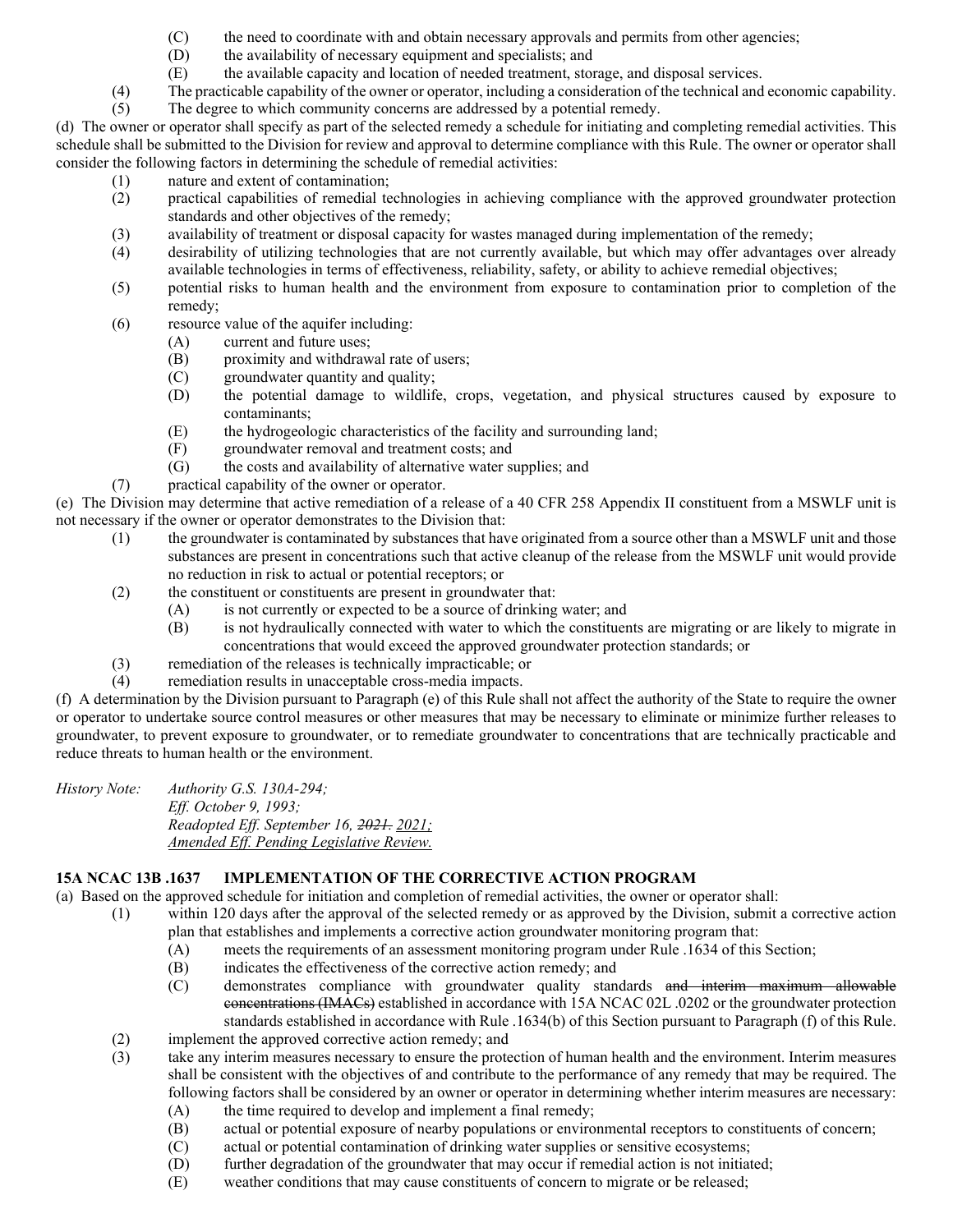(C) the need to coordinate with and obtain necessary approvals and permits from other agencies;

(D) the availability of necessary equipment and specialists; and

(E) the available capacity and location of needed treatment, storage, and disposal services.

(4) The practicable capability of the owner or operator, including a consideration of the technical and economic capability.

(5) The degree to which community concerns are addressed by a potential remedy.

(d) The owner or operator shall specify as part of the selected remedy a schedule for initiating and completing remedial activities. This schedule shall be submitted to the Division for review and approval to determine compliance with this Rule. The owner or operator shall consider the following factors in determining the schedule of remedial activities:

(1) nature and extent of contamination;

(2) practical capabilities of remedial technologies in achieving compliance with the approved groundwater protection standards and other objectives of the remedy;

(3) availability of treatment or disposal capacity for wastes managed during implementation of the remedy;

(4) desirability of utilizing technologies that are not currently available, but which may offer advantages over already available technologies in terms of effectiveness, reliability, safety, or ability to achieve remedial objectives;

(5) potential risks to human health and the environment from exposure to contamination prior to completion of the remedy;

(6) resource value of the aquifer including:

(A) current and future uses;

(B) proximity and withdrawal rate of users;

(C) groundwater quantity and quality;

(D) the potential damage to wildlife, crops, vegetation, and physical structures caused by exposure to contaminants;

(E) the hydrogeologic characteristics of the facility and surrounding land;

(F) groundwater removal and treatment costs; and

(G) the costs and availability of alternative water supplies; and

(7) practical capability of the owner or operator.

(e) The Division may determine that active remediation of a release of a 40 CFR 258 Appendix II constituent from a MSWLF unit is not necessary if the owner or operator demonstrates to the Division that:

(1) the groundwater is contaminated by substances that have originated from a source other than a MSWLF unit and those substances are present in concentrations such that active cleanup of the release from the MSWLF unit would provide no reduction in risk to actual or potential receptors; or

(2) the constituent or constituents are present in groundwater that:

(A) is not currently or expected to be a source of drinking water; and

(B) is not hydraulically connected with water to which the constituents are migrating or are likely to migrate in concentrations that would exceed the approved groundwater protection standards; or

(3) remediation of the releases is technically impracticable; or

(4) remediation results in unacceptable cross-media impacts.

(f) A determination by the Division pursuant to Paragraph (e) of this Rule shall not affect the authority of the State to require the owner or operator to undertake source control measures or other measures that may be necessary to eliminate or minimize further releases to groundwater, to prevent exposure to groundwater, or to remediate groundwater to concentrations that are technically practicable and reduce threats to human health or the environment.

*History Note:* *Authority G.S. 130A-294;*
*Eff. October 9, 1993;*
*Readopted Eff. September 16, ~~2021.~~ 2021;*
*Amended Eff. Pending Legislative Review.*

### 15A NCAC 13B .1637 IMPLEMENTATION OF THE CORRECTIVE ACTION PROGRAM

(a) Based on the approved schedule for initiation and completion of remedial activities, the owner or operator shall:

(1) within 120 days after the approval of the selected remedy or as approved by the Division, submit a corrective action plan that establishes and implements a corrective action groundwater monitoring program that:

(A) meets the requirements of an assessment monitoring program under Rule .1634 of this Section;

(B) indicates the effectiveness of the corrective action remedy; and

(C) demonstrates compliance with groundwater quality standards ~~and interim maximum allowable concentrations (IMACs)~~ established in accordance with 15A NCAC 02L .0202 or the groundwater protection standards established in accordance with Rule .1634(b) of this Section pursuant to Paragraph (f) of this Rule.

(2) implement the approved corrective action remedy; and

(3) take any interim measures necessary to ensure the protection of human health and the environment. Interim measures shall be consistent with the objectives of and contribute to the performance of any remedy that may be required. The following factors shall be considered by an owner or operator in determining whether interim measures are necessary:

(A) the time required to develop and implement a final remedy;

(B) actual or potential exposure of nearby populations or environmental receptors to constituents of concern;

(C) actual or potential contamination of drinking water supplies or sensitive ecosystems;

(D) further degradation of the groundwater that may occur if remedial action is not initiated;

(E) weather conditions that may cause constituents of concern to migrate or be released;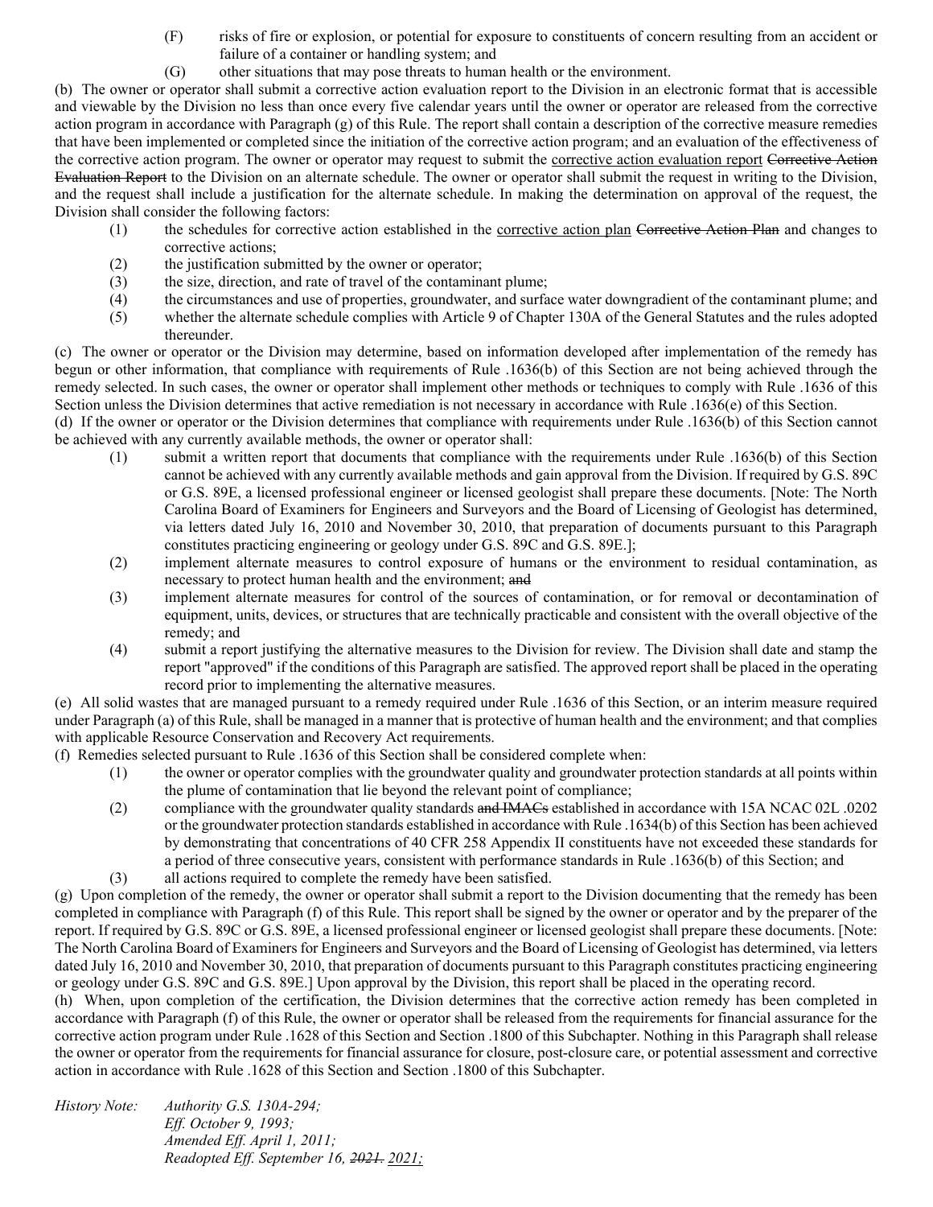(F) risks of fire or explosion, or potential for exposure to constituents of concern resulting from an accident or failure of a container or handling system; and

(G) other situations that may pose threats to human health or the environment.

(b) The owner or operator shall submit a corrective action evaluation report to the Division in an electronic format that is accessible and viewable by the Division no less than once every five calendar years until the owner or operator are released from the corrective action program in accordance with Paragraph (g) of this Rule. The report shall contain a description of the corrective measure remedies that have been implemented or completed since the initiation of the corrective action program; and an evaluation of the effectiveness of the corrective action program. The owner or operator may request to submit the <u>corrective action evaluation report</u> ~~Corrective Action Evaluation Report~~ to the Division on an alternate schedule. The owner or operator shall submit the request in writing to the Division, and the request shall include a justification for the alternate schedule. In making the determination on approval of the request, the Division shall consider the following factors:

(1) the schedules for corrective action established in the <u>corrective action plan</u> ~~Corrective Action Plan~~ and changes to corrective actions;

(2) the justification submitted by the owner or operator;

(3) the size, direction, and rate of travel of the contaminant plume;

(4) the circumstances and use of properties, groundwater, and surface water downgradient of the contaminant plume; and

(5) whether the alternate schedule complies with Article 9 of Chapter 130A of the General Statutes and the rules adopted thereunder.

(c) The owner or operator or the Division may determine, based on information developed after implementation of the remedy has begun or other information, that compliance with requirements of Rule .1636(b) of this Section are not being achieved through the remedy selected. In such cases, the owner or operator shall implement other methods or techniques to comply with Rule .1636 of this Section unless the Division determines that active remediation is not necessary in accordance with Rule .1636(e) of this Section.

(d) If the owner or operator or the Division determines that compliance with requirements under Rule .1636(b) of this Section cannot be achieved with any currently available methods, the owner or operator shall:

(1) submit a written report that documents that compliance with the requirements under Rule .1636(b) of this Section cannot be achieved with any currently available methods and gain approval from the Division. If required by G.S. 89C or G.S. 89E, a licensed professional engineer or licensed geologist shall prepare these documents. [Note: The North Carolina Board of Examiners for Engineers and Surveyors and the Board of Licensing of Geologist has determined, via letters dated July 16, 2010 and November 30, 2010, that preparation of documents pursuant to this Paragraph constitutes practicing engineering or geology under G.S. 89C and G.S. 89E.];

(2) implement alternate measures to control exposure of humans or the environment to residual contamination, as necessary to protect human health and the environment; ~~and~~

(3) implement alternate measures for control of the sources of contamination, or for removal or decontamination of equipment, units, devices, or structures that are technically practicable and consistent with the overall objective of the remedy; and

(4) submit a report justifying the alternative measures to the Division for review. The Division shall date and stamp the report "approved" if the conditions of this Paragraph are satisfied. The approved report shall be placed in the operating record prior to implementing the alternative measures.

(e) All solid wastes that are managed pursuant to a remedy required under Rule .1636 of this Section, or an interim measure required under Paragraph (a) of this Rule, shall be managed in a manner that is protective of human health and the environment; and that complies with applicable Resource Conservation and Recovery Act requirements.

(f) Remedies selected pursuant to Rule .1636 of this Section shall be considered complete when:

(1) the owner or operator complies with the groundwater quality and groundwater protection standards at all points within the plume of contamination that lie beyond the relevant point of compliance;

(2) compliance with the groundwater quality standards ~~and IMACs~~ established in accordance with 15A NCAC 02L .0202 or the groundwater protection standards established in accordance with Rule .1634(b) of this Section has been achieved by demonstrating that concentrations of 40 CFR 258 Appendix II constituents have not exceeded these standards for a period of three consecutive years, consistent with performance standards in Rule .1636(b) of this Section; and

(3) all actions required to complete the remedy have been satisfied.

(g) Upon completion of the remedy, the owner or operator shall submit a report to the Division documenting that the remedy has been completed in compliance with Paragraph (f) of this Rule. This report shall be signed by the owner or operator and by the preparer of the report. If required by G.S. 89C or G.S. 89E, a licensed professional engineer or licensed geologist shall prepare these documents. [Note: The North Carolina Board of Examiners for Engineers and Surveyors and the Board of Licensing of Geologist has determined, via letters dated July 16, 2010 and November 30, 2010, that preparation of documents pursuant to this Paragraph constitutes practicing engineering or geology under G.S. 89C and G.S. 89E.] Upon approval by the Division, this report shall be placed in the operating record.

(h) When, upon completion of the certification, the Division determines that the corrective action remedy has been completed in accordance with Paragraph (f) of this Rule, the owner or operator shall be released from the requirements for financial assurance for the corrective action program under Rule .1628 of this Section and Section .1800 of this Subchapter. Nothing in this Paragraph shall release the owner or operator from the requirements for financial assurance for closure, post-closure care, or potential assessment and corrective action in accordance with Rule .1628 of this Section and Section .1800 of this Subchapter.

*History Note: Authority G.S. 130A-294;*
*Eff. October 9, 1993;*
*Amended Eff. April 1, 2011;*
*Readopted Eff. September 16, ~~2021.~~ <u>2021;</u>*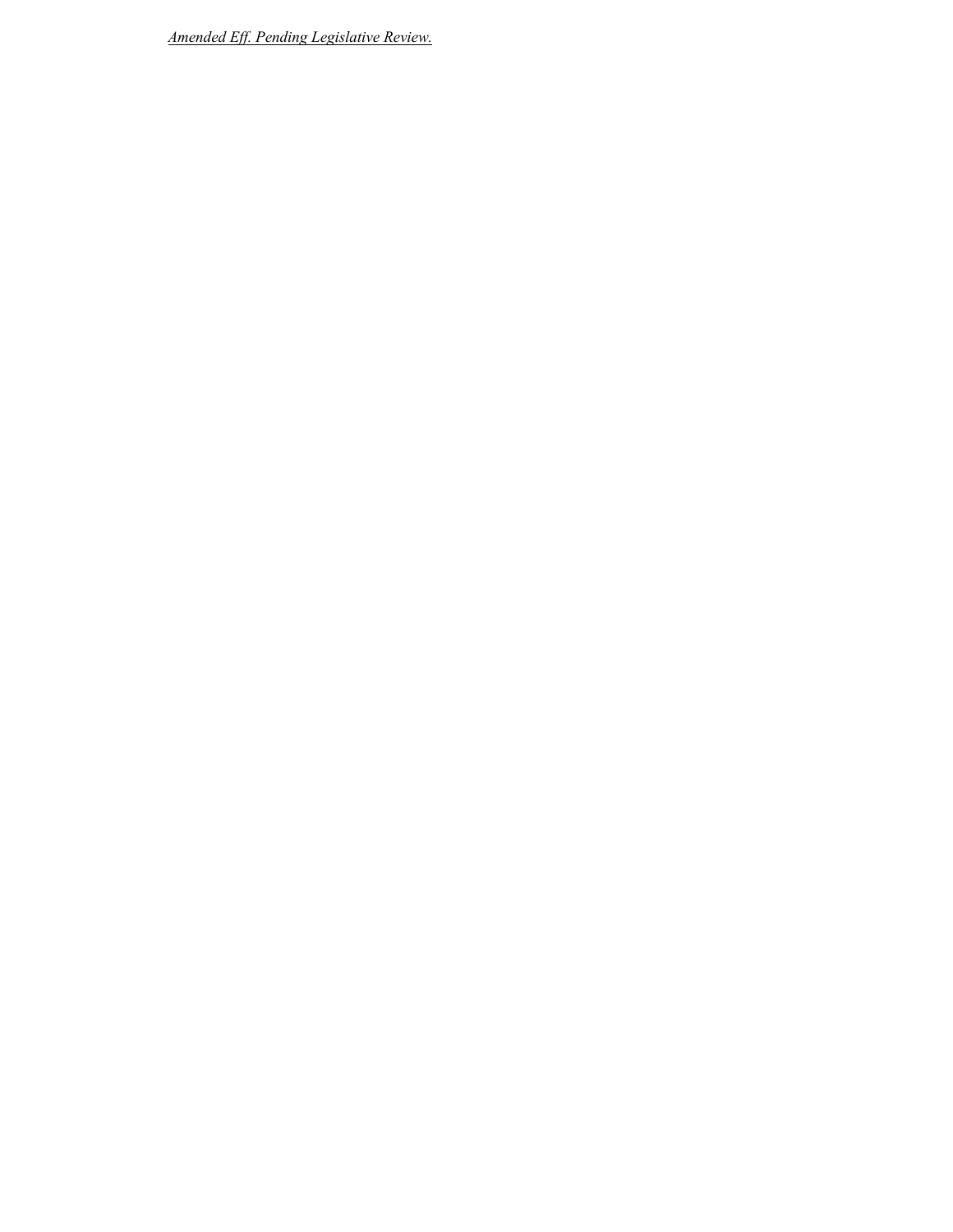*Amended Eff. Pending Legislative Review.*